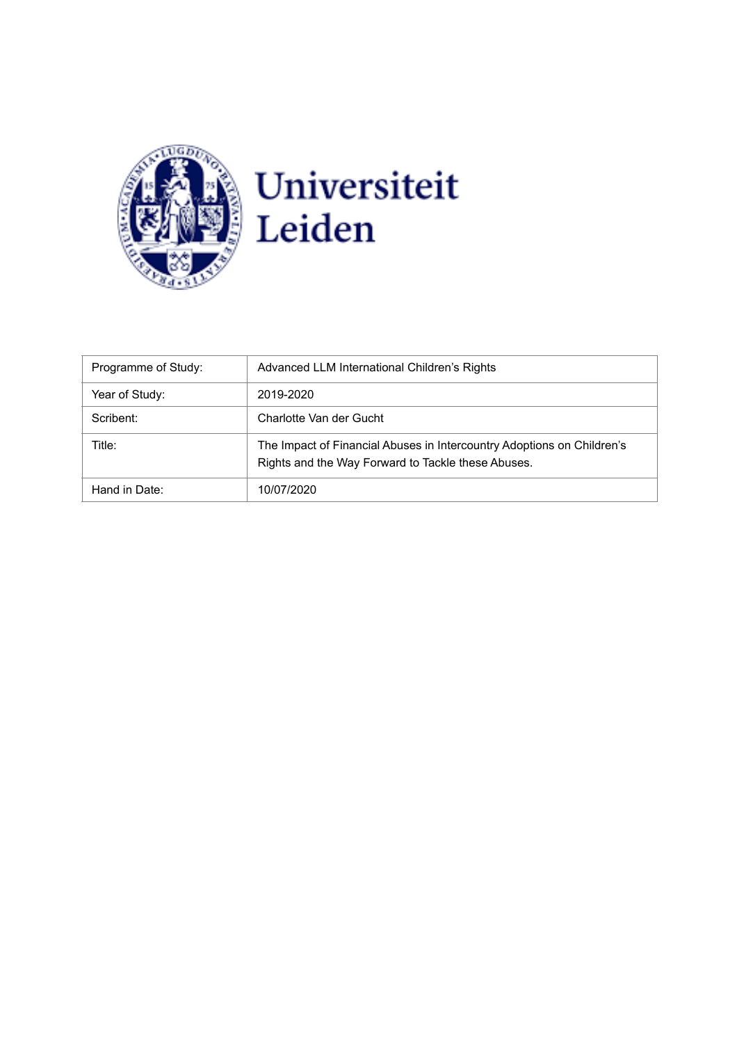Universiteit Leiden

| Programme of Study: | Advanced LLM International Children's Rights |
| --- | --- |
| Year of Study: | 2019-2020 |
| Scribent: | Charlotte Van der Gucht |
| Title: | The Impact of Financial Abuses in Intercountry Adoptions on Children's Rights and the Way Forward to Tackle these Abuses. |
| Hand in Date: | 10/07/2020 |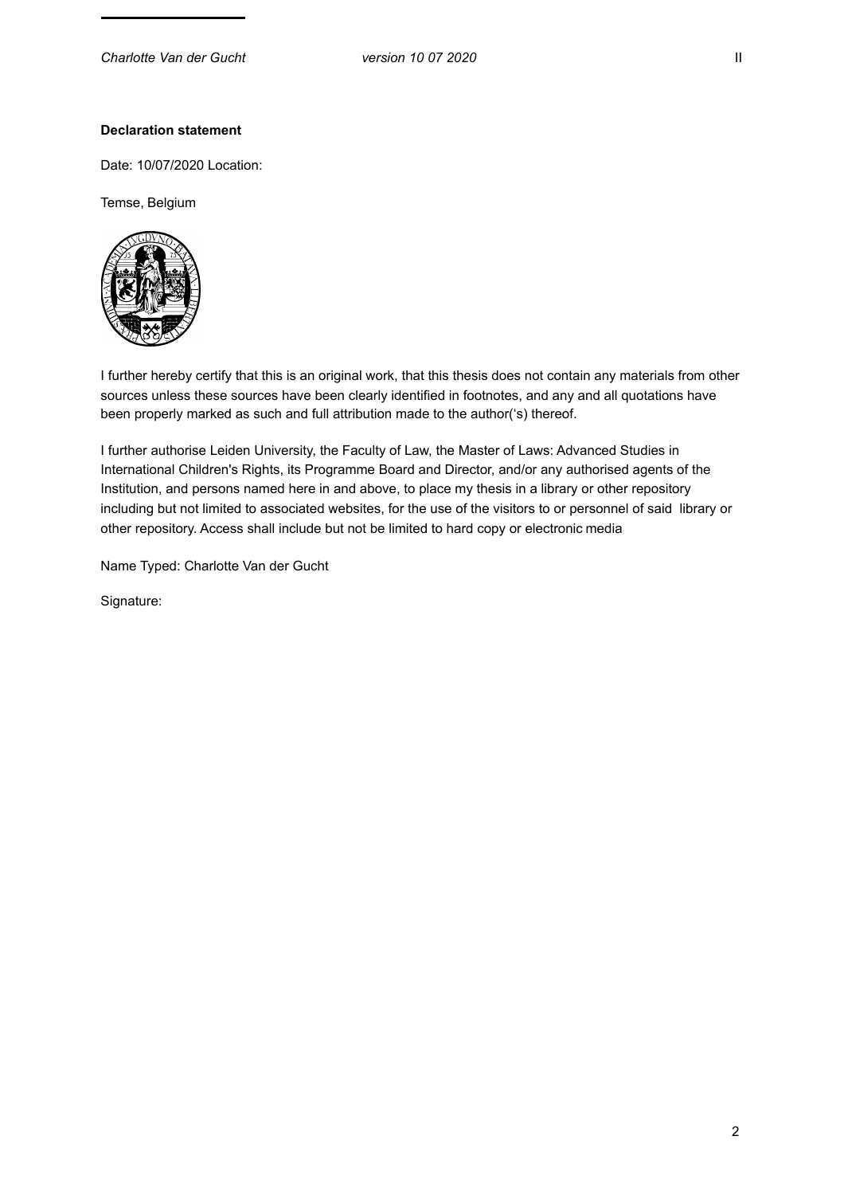**Declaration statement**

Date: 10/07/2020 Location:

Temse, Belgium

I further hereby certify that this is an original work, that this thesis does not contain any materials from other sources unless these sources have been clearly identified in footnotes, and any and all quotations have been properly marked as such and full attribution made to the author('s) thereof.

I further authorise Leiden University, the Faculty of Law, the Master of Laws: Advanced Studies in International Children's Rights, its Programme Board and Director, and/or any authorised agents of the Institution, and persons named here in and above, to place my thesis in a library or other repository including but not limited to associated websites, for the use of the visitors to or personnel of said library or other repository. Access shall include but not be limited to hard copy or electronic media

Name Typed: Charlotte Van der Gucht

Signature: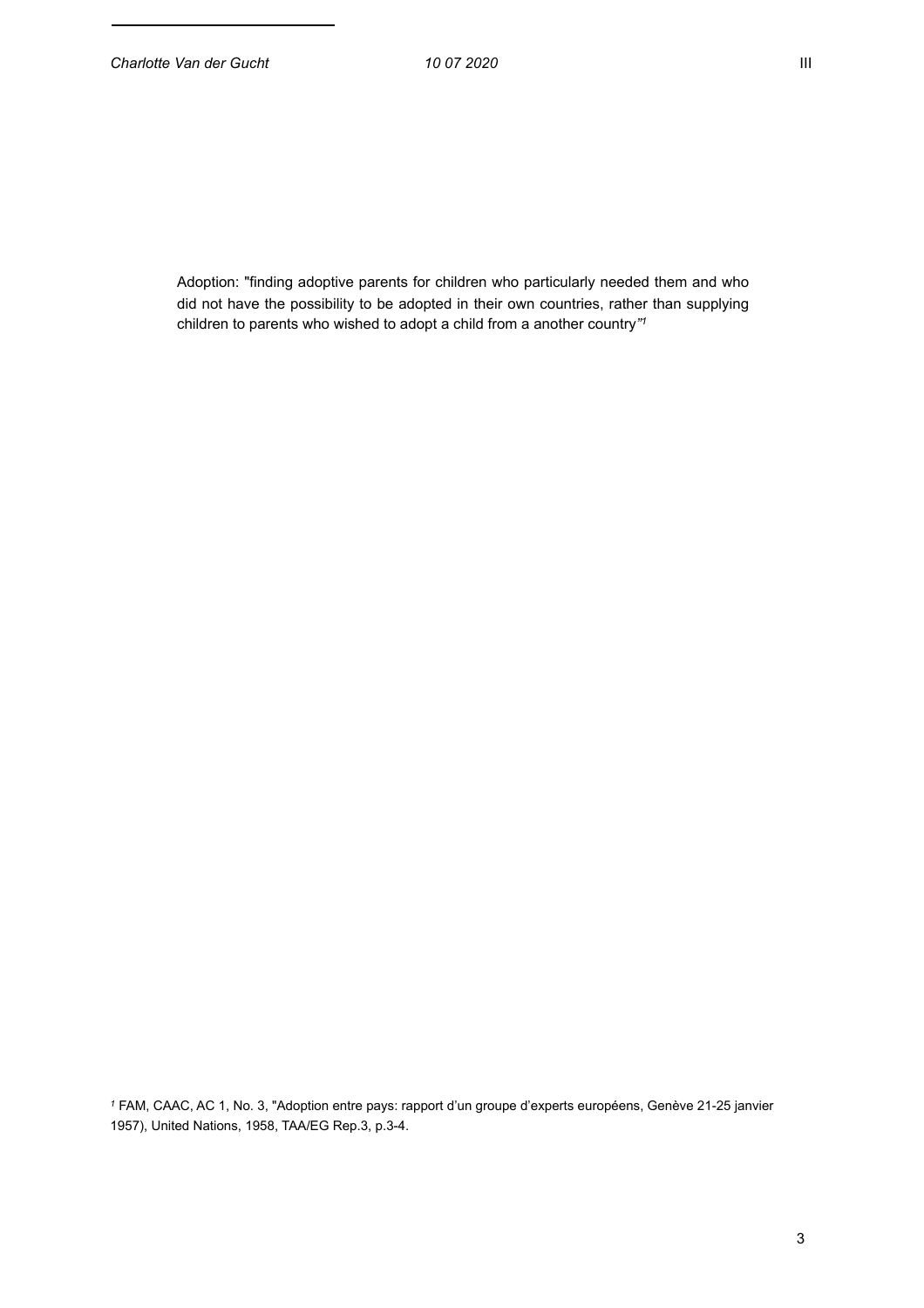Adoption: "finding adoptive parents for children who particularly needed them and who did not have the possibility to be adopted in their own countries, rather than supplying children to parents who wished to adopt a child from a another country"[1]

[1] FAM, CAAC, AC 1, No. 3, "Adoption entre pays: rapport d'un groupe d'experts européens, Genève 21-25 janvier 1957), United Nations, 1958, TAA/EG Rep.3, p.3-4.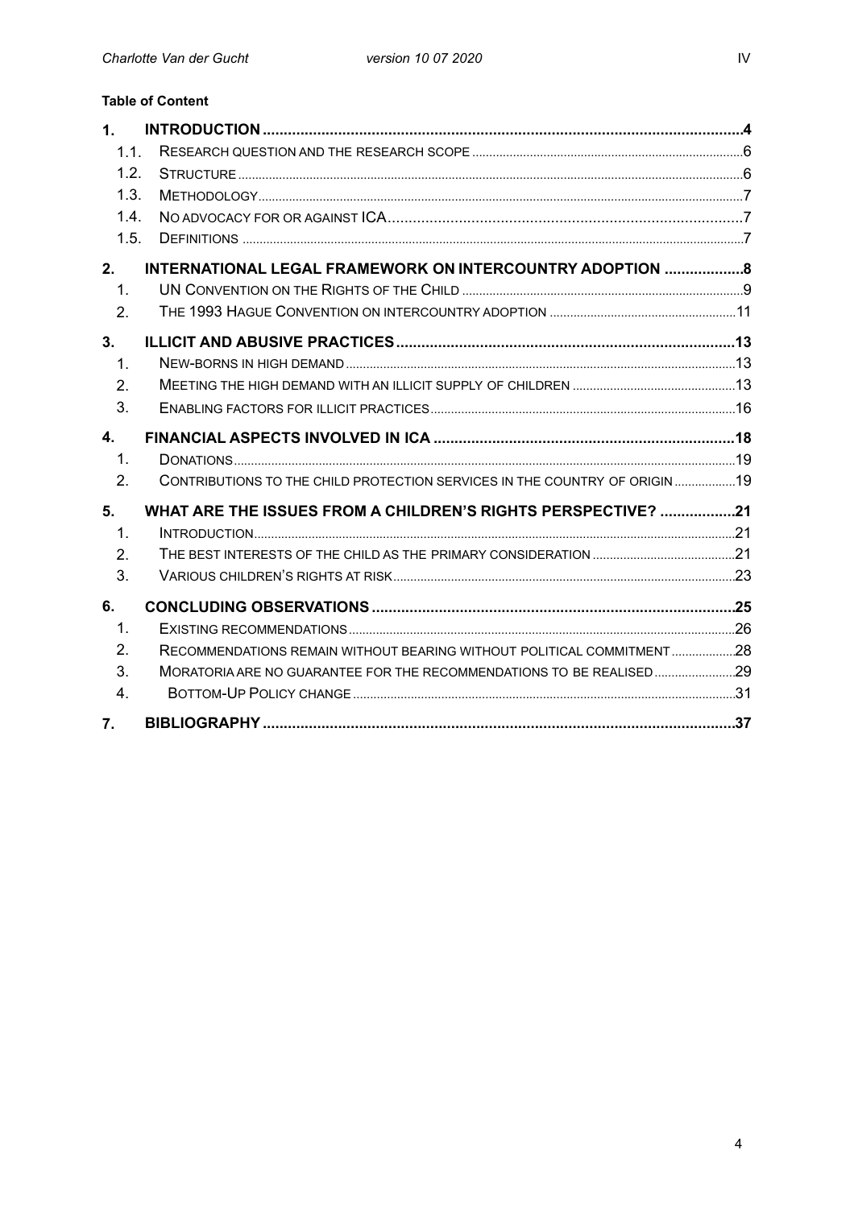**Table of Content**

1. **INTRODUCTION** .......... 4
   - 1.1. RESEARCH QUESTION AND THE RESEARCH SCOPE .......... 6
   - 1.2. STRUCTURE .......... 6
   - 1.3. METHODOLOGY .......... 7
   - 1.4. NO ADVOCACY FOR OR AGAINST ICA .......... 7
   - 1.5. DEFINITIONS .......... 7
2. **INTERNATIONAL LEGAL FRAMEWORK ON INTERCOUNTRY ADOPTION** .......... 8
   - 1. UN CONVENTION ON THE RIGHTS OF THE CHILD .......... 9
   - 2. THE 1993 HAGUE CONVENTION ON INTERCOUNTRY ADOPTION .......... 11
3. **ILLICIT AND ABUSIVE PRACTICES** .......... 13
   - 1. NEW-BORNS IN HIGH DEMAND .......... 13
   - 2. MEETING THE HIGH DEMAND WITH AN ILLICIT SUPPLY OF CHILDREN .......... 13
   - 3. ENABLING FACTORS FOR ILLICIT PRACTICES .......... 16
4. **FINANCIAL ASPECTS INVOLVED IN ICA** .......... 18
   - 1. DONATIONS .......... 19
   - 2. CONTRIBUTIONS TO THE CHILD PROTECTION SERVICES IN THE COUNTRY OF ORIGIN .......... 19
5. **WHAT ARE THE ISSUES FROM A CHILDREN'S RIGHTS PERSPECTIVE?** .......... 21
   - 1. INTRODUCTION .......... 21
   - 2. THE BEST INTERESTS OF THE CHILD AS THE PRIMARY CONSIDERATION .......... 21
   - 3. VARIOUS CHILDREN'S RIGHTS AT RISK .......... 23
6. **CONCLUDING OBSERVATIONS** .......... 25
   - 1. EXISTING RECOMMENDATIONS .......... 26
   - 2. RECOMMENDATIONS REMAIN WITHOUT BEARING WITHOUT POLITICAL COMMITMENT .......... 28
   - 3. MORATORIA ARE NO GUARANTEE FOR THE RECOMMENDATIONS TO BE REALISED .......... 29
   - 4. BOTTOM-UP POLICY CHANGE .......... 31
7. **BIBLIOGRAPHY** .......... 37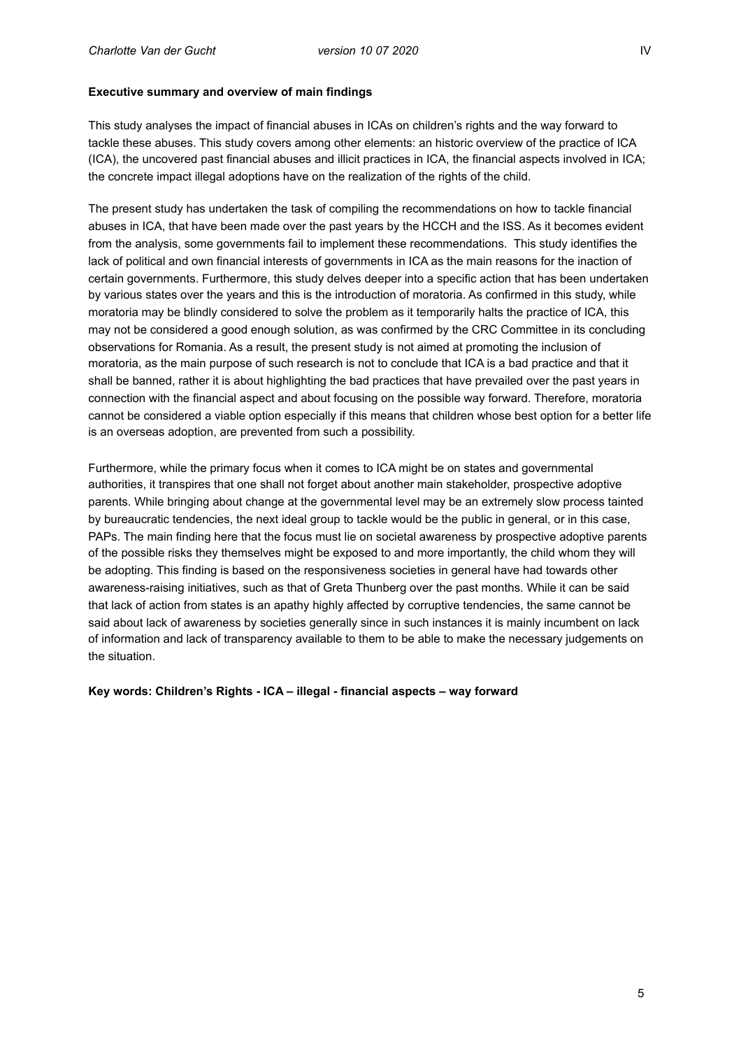**Executive summary and overview of main findings**

This study analyses the impact of financial abuses in ICAs on children's rights and the way forward to tackle these abuses. This study covers among other elements: an historic overview of the practice of ICA (ICA), the uncovered past financial abuses and illicit practices in ICA, the financial aspects involved in ICA; the concrete impact illegal adoptions have on the realization of the rights of the child.

The present study has undertaken the task of compiling the recommendations on how to tackle financial abuses in ICA, that have been made over the past years by the HCCH and the ISS. As it becomes evident from the analysis, some governments fail to implement these recommendations. This study identifies the lack of political and own financial interests of governments in ICA as the main reasons for the inaction of certain governments. Furthermore, this study delves deeper into a specific action that has been undertaken by various states over the years and this is the introduction of moratoria. As confirmed in this study, while moratoria may be blindly considered to solve the problem as it temporarily halts the practice of ICA, this may not be considered a good enough solution, as was confirmed by the CRC Committee in its concluding observations for Romania. As a result, the present study is not aimed at promoting the inclusion of moratoria, as the main purpose of such research is not to conclude that ICA is a bad practice and that it shall be banned, rather it is about highlighting the bad practices that have prevailed over the past years in connection with the financial aspect and about focusing on the possible way forward. Therefore, moratoria cannot be considered a viable option especially if this means that children whose best option for a better life is an overseas adoption, are prevented from such a possibility.

Furthermore, while the primary focus when it comes to ICA might be on states and governmental authorities, it transpires that one shall not forget about another main stakeholder, prospective adoptive parents. While bringing about change at the governmental level may be an extremely slow process tainted by bureaucratic tendencies, the next ideal group to tackle would be the public in general, or in this case, PAPs. The main finding here that the focus must lie on societal awareness by prospective adoptive parents of the possible risks they themselves might be exposed to and more importantly, the child whom they will be adopting. This finding is based on the responsiveness societies in general have had towards other awareness-raising initiatives, such as that of Greta Thunberg over the past months. While it can be said that lack of action from states is an apathy highly affected by corruptive tendencies, the same cannot be said about lack of awareness by societies generally since in such instances it is mainly incumbent on lack of information and lack of transparency available to them to be able to make the necessary judgements on the situation.

**Key words: Children's Rights - ICA – illegal - financial aspects – way forward**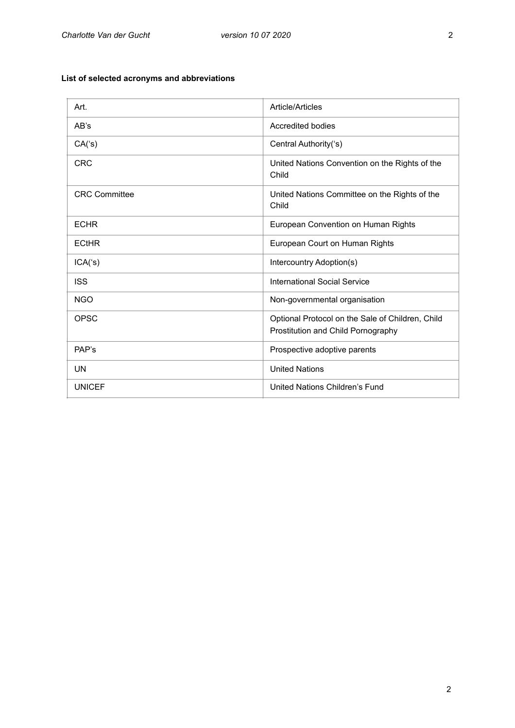**List of selected acronyms and abbreviations**

| | |
|---|---|
| Art. | Article/Articles |
| AB's | Accredited bodies |
| CA('s) | Central Authority('s) |
| CRC | United Nations Convention on the Rights of the Child |
| CRC Committee | United Nations Committee on the Rights of the Child |
| ECHR | European Convention on Human Rights |
| ECtHR | European Court on Human Rights |
| ICA('s) | Intercountry Adoption(s) |
| ISS | International Social Service |
| NGO | Non-governmental organisation |
| OPSC | Optional Protocol on the Sale of Children, Child Prostitution and Child Pornography |
| PAP's | Prospective adoptive parents |
| UN | United Nations |
| UNICEF | United Nations Children's Fund |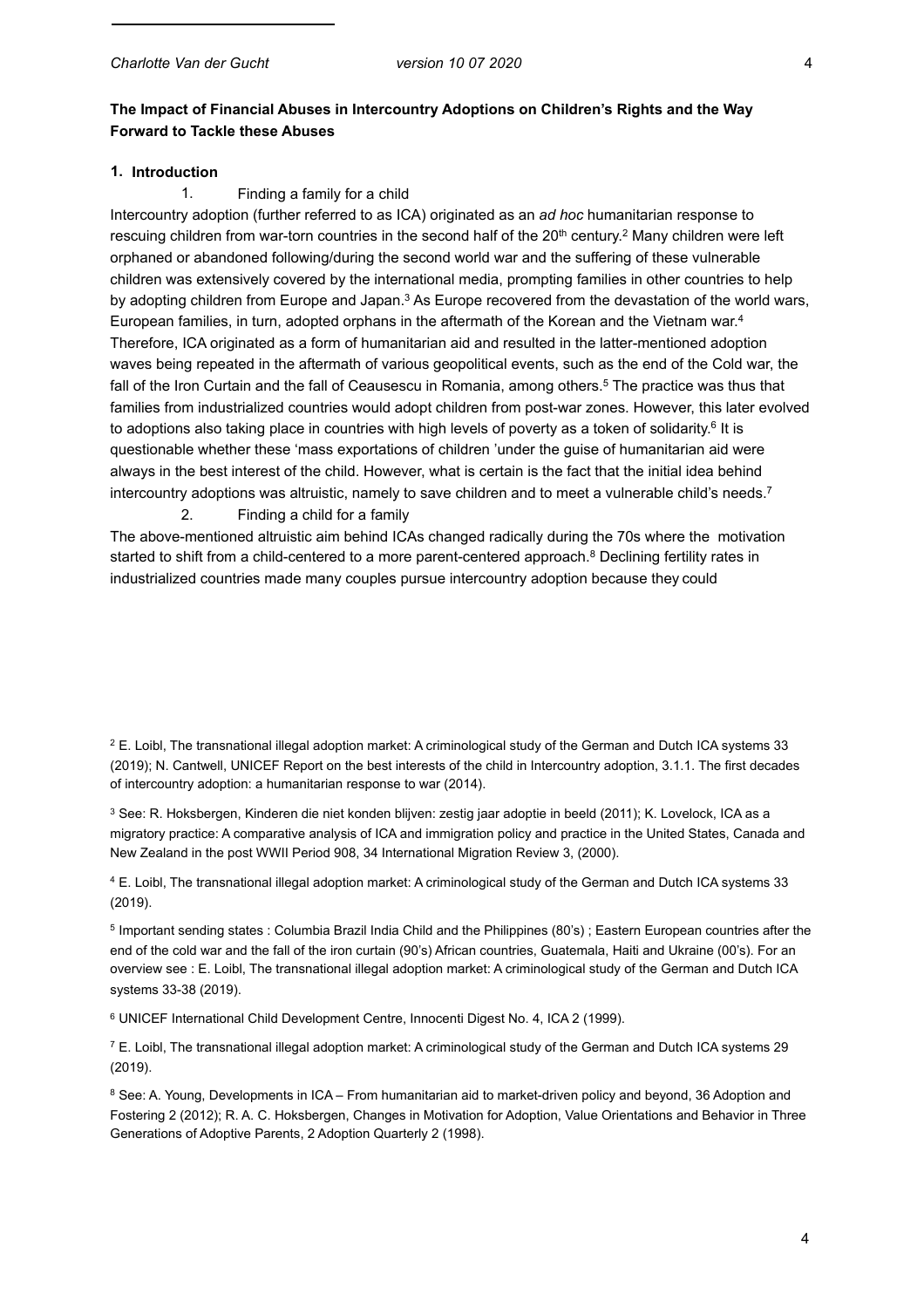**The Impact of Financial Abuses in Intercountry Adoptions on Children's Rights and the Way Forward to Tackle these Abuses**

## 1. Introduction

### 1. Finding a family for a child

Intercountry adoption (further referred to as ICA) originated as an *ad hoc* humanitarian response to rescuing children from war-torn countries in the second half of the 20th century.[2] Many children were left orphaned or abandoned following/during the second world war and the suffering of these vulnerable children was extensively covered by the international media, prompting families in other countries to help by adopting children from Europe and Japan.[3] As Europe recovered from the devastation of the world wars, European families, in turn, adopted orphans in the aftermath of the Korean and the Vietnam war.[4] Therefore, ICA originated as a form of humanitarian aid and resulted in the latter-mentioned adoption waves being repeated in the aftermath of various geopolitical events, such as the end of the Cold war, the fall of the Iron Curtain and the fall of Ceausescu in Romania, among others.[5] The practice was thus that families from industrialized countries would adopt children from post-war zones. However, this later evolved to adoptions also taking place in countries with high levels of poverty as a token of solidarity.[6] It is questionable whether these 'mass exportations of children 'under the guise of humanitarian aid were always in the best interest of the child. However, what is certain is the fact that the initial idea behind intercountry adoptions was altruistic, namely to save children and to meet a vulnerable child's needs.[7]

### 2. Finding a child for a family

The above-mentioned altruistic aim behind ICAs changed radically during the 70s where the motivation started to shift from a child-centered to a more parent-centered approach.[8] Declining fertility rates in industrialized countries made many couples pursue intercountry adoption because they could

---

[2] E. Loibl, The transnational illegal adoption market: A criminological study of the German and Dutch ICA systems 33 (2019); N. Cantwell, UNICEF Report on the best interests of the child in Intercountry adoption, 3.1.1. The first decades of intercountry adoption: a humanitarian response to war (2014).

[3] See: R. Hoksbergen, Kinderen die niet konden blijven: zestig jaar adoptie in beeld (2011); K. Lovelock, ICA as a migratory practice: A comparative analysis of ICA and immigration policy and practice in the United States, Canada and New Zealand in the post WWII Period 908, 34 International Migration Review 3, (2000).

[4] E. Loibl, The transnational illegal adoption market: A criminological study of the German and Dutch ICA systems 33 (2019).

[5] Important sending states : Columbia Brazil India Child and the Philippines (80's) ; Eastern European countries after the end of the cold war and the fall of the iron curtain (90's) African countries, Guatemala, Haiti and Ukraine (00's). For an overview see : E. Loibl, The transnational illegal adoption market: A criminological study of the German and Dutch ICA systems 33-38 (2019).

[6] UNICEF International Child Development Centre, Innocenti Digest No. 4, ICA 2 (1999).

[7] E. Loibl, The transnational illegal adoption market: A criminological study of the German and Dutch ICA systems 29 (2019).

[8] See: A. Young, Developments in ICA – From humanitarian aid to market-driven policy and beyond, 36 Adoption and Fostering 2 (2012); R. A. C. Hoksbergen, Changes in Motivation for Adoption, Value Orientations and Behavior in Three Generations of Adoptive Parents, 2 Adoption Quarterly 2 (1998).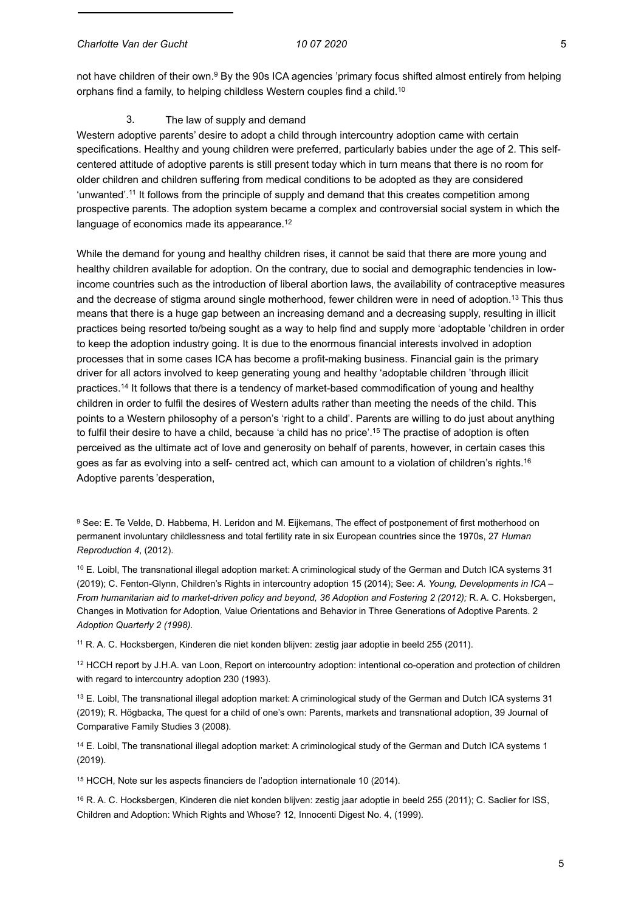not have children of their own.[9] By the 90s ICA agencies 'primary focus shifted almost entirely from helping orphans find a family, to helping childless Western couples find a child.[10]

### 3. The law of supply and demand

Western adoptive parents' desire to adopt a child through intercountry adoption came with certain specifications. Healthy and young children were preferred, particularly babies under the age of 2. This self-centered attitude of adoptive parents is still present today which in turn means that there is no room for older children and children suffering from medical conditions to be adopted as they are considered 'unwanted'.[11] It follows from the principle of supply and demand that this creates competition among prospective parents. The adoption system became a complex and controversial social system in which the language of economics made its appearance.[12]

While the demand for young and healthy children rises, it cannot be said that there are more young and healthy children available for adoption. On the contrary, due to social and demographic tendencies in low-income countries such as the introduction of liberal abortion laws, the availability of contraceptive measures and the decrease of stigma around single motherhood, fewer children were in need of adoption.[13] This thus means that there is a huge gap between an increasing demand and a decreasing supply, resulting in illicit practices being resorted to/being sought as a way to help find and supply more 'adoptable 'children in order to keep the adoption industry going. It is due to the enormous financial interests involved in adoption processes that in some cases ICA has become a profit-making business. Financial gain is the primary driver for all actors involved to keep generating young and healthy 'adoptable children 'through illicit practices.[14] It follows that there is a tendency of market-based commodification of young and healthy children in order to fulfil the desires of Western adults rather than meeting the needs of the child. This points to a Western philosophy of a person's 'right to a child'. Parents are willing to do just about anything to fulfil their desire to have a child, because 'a child has no price'.[15] The practise of adoption is often perceived as the ultimate act of love and generosity on behalf of parents, however, in certain cases this goes as far as evolving into a self- centred act, which can amount to a violation of children's rights.[16] Adoptive parents 'desperation,

---

[9] See: E. Te Velde, D. Habbema, H. Leridon and M. Eijkemans, The effect of postponement of first motherhood on permanent involuntary childlessness and total fertility rate in six European countries since the 1970s, 27 *Human Reproduction 4*, (2012).

[10] E. Loibl, The transnational illegal adoption market: A criminological study of the German and Dutch ICA systems 31 (2019); C. Fenton-Glynn, Children's Rights in intercountry adoption 15 (2014); See: *A. Young, Developments in ICA – From humanitarian aid to market-driven policy and beyond, 36 Adoption and Fostering 2 (2012);* R. A. C. Hoksbergen, Changes in Motivation for Adoption, Value Orientations and Behavior in Three Generations of Adoptive Parents. 2 *Adoption Quarterly 2 (1998).*

[11] R. A. C. Hocksbergen, Kinderen die niet konden blijven: zestig jaar adoptie in beeld 255 (2011).

[12] HCCH report by J.H.A. van Loon, Report on intercountry adoption: intentional co-operation and protection of children with regard to intercountry adoption 230 (1993).

[13] E. Loibl, The transnational illegal adoption market: A criminological study of the German and Dutch ICA systems 31 (2019); R. Högbacka, The quest for a child of one's own: Parents, markets and transnational adoption, 39 Journal of Comparative Family Studies 3 (2008).

[14] E. Loibl, The transnational illegal adoption market: A criminological study of the German and Dutch ICA systems 1 (2019).

[15] HCCH, Note sur les aspects financiers de l'adoption internationale 10 (2014).

[16] R. A. C. Hocksbergen, Kinderen die niet konden blijven: zestig jaar adoptie in beeld 255 (2011); C. Saclier for ISS, Children and Adoption: Which Rights and Whose? 12, Innocenti Digest No. 4, (1999).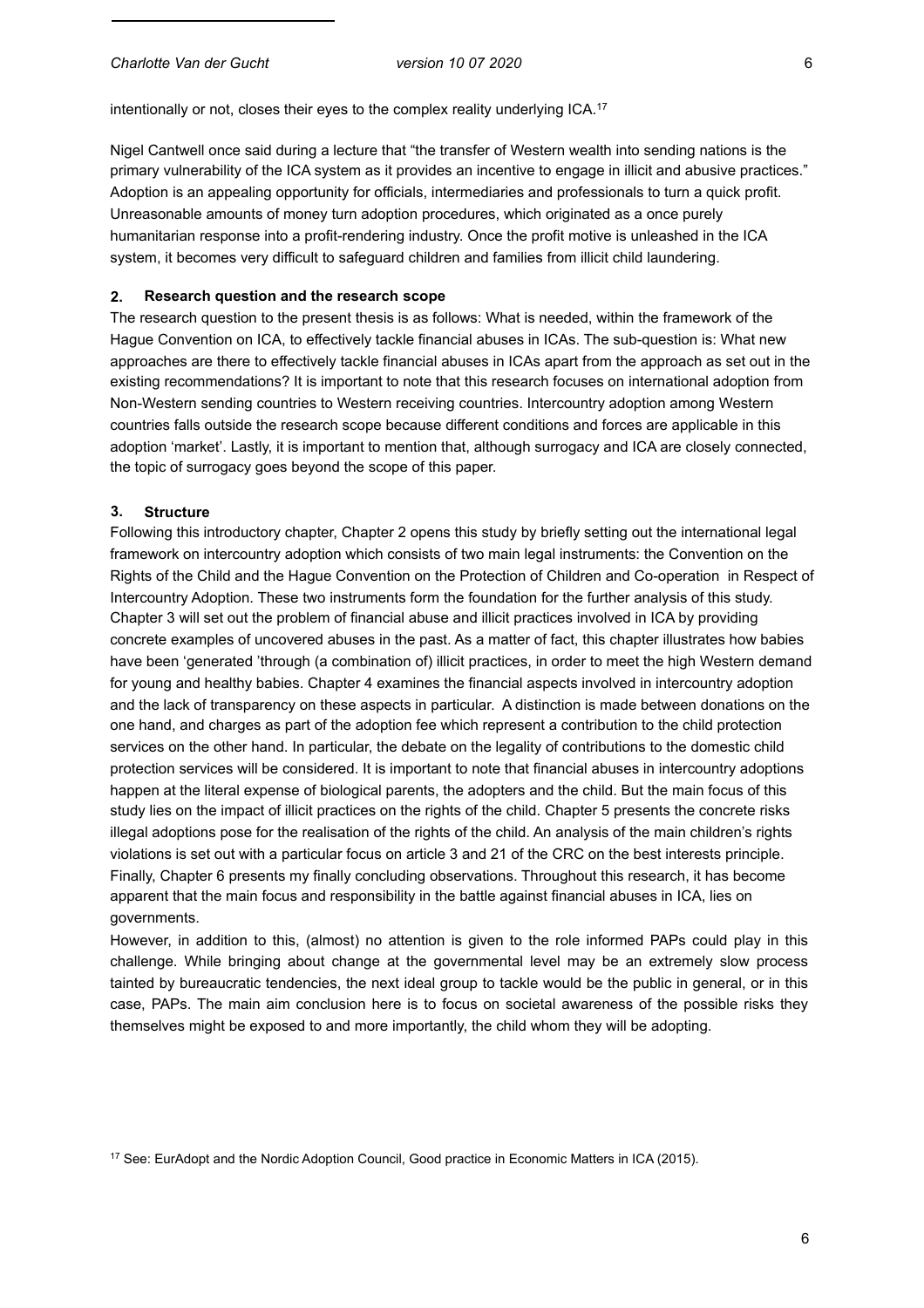intentionally or not, closes their eyes to the complex reality underlying ICA.[17]

Nigel Cantwell once said during a lecture that "the transfer of Western wealth into sending nations is the primary vulnerability of the ICA system as it provides an incentive to engage in illicit and abusive practices." Adoption is an appealing opportunity for officials, intermediaries and professionals to turn a quick profit. Unreasonable amounts of money turn adoption procedures, which originated as a once purely humanitarian response into a profit-rendering industry. Once the profit motive is unleashed in the ICA system, it becomes very difficult to safeguard children and families from illicit child laundering.

## 2. Research question and the research scope

The research question to the present thesis is as follows: What is needed, within the framework of the Hague Convention on ICA, to effectively tackle financial abuses in ICAs. The sub-question is: What new approaches are there to effectively tackle financial abuses in ICAs apart from the approach as set out in the existing recommendations? It is important to note that this research focuses on international adoption from Non-Western sending countries to Western receiving countries. Intercountry adoption among Western countries falls outside the research scope because different conditions and forces are applicable in this adoption 'market'. Lastly, it is important to mention that, although surrogacy and ICA are closely connected, the topic of surrogacy goes beyond the scope of this paper.

## 3. Structure

Following this introductory chapter, Chapter 2 opens this study by briefly setting out the international legal framework on intercountry adoption which consists of two main legal instruments: the Convention on the Rights of the Child and the Hague Convention on the Protection of Children and Co-operation in Respect of Intercountry Adoption. These two instruments form the foundation for the further analysis of this study. Chapter 3 will set out the problem of financial abuse and illicit practices involved in ICA by providing concrete examples of uncovered abuses in the past. As a matter of fact, this chapter illustrates how babies have been 'generated 'through (a combination of) illicit practices, in order to meet the high Western demand for young and healthy babies. Chapter 4 examines the financial aspects involved in intercountry adoption and the lack of transparency on these aspects in particular. A distinction is made between donations on the one hand, and charges as part of the adoption fee which represent a contribution to the child protection services on the other hand. In particular, the debate on the legality of contributions to the domestic child protection services will be considered. It is important to note that financial abuses in intercountry adoptions happen at the literal expense of biological parents, the adopters and the child. But the main focus of this study lies on the impact of illicit practices on the rights of the child. Chapter 5 presents the concrete risks illegal adoptions pose for the realisation of the rights of the child. An analysis of the main children's rights violations is set out with a particular focus on article 3 and 21 of the CRC on the best interests principle. Finally, Chapter 6 presents my finally concluding observations. Throughout this research, it has become apparent that the main focus and responsibility in the battle against financial abuses in ICA, lies on governments.

However, in addition to this, (almost) no attention is given to the role informed PAPs could play in this challenge. While bringing about change at the governmental level may be an extremely slow process tainted by bureaucratic tendencies, the next ideal group to tackle would be the public in general, or in this case, PAPs. The main aim conclusion here is to focus on societal awareness of the possible risks they themselves might be exposed to and more importantly, the child whom they will be adopting.

[17] See: EurAdopt and the Nordic Adoption Council, Good practice in Economic Matters in ICA (2015).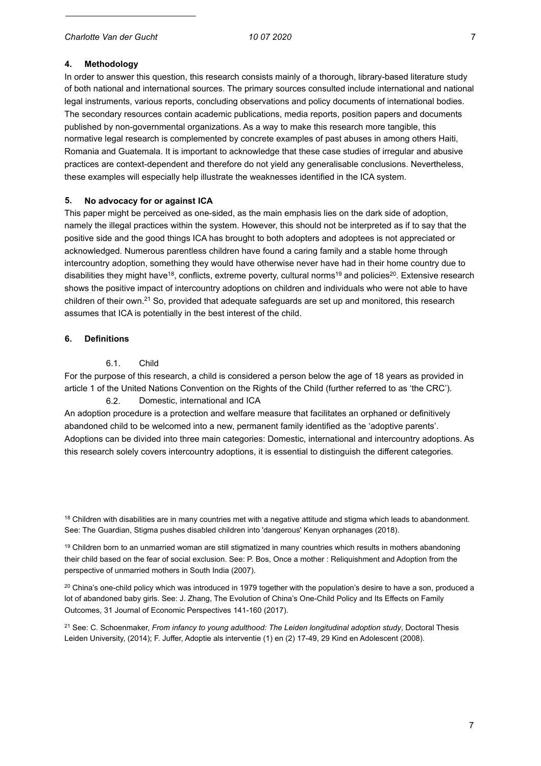## 4. Methodology

In order to answer this question, this research consists mainly of a thorough, library-based literature study of both national and international sources. The primary sources consulted include international and national legal instruments, various reports, concluding observations and policy documents of international bodies. The secondary resources contain academic publications, media reports, position papers and documents published by non-governmental organizations. As a way to make this research more tangible, this normative legal research is complemented by concrete examples of past abuses in among others Haiti, Romania and Guatemala. It is important to acknowledge that these case studies of irregular and abusive practices are context-dependent and therefore do not yield any generalisable conclusions. Nevertheless, these examples will especially help illustrate the weaknesses identified in the ICA system.

## 5. No advocacy for or against ICA

This paper might be perceived as one-sided, as the main emphasis lies on the dark side of adoption, namely the illegal practices within the system. However, this should not be interpreted as if to say that the positive side and the good things ICA has brought to both adopters and adoptees is not appreciated or acknowledged. Numerous parentless children have found a caring family and a stable home through intercountry adoption, something they would have otherwise never have had in their home country due to disabilities they might have[18], conflicts, extreme poverty, cultural norms[19] and policies[20]. Extensive research shows the positive impact of intercountry adoptions on children and individuals who were not able to have children of their own.[21] So, provided that adequate safeguards are set up and monitored, this research assumes that ICA is potentially in the best interest of the child.

## 6. Definitions

### 6.1. Child

For the purpose of this research, a child is considered a person below the age of 18 years as provided in article 1 of the United Nations Convention on the Rights of the Child (further referred to as 'the CRC').

### 6.2. Domestic, international and ICA

An adoption procedure is a protection and welfare measure that facilitates an orphaned or definitively abandoned child to be welcomed into a new, permanent family identified as the 'adoptive parents'. Adoptions can be divided into three main categories: Domestic, international and intercountry adoptions. As this research solely covers intercountry adoptions, it is essential to distinguish the different categories.

---

[18] Children with disabilities are in many countries met with a negative attitude and stigma which leads to abandonment. See: The Guardian, Stigma pushes disabled children into 'dangerous' Kenyan orphanages (2018).

[19] Children born to an unmarried woman are still stigmatized in many countries which results in mothers abandoning their child based on the fear of social exclusion. See: P. Bos, Once a mother : Reliquishment and Adoption from the perspective of unmarried mothers in South India (2007).

[20] China's one-child policy which was introduced in 1979 together with the population's desire to have a son, produced a lot of abandoned baby girls. See: J. Zhang, The Evolution of China's One-Child Policy and Its Effects on Family Outcomes, 31 Journal of Economic Perspectives 141-160 (2017).

[21] See: C. Schoenmaker, *From infancy to young adulthood: The Leiden longitudinal adoption study*, Doctoral Thesis Leiden University, (2014); F. Juffer, Adoptie als interventie (1) en (2) 17-49, 29 Kind en Adolescent (2008).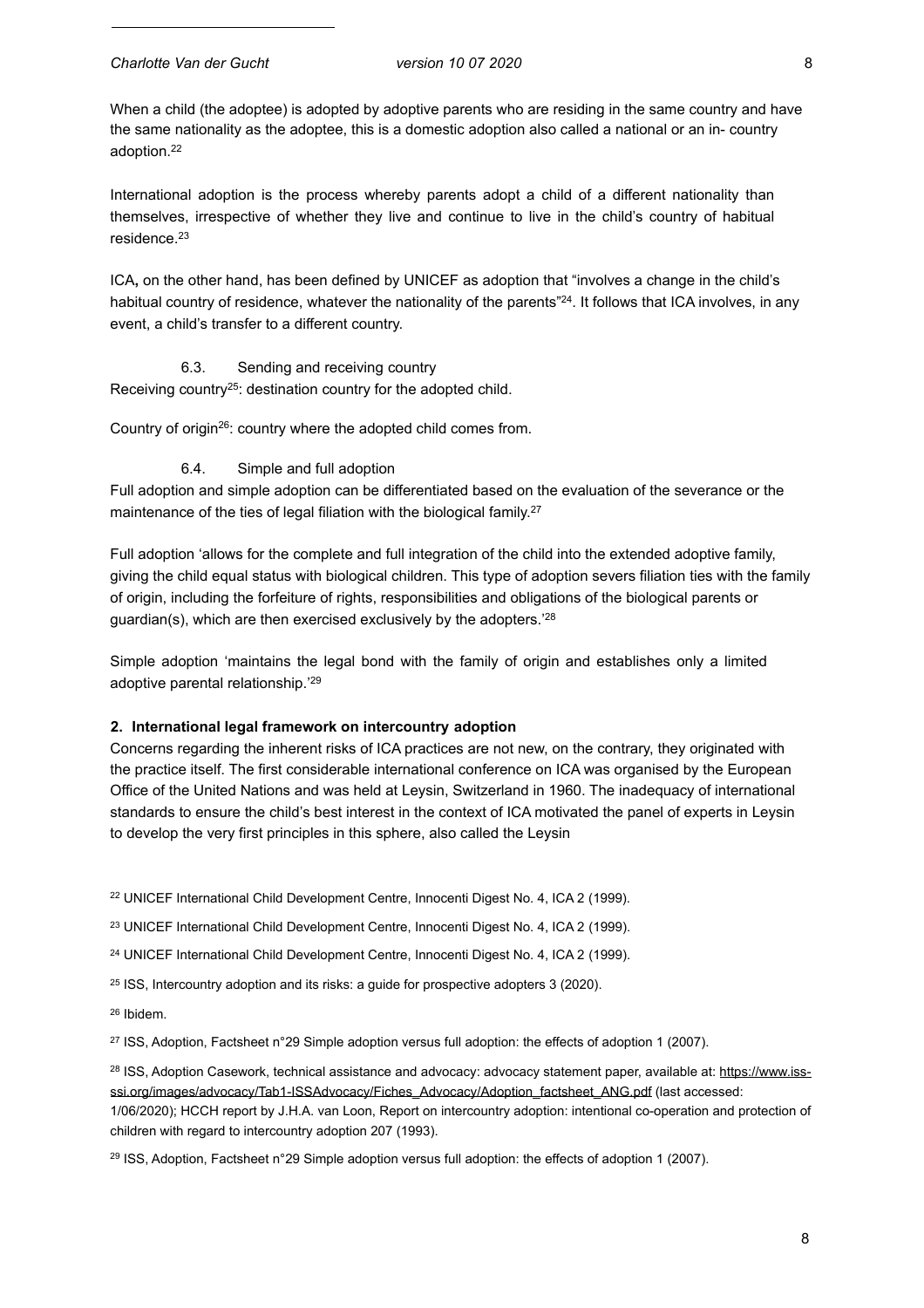When a child (the adoptee) is adopted by adoptive parents who are residing in the same country and have the same nationality as the adoptee, this is a domestic adoption also called a national or an in- country adoption.[22]

International adoption is the process whereby parents adopt a child of a different nationality than themselves, irrespective of whether they live and continue to live in the child's country of habitual residence.[23]

ICA**,** on the other hand, has been defined by UNICEF as adoption that "involves a change in the child's habitual country of residence, whatever the nationality of the parents"[24]. It follows that ICA involves, in any event, a child's transfer to a different country.

6.3. Sending and receiving country

Receiving country[25]: destination country for the adopted child.

Country of origin[26]: country where the adopted child comes from.

6.4. Simple and full adoption

Full adoption and simple adoption can be differentiated based on the evaluation of the severance or the maintenance of the ties of legal filiation with the biological family.[27]

Full adoption 'allows for the complete and full integration of the child into the extended adoptive family, giving the child equal status with biological children. This type of adoption severs filiation ties with the family of origin, including the forfeiture of rights, responsibilities and obligations of the biological parents or guardian(s), which are then exercised exclusively by the adopters.'[28]

Simple adoption 'maintains the legal bond with the family of origin and establishes only a limited adoptive parental relationship.'[29]

**2. International legal framework on intercountry adoption**

Concerns regarding the inherent risks of ICA practices are not new, on the contrary, they originated with the practice itself. The first considerable international conference on ICA was organised by the European Office of the United Nations and was held at Leysin, Switzerland in 1960. The inadequacy of international standards to ensure the child's best interest in the context of ICA motivated the panel of experts in Leysin to develop the very first principles in this sphere, also called the Leysin

[22] UNICEF International Child Development Centre, Innocenti Digest No. 4, ICA 2 (1999).

[23] UNICEF International Child Development Centre, Innocenti Digest No. 4, ICA 2 (1999).

[24] UNICEF International Child Development Centre, Innocenti Digest No. 4, ICA 2 (1999).

[25] ISS, Intercountry adoption and its risks: a guide for prospective adopters 3 (2020).

[26] Ibidem.

[27] ISS, Adoption, Factsheet n°29 Simple adoption versus full adoption: the effects of adoption 1 (2007).

[28] ISS, Adoption Casework, technical assistance and advocacy: advocacy statement paper, available at: https://www.iss-ssi.org/images/advocacy/Tab1-ISSAdvocacy/Fiches_Advocacy/Adoption_factsheet_ANG.pdf (last accessed: 1/06/2020); HCCH report by J.H.A. van Loon, Report on intercountry adoption: intentional co-operation and protection of children with regard to intercountry adoption 207 (1993).

[29] ISS, Adoption, Factsheet n°29 Simple adoption versus full adoption: the effects of adoption 1 (2007).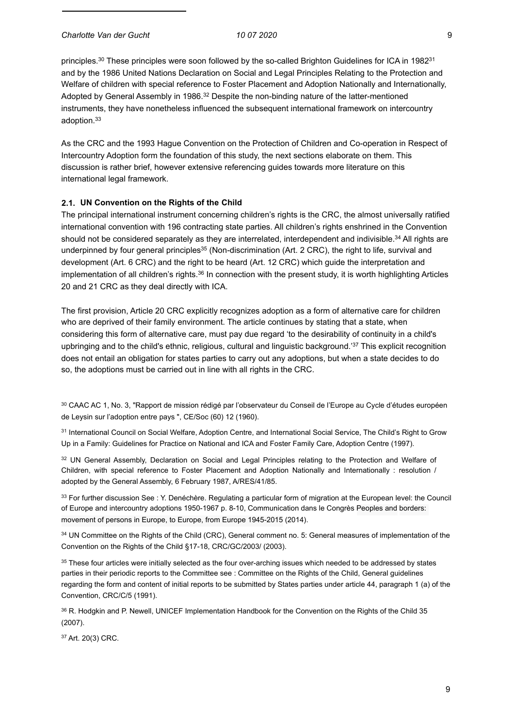principles.[30] These principles were soon followed by the so-called Brighton Guidelines for ICA in 1982[31] and by the 1986 United Nations Declaration on Social and Legal Principles Relating to the Protection and Welfare of children with special reference to Foster Placement and Adoption Nationally and Internationally, Adopted by General Assembly in 1986.[32] Despite the non-binding nature of the latter-mentioned instruments, they have nonetheless influenced the subsequent international framework on intercountry adoption.[33]

As the CRC and the 1993 Hague Convention on the Protection of Children and Co-operation in Respect of Intercountry Adoption form the foundation of this study, the next sections elaborate on them. This discussion is rather brief, however extensive referencing guides towards more literature on this international legal framework.

### 2.1. UN Convention on the Rights of the Child

The principal international instrument concerning children's rights is the CRC, the almost universally ratified international convention with 196 contracting state parties. All children's rights enshrined in the Convention should not be considered separately as they are interrelated, interdependent and indivisible.[34] All rights are underpinned by four general principles[35] (Non-discrimination (Art. 2 CRC), the right to life, survival and development (Art. 6 CRC) and the right to be heard (Art. 12 CRC) which guide the interpretation and implementation of all children's rights.[36] In connection with the present study, it is worth highlighting Articles 20 and 21 CRC as they deal directly with ICA.

The first provision, Article 20 CRC explicitly recognizes adoption as a form of alternative care for children who are deprived of their family environment. The article continues by stating that a state, when considering this form of alternative care, must pay due regard 'to the desirability of continuity in a child's upbringing and to the child's ethnic, religious, cultural and linguistic background.'[37] This explicit recognition does not entail an obligation for states parties to carry out any adoptions, but when a state decides to do so, the adoptions must be carried out in line with all rights in the CRC.

[30] CAAC AC 1, No. 3, "Rapport de mission rédigé par l'observateur du Conseil de l'Europe au Cycle d'études européen de Leysin sur l'adoption entre pays ", CE/Soc (60) 12 (1960).

[31] International Council on Social Welfare, Adoption Centre, and International Social Service, The Child's Right to Grow Up in a Family: Guidelines for Practice on National and ICA and Foster Family Care, Adoption Centre (1997).

[32] UN General Assembly, Declaration on Social and Legal Principles relating to the Protection and Welfare of Children, with special reference to Foster Placement and Adoption Nationally and Internationally : resolution / adopted by the General Assembly, 6 February 1987, A/RES/41/85.

[33] For further discussion See : Y. Denéchère. Regulating a particular form of migration at the European level: the Council of Europe and intercountry adoptions 1950-1967 p. 8-10, Communication dans le Congrès Peoples and borders: movement of persons in Europe, to Europe, from Europe 1945-2015 (2014).

[34] UN Committee on the Rights of the Child (CRC), General comment no. 5: General measures of implementation of the Convention on the Rights of the Child §17-18, CRC/GC/2003/ (2003).

[35] These four articles were initially selected as the four over-arching issues which needed to be addressed by states parties in their periodic reports to the Committee see : Committee on the Rights of the Child, General guidelines regarding the form and content of initial reports to be submitted by States parties under article 44, paragraph 1 (a) of the Convention, CRC/C/5 (1991).

[36] R. Hodgkin and P. Newell, UNICEF Implementation Handbook for the Convention on the Rights of the Child 35 (2007).

[37] Art. 20(3) CRC.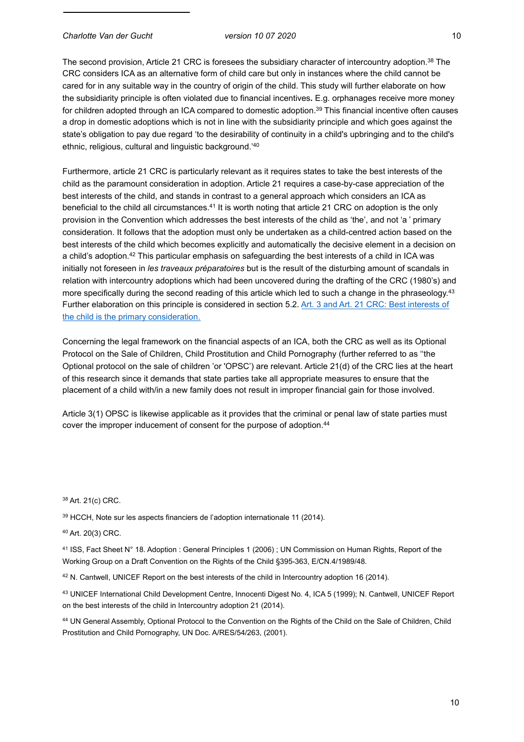The second provision, Article 21 CRC is foresees the subsidiary character of intercountry adoption.[38] The CRC considers ICA as an alternative form of child care but only in instances where the child cannot be cared for in any suitable way in the country of origin of the child. This study will further elaborate on how the subsidiarity principle is often violated due to financial incentives**.** E.g. orphanages receive more money for children adopted through an ICA compared to domestic adoption.[39] This financial incentive often causes a drop in domestic adoptions which is not in line with the subsidiarity principle and which goes against the state's obligation to pay due regard 'to the desirability of continuity in a child's upbringing and to the child's ethnic, religious, cultural and linguistic background.'[40]

Furthermore, article 21 CRC is particularly relevant as it requires states to take the best interests of the child as the paramount consideration in adoption. Article 21 requires a case-by-case appreciation of the best interests of the child, and stands in contrast to a general approach which considers an ICA as beneficial to the child all circumstances.[41] It is worth noting that article 21 CRC on adoption is the only provision in the Convention which addresses the best interests of the child as 'the', and not 'a ' primary consideration. It follows that the adoption must only be undertaken as a child-centred action based on the best interests of the child which becomes explicitly and automatically the decisive element in a decision on a child's adoption.[42] This particular emphasis on safeguarding the best interests of a child in ICA was initially not foreseen in *les travaux préparatoires* but is the result of the disturbing amount of scandals in relation with intercountry adoptions which had been uncovered during the drafting of the CRC (1980's) and more specifically during the second reading of this article which led to such a change in the phraseology.[43] Further elaboration on this principle is considered in section 5.2. Art. 3 and Art. 21 CRC: Best interests of the child is the primary consideration.

Concerning the legal framework on the financial aspects of an ICA, both the CRC as well as its Optional Protocol on the Sale of Children, Child Prostitution and Child Pornography (further referred to as ''the Optional protocol on the sale of children 'or 'OPSC') are relevant. Article 21(d) of the CRC lies at the heart of this research since it demands that state parties take all appropriate measures to ensure that the placement of a child with/in a new family does not result in improper financial gain for those involved.

Article 3(1) OPSC is likewise applicable as it provides that the criminal or penal law of state parties must cover the improper inducement of consent for the purpose of adoption.[44]

---

[38] Art. 21(c) CRC.

[39] HCCH, Note sur les aspects financiers de l'adoption internationale 11 (2014).

[40] Art. 20(3) CRC.

[41] ISS, Fact Sheet N° 18. Adoption : General Principles 1 (2006) ; UN Commission on Human Rights, Report of the Working Group on a Draft Convention on the Rights of the Child §395-363, E/CN.4/1989/48.

[42] N. Cantwell, UNICEF Report on the best interests of the child in Intercountry adoption 16 (2014).

[43] UNICEF International Child Development Centre, Innocenti Digest No. 4, ICA 5 (1999); N. Cantwell, UNICEF Report on the best interests of the child in Intercountry adoption 21 (2014).

[44] UN General Assembly, Optional Protocol to the Convention on the Rights of the Child on the Sale of Children, Child Prostitution and Child Pornography, UN Doc. A/RES/54/263, (2001).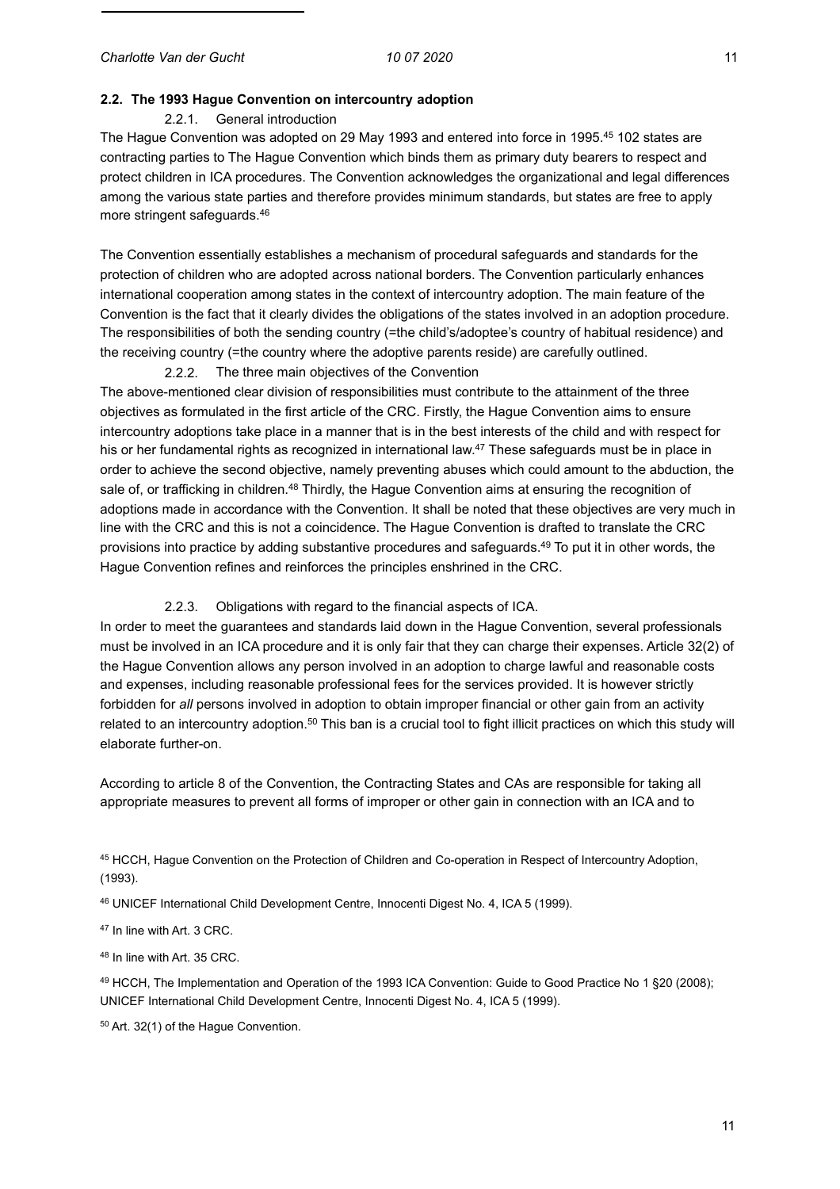## 2.2. The 1993 Hague Convention on intercountry adoption

### 2.2.1. General introduction

The Hague Convention was adopted on 29 May 1993 and entered into force in 1995.[45] 102 states are contracting parties to The Hague Convention which binds them as primary duty bearers to respect and protect children in ICA procedures. The Convention acknowledges the organizational and legal differences among the various state parties and therefore provides minimum standards, but states are free to apply more stringent safeguards.[46]

The Convention essentially establishes a mechanism of procedural safeguards and standards for the protection of children who are adopted across national borders. The Convention particularly enhances international cooperation among states in the context of intercountry adoption. The main feature of the Convention is the fact that it clearly divides the obligations of the states involved in an adoption procedure. The responsibilities of both the sending country (=the child's/adoptee's country of habitual residence) and the receiving country (=the country where the adoptive parents reside) are carefully outlined.

### 2.2.2. The three main objectives of the Convention

The above-mentioned clear division of responsibilities must contribute to the attainment of the three objectives as formulated in the first article of the CRC. Firstly, the Hague Convention aims to ensure intercountry adoptions take place in a manner that is in the best interests of the child and with respect for his or her fundamental rights as recognized in international law.[47] These safeguards must be in place in order to achieve the second objective, namely preventing abuses which could amount to the abduction, the sale of, or trafficking in children.[48] Thirdly, the Hague Convention aims at ensuring the recognition of adoptions made in accordance with the Convention. It shall be noted that these objectives are very much in line with the CRC and this is not a coincidence. The Hague Convention is drafted to translate the CRC provisions into practice by adding substantive procedures and safeguards.[49] To put it in other words, the Hague Convention refines and reinforces the principles enshrined in the CRC.

### 2.2.3. Obligations with regard to the financial aspects of ICA.

In order to meet the guarantees and standards laid down in the Hague Convention, several professionals must be involved in an ICA procedure and it is only fair that they can charge their expenses. Article 32(2) of the Hague Convention allows any person involved in an adoption to charge lawful and reasonable costs and expenses, including reasonable professional fees for the services provided. It is however strictly forbidden for *all* persons involved in adoption to obtain improper financial or other gain from an activity related to an intercountry adoption.[50] This ban is a crucial tool to fight illicit practices on which this study will elaborate further-on.

According to article 8 of the Convention, the Contracting States and CAs are responsible for taking all appropriate measures to prevent all forms of improper or other gain in connection with an ICA and to

---

[45] HCCH, Hague Convention on the Protection of Children and Co-operation in Respect of Intercountry Adoption, (1993).

[46] UNICEF International Child Development Centre, Innocenti Digest No. 4, ICA 5 (1999).

[47] In line with Art. 3 CRC.

[48] In line with Art. 35 CRC.

[49] HCCH, The Implementation and Operation of the 1993 ICA Convention: Guide to Good Practice No 1 §20 (2008); UNICEF International Child Development Centre, Innocenti Digest No. 4, ICA 5 (1999).

[50] Art. 32(1) of the Hague Convention.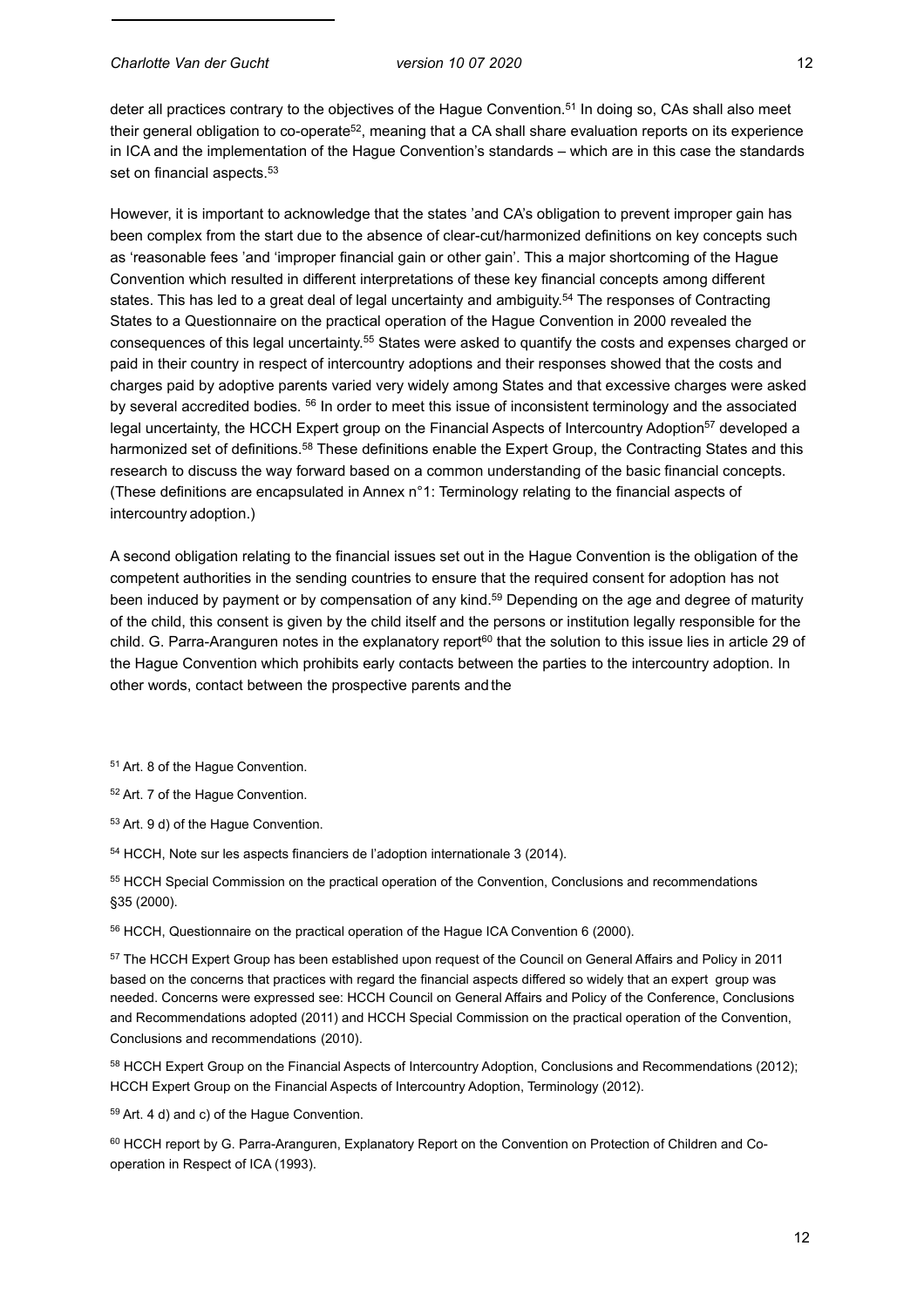deter all practices contrary to the objectives of the Hague Convention.[51] In doing so, CAs shall also meet their general obligation to co-operate[52], meaning that a CA shall share evaluation reports on its experience in ICA and the implementation of the Hague Convention's standards – which are in this case the standards set on financial aspects.[53]

However, it is important to acknowledge that the states 'and CA's obligation to prevent improper gain has been complex from the start due to the absence of clear-cut/harmonized definitions on key concepts such as 'reasonable fees 'and 'improper financial gain or other gain'. This a major shortcoming of the Hague Convention which resulted in different interpretations of these key financial concepts among different states. This has led to a great deal of legal uncertainty and ambiguity.[54] The responses of Contracting States to a Questionnaire on the practical operation of the Hague Convention in 2000 revealed the consequences of this legal uncertainty.[55] States were asked to quantify the costs and expenses charged or paid in their country in respect of intercountry adoptions and their responses showed that the costs and charges paid by adoptive parents varied very widely among States and that excessive charges were asked by several accredited bodies. [56] In order to meet this issue of inconsistent terminology and the associated legal uncertainty, the HCCH Expert group on the Financial Aspects of Intercountry Adoption[57] developed a harmonized set of definitions.[58] These definitions enable the Expert Group, the Contracting States and this research to discuss the way forward based on a common understanding of the basic financial concepts. (These definitions are encapsulated in Annex n°1: Terminology relating to the financial aspects of intercountry adoption.)

A second obligation relating to the financial issues set out in the Hague Convention is the obligation of the competent authorities in the sending countries to ensure that the required consent for adoption has not been induced by payment or by compensation of any kind.[59] Depending on the age and degree of maturity of the child, this consent is given by the child itself and the persons or institution legally responsible for the child. G. Parra-Aranguren notes in the explanatory report[60] that the solution to this issue lies in article 29 of the Hague Convention which prohibits early contacts between the parties to the intercountry adoption. In other words, contact between the prospective parents and the

[51] Art. 8 of the Hague Convention.

[52] Art. 7 of the Hague Convention.

[53] Art. 9 d) of the Hague Convention.

[54] HCCH, Note sur les aspects financiers de l'adoption internationale 3 (2014).

[55] HCCH Special Commission on the practical operation of the Convention, Conclusions and recommendations §35 (2000).

[56] HCCH, Questionnaire on the practical operation of the Hague ICA Convention 6 (2000).

[57] The HCCH Expert Group has been established upon request of the Council on General Affairs and Policy in 2011 based on the concerns that practices with regard the financial aspects differed so widely that an expert group was needed. Concerns were expressed see: HCCH Council on General Affairs and Policy of the Conference, Conclusions and Recommendations adopted (2011) and HCCH Special Commission on the practical operation of the Convention, Conclusions and recommendations (2010).

[58] HCCH Expert Group on the Financial Aspects of Intercountry Adoption, Conclusions and Recommendations (2012); HCCH Expert Group on the Financial Aspects of Intercountry Adoption, Terminology (2012).

[59] Art. 4 d) and c) of the Hague Convention.

[60] HCCH report by G. Parra-Aranguren, Explanatory Report on the Convention on Protection of Children and Co-operation in Respect of ICA (1993).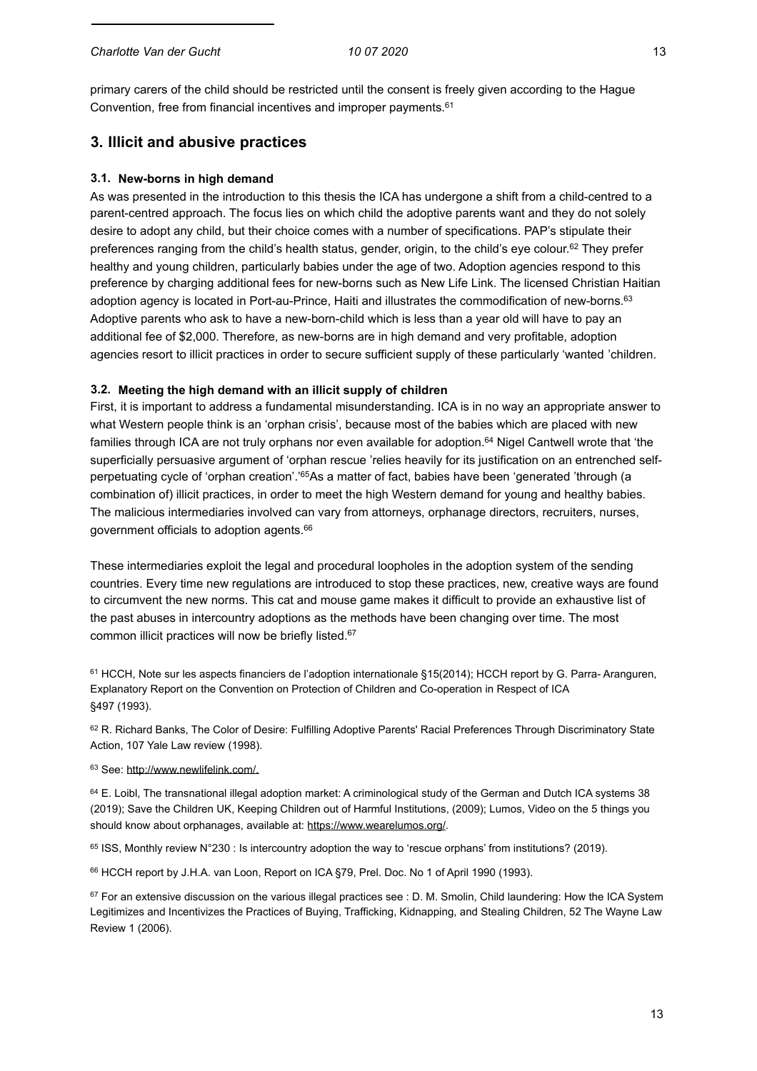primary carers of the child should be restricted until the consent is freely given according to the Hague Convention, free from financial incentives and improper payments.[61]

## 3. Illicit and abusive practices

### 3.1. New-borns in high demand

As was presented in the introduction to this thesis the ICA has undergone a shift from a child-centred to a parent-centred approach. The focus lies on which child the adoptive parents want and they do not solely desire to adopt any child, but their choice comes with a number of specifications. PAP's stipulate their preferences ranging from the child's health status, gender, origin, to the child's eye colour.[62] They prefer healthy and young children, particularly babies under the age of two. Adoption agencies respond to this preference by charging additional fees for new-borns such as New Life Link. The licensed Christian Haitian adoption agency is located in Port-au-Prince, Haiti and illustrates the commodification of new-borns.[63] Adoptive parents who ask to have a new-born-child which is less than a year old will have to pay an additional fee of $2,000. Therefore, as new-borns are in high demand and very profitable, adoption agencies resort to illicit practices in order to secure sufficient supply of these particularly 'wanted 'children.

### 3.2. Meeting the high demand with an illicit supply of children

First, it is important to address a fundamental misunderstanding. ICA is in no way an appropriate answer to what Western people think is an 'orphan crisis', because most of the babies which are placed with new families through ICA are not truly orphans nor even available for adoption.[64] Nigel Cantwell wrote that 'the superficially persuasive argument of 'orphan rescue 'relies heavily for its justification on an entrenched self-perpetuating cycle of 'orphan creation'.'[65]As a matter of fact, babies have been 'generated 'through (a combination of) illicit practices, in order to meet the high Western demand for young and healthy babies. The malicious intermediaries involved can vary from attorneys, orphanage directors, recruiters, nurses, government officials to adoption agents.[66]

These intermediaries exploit the legal and procedural loopholes in the adoption system of the sending countries. Every time new regulations are introduced to stop these practices, new, creative ways are found to circumvent the new norms. This cat and mouse game makes it difficult to provide an exhaustive list of the past abuses in intercountry adoptions as the methods have been changing over time. The most common illicit practices will now be briefly listed.[67]

[61] HCCH, Note sur les aspects financiers de l'adoption internationale §15(2014); HCCH report by G. Parra- Aranguren, Explanatory Report on the Convention on Protection of Children and Co-operation in Respect of ICA §497 (1993).

[62] R. Richard Banks, The Color of Desire: Fulfilling Adoptive Parents' Racial Preferences Through Discriminatory State Action, 107 Yale Law review (1998).

[63] See: http://www.newlifelink.com/.

[64] E. Loibl, The transnational illegal adoption market: A criminological study of the German and Dutch ICA systems 38 (2019); Save the Children UK, Keeping Children out of Harmful Institutions, (2009); Lumos, Video on the 5 things you should know about orphanages, available at: https://www.wearelumos.org/.

[65] ISS, Monthly review N°230 : Is intercountry adoption the way to 'rescue orphans' from institutions? (2019).

[66] HCCH report by J.H.A. van Loon, Report on ICA §79, Prel. Doc. No 1 of April 1990 (1993).

[67] For an extensive discussion on the various illegal practices see : D. M. Smolin, Child laundering: How the ICA System Legitimizes and Incentivizes the Practices of Buying, Trafficking, Kidnapping, and Stealing Children, 52 The Wayne Law Review 1 (2006).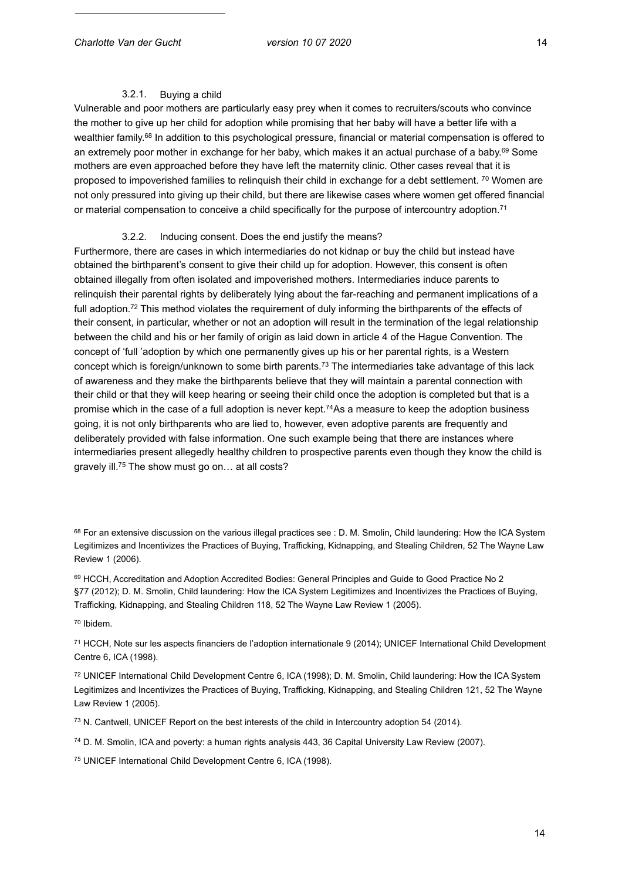#### 3.2.1. Buying a child

Vulnerable and poor mothers are particularly easy prey when it comes to recruiters/scouts who convince the mother to give up her child for adoption while promising that her baby will have a better life with a wealthier family.[68] In addition to this psychological pressure, financial or material compensation is offered to an extremely poor mother in exchange for her baby, which makes it an actual purchase of a baby.[69] Some mothers are even approached before they have left the maternity clinic. Other cases reveal that it is proposed to impoverished families to relinquish their child in exchange for a debt settlement. [70] Women are not only pressured into giving up their child, but there are likewise cases where women get offered financial or material compensation to conceive a child specifically for the purpose of intercountry adoption.[71]

#### 3.2.2. Inducing consent. Does the end justify the means?

Furthermore, there are cases in which intermediaries do not kidnap or buy the child but instead have obtained the birthparent's consent to give their child up for adoption. However, this consent is often obtained illegally from often isolated and impoverished mothers. Intermediaries induce parents to relinquish their parental rights by deliberately lying about the far-reaching and permanent implications of a full adoption.[72] This method violates the requirement of duly informing the birthparents of the effects of their consent, in particular, whether or not an adoption will result in the termination of the legal relationship between the child and his or her family of origin as laid down in article 4 of the Hague Convention. The concept of 'full 'adoption by which one permanently gives up his or her parental rights, is a Western concept which is foreign/unknown to some birth parents.[73] The intermediaries take advantage of this lack of awareness and they make the birthparents believe that they will maintain a parental connection with their child or that they will keep hearing or seeing their child once the adoption is completed but that is a promise which in the case of a full adoption is never kept.[74]As a measure to keep the adoption business going, it is not only birthparents who are lied to, however, even adoptive parents are frequently and deliberately provided with false information. One such example being that there are instances where intermediaries present allegedly healthy children to prospective parents even though they know the child is gravely ill.[75] The show must go on… at all costs?

---

[68] For an extensive discussion on the various illegal practices see : D. M. Smolin, Child laundering: How the ICA System Legitimizes and Incentivizes the Practices of Buying, Trafficking, Kidnapping, and Stealing Children, 52 The Wayne Law Review 1 (2006).

[69] HCCH, Accreditation and Adoption Accredited Bodies: General Principles and Guide to Good Practice No 2 §77 (2012); D. M. Smolin, Child laundering: How the ICA System Legitimizes and Incentivizes the Practices of Buying, Trafficking, Kidnapping, and Stealing Children 118, 52 The Wayne Law Review 1 (2005).

[70] Ibidem.

[71] HCCH, Note sur les aspects financiers de l'adoption internationale 9 (2014); UNICEF International Child Development Centre 6, ICA (1998).

[72] UNICEF International Child Development Centre 6, ICA (1998); D. M. Smolin, Child laundering: How the ICA System Legitimizes and Incentivizes the Practices of Buying, Trafficking, Kidnapping, and Stealing Children 121, 52 The Wayne Law Review 1 (2005).

[73] N. Cantwell, UNICEF Report on the best interests of the child in Intercountry adoption 54 (2014).

[74] D. M. Smolin, ICA and poverty: a human rights analysis 443, 36 Capital University Law Review (2007).

[75] UNICEF International Child Development Centre 6, ICA (1998).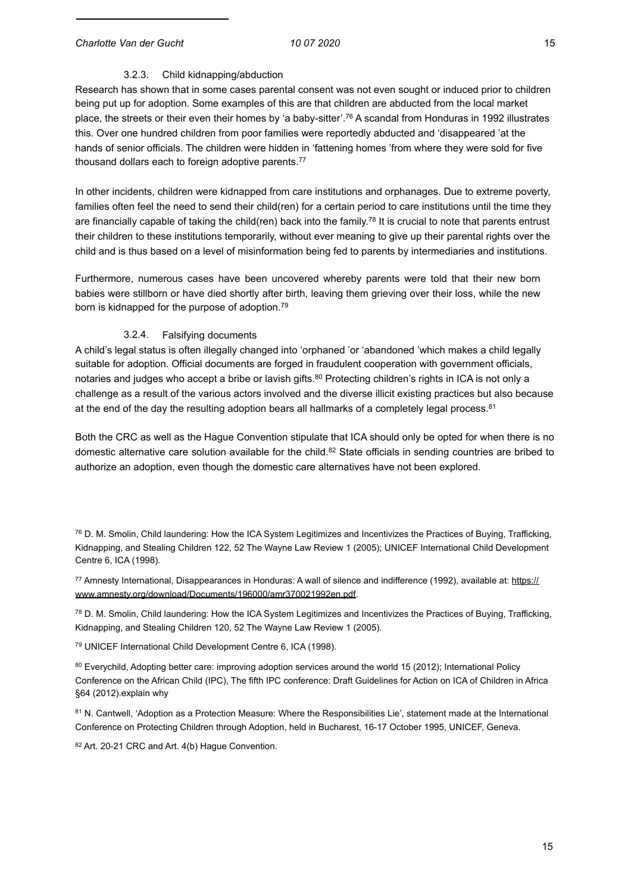### 3.2.3. Child kidnapping/abduction

Research has shown that in some cases parental consent was not even sought or induced prior to children being put up for adoption. Some examples of this are that children are abducted from the local market place, the streets or their even their homes by 'a baby-sitter'.[76] A scandal from Honduras in 1992 illustrates this. Over one hundred children from poor families were reportedly abducted and 'disappeared 'at the hands of senior officials. The children were hidden in 'fattening homes 'from where they were sold for five thousand dollars each to foreign adoptive parents.[77]

In other incidents, children were kidnapped from care institutions and orphanages. Due to extreme poverty, families often feel the need to send their child(ren) for a certain period to care institutions until the time they are financially capable of taking the child(ren) back into the family.[78] It is crucial to note that parents entrust their children to these institutions temporarily, without ever meaning to give up their parental rights over the child and is thus based on a level of misinformation being fed to parents by intermediaries and institutions.

Furthermore, numerous cases have been uncovered whereby parents were told that their new born babies were stillborn or have died shortly after birth, leaving them grieving over their loss, while the new born is kidnapped for the purpose of adoption.[79]

### 3.2.4. Falsifying documents

A child's legal status is often illegally changed into 'orphaned 'or 'abandoned 'which makes a child legally suitable for adoption. Official documents are forged in fraudulent cooperation with government officials, notaries and judges who accept a bribe or lavish gifts.[80] Protecting children's rights in ICA is not only a challenge as a result of the various actors involved and the diverse illicit existing practices but also because at the end of the day the resulting adoption bears all hallmarks of a completely legal process.[81]

Both the CRC as well as the Hague Convention stipulate that ICA should only be opted for when there is no domestic alternative care solution available for the child.[82] State officials in sending countries are bribed to authorize an adoption, even though the domestic care alternatives have not been explored.

---

[76] D. M. Smolin, Child laundering: How the ICA System Legitimizes and Incentivizes the Practices of Buying, Trafficking, Kidnapping, and Stealing Children 122, 52 The Wayne Law Review 1 (2005); UNICEF International Child Development Centre 6, ICA (1998).

[77] Amnesty International, Disappearances in Honduras: A wall of silence and indifference (1992), available at: https://www.amnesty.org/download/Documents/196000/amr370021992en.pdf.

[78] D. M. Smolin, Child laundering: How the ICA System Legitimizes and Incentivizes the Practices of Buying, Trafficking, Kidnapping, and Stealing Children 120, 52 The Wayne Law Review 1 (2005).

[79] UNICEF International Child Development Centre 6, ICA (1998).

[80] Everychild, Adopting better care: improving adoption services around the world 15 (2012); International Policy Conference on the African Child (IPC), The fifth IPC conference: Draft Guidelines for Action on ICA of Children in Africa §64 (2012).explain why

[81] N. Cantwell, 'Adoption as a Protection Measure: Where the Responsibilities Lie', statement made at the International Conference on Protecting Children through Adoption, held in Bucharest, 16-17 October 1995, UNICEF, Geneva.

[82] Art. 20-21 CRC and Art. 4(b) Hague Convention.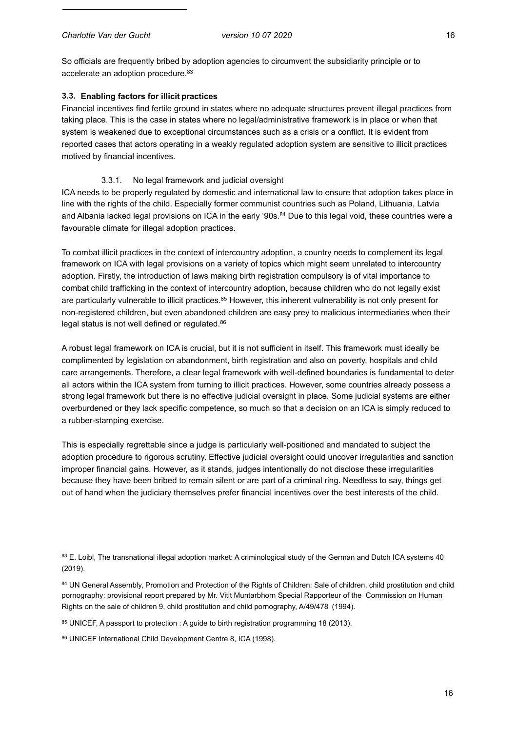So officials are frequently bribed by adoption agencies to circumvent the subsidiarity principle or to accelerate an adoption procedure.[83]

### 3.3. Enabling factors for illicit practices

Financial incentives find fertile ground in states where no adequate structures prevent illegal practices from taking place. This is the case in states where no legal/administrative framework is in place or when that system is weakened due to exceptional circumstances such as a crisis or a conflict. It is evident from reported cases that actors operating in a weakly regulated adoption system are sensitive to illicit practices motived by financial incentives.

#### 3.3.1. No legal framework and judicial oversight

ICA needs to be properly regulated by domestic and international law to ensure that adoption takes place in line with the rights of the child. Especially former communist countries such as Poland, Lithuania, Latvia and Albania lacked legal provisions on ICA in the early '90s.[84] Due to this legal void, these countries were a favourable climate for illegal adoption practices.

To combat illicit practices in the context of intercountry adoption, a country needs to complement its legal framework on ICA with legal provisions on a variety of topics which might seem unrelated to intercountry adoption. Firstly, the introduction of laws making birth registration compulsory is of vital importance to combat child trafficking in the context of intercountry adoption, because children who do not legally exist are particularly vulnerable to illicit practices.[85] However, this inherent vulnerability is not only present for non-registered children, but even abandoned children are easy prey to malicious intermediaries when their legal status is not well defined or regulated.[86]

A robust legal framework on ICA is crucial, but it is not sufficient in itself. This framework must ideally be complimented by legislation on abandonment, birth registration and also on poverty, hospitals and child care arrangements. Therefore, a clear legal framework with well-defined boundaries is fundamental to deter all actors within the ICA system from turning to illicit practices. However, some countries already possess a strong legal framework but there is no effective judicial oversight in place. Some judicial systems are either overburdened or they lack specific competence, so much so that a decision on an ICA is simply reduced to a rubber-stamping exercise.

This is especially regrettable since a judge is particularly well-positioned and mandated to subject the adoption procedure to rigorous scrutiny. Effective judicial oversight could uncover irregularities and sanction improper financial gains. However, as it stands, judges intentionally do not disclose these irregularities because they have been bribed to remain silent or are part of a criminal ring. Needless to say, things get out of hand when the judiciary themselves prefer financial incentives over the best interests of the child.

---

[83] E. Loibl, The transnational illegal adoption market: A criminological study of the German and Dutch ICA systems 40 (2019).

[84] UN General Assembly, Promotion and Protection of the Rights of Children: Sale of children, child prostitution and child pornography: provisional report prepared by Mr. Vitit Muntarbhorn Special Rapporteur of the Commission on Human Rights on the sale of children 9, child prostitution and child pornography, A/49/478 (1994).

[85] UNICEF, A passport to protection : A guide to birth registration programming 18 (2013).

[86] UNICEF International Child Development Centre 8, ICA (1998).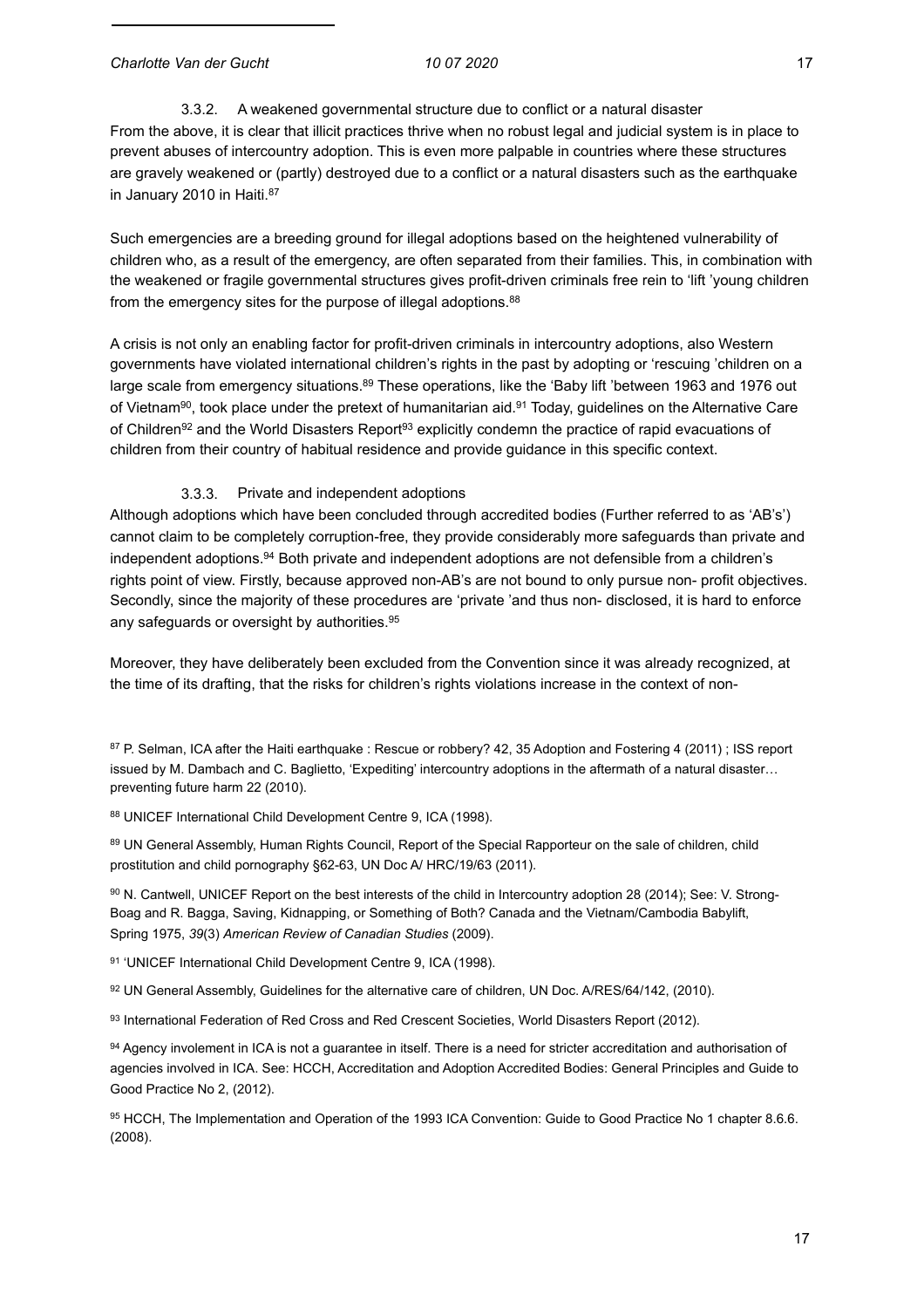#### 3.3.2. A weakened governmental structure due to conflict or a natural disaster

From the above, it is clear that illicit practices thrive when no robust legal and judicial system is in place to prevent abuses of intercountry adoption. This is even more palpable in countries where these structures are gravely weakened or (partly) destroyed due to a conflict or a natural disasters such as the earthquake in January 2010 in Haiti.[87]

Such emergencies are a breeding ground for illegal adoptions based on the heightened vulnerability of children who, as a result of the emergency, are often separated from their families. This, in combination with the weakened or fragile governmental structures gives profit-driven criminals free rein to 'lift 'young children from the emergency sites for the purpose of illegal adoptions.[88]

A crisis is not only an enabling factor for profit-driven criminals in intercountry adoptions, also Western governments have violated international children's rights in the past by adopting or 'rescuing 'children on a large scale from emergency situations.[89] These operations, like the 'Baby lift 'between 1963 and 1976 out of Vietnam[90], took place under the pretext of humanitarian aid.[91] Today, guidelines on the Alternative Care of Children[92] and the World Disasters Report[93] explicitly condemn the practice of rapid evacuations of children from their country of habitual residence and provide guidance in this specific context.

#### 3.3.3. Private and independent adoptions

Although adoptions which have been concluded through accredited bodies (Further referred to as 'AB's') cannot claim to be completely corruption-free, they provide considerably more safeguards than private and independent adoptions.[94] Both private and independent adoptions are not defensible from a children's rights point of view. Firstly, because approved non-AB's are not bound to only pursue non- profit objectives. Secondly, since the majority of these procedures are 'private 'and thus non- disclosed, it is hard to enforce any safeguards or oversight by authorities.[95]

Moreover, they have deliberately been excluded from the Convention since it was already recognized, at the time of its drafting, that the risks for children's rights violations increase in the context of non-

---

[87] P. Selman, ICA after the Haiti earthquake : Rescue or robbery? 42, 35 Adoption and Fostering 4 (2011) ; ISS report issued by M. Dambach and C. Baglietto, 'Expediting' intercountry adoptions in the aftermath of a natural disaster… preventing future harm 22 (2010).

[88] UNICEF International Child Development Centre 9, ICA (1998).

[89] UN General Assembly, Human Rights Council, Report of the Special Rapporteur on the sale of children, child prostitution and child pornography §62-63, UN Doc A/ HRC/19/63 (2011).

[90] N. Cantwell, UNICEF Report on the best interests of the child in Intercountry adoption 28 (2014); See: V. Strong-Boag and R. Bagga, Saving, Kidnapping, or Something of Both? Canada and the Vietnam/Cambodia Babylift, Spring 1975, *39*(3) *American Review of Canadian Studies* (2009).

[91] 'UNICEF International Child Development Centre 9, ICA (1998).

[92] UN General Assembly, Guidelines for the alternative care of children, UN Doc. A/RES/64/142, (2010).

[93] International Federation of Red Cross and Red Crescent Societies, World Disasters Report (2012).

[94] Agency involement in ICA is not a guarantee in itself. There is a need for stricter accreditation and authorisation of agencies involved in ICA. See: HCCH, Accreditation and Adoption Accredited Bodies: General Principles and Guide to Good Practice No 2, (2012).

[95] HCCH, The Implementation and Operation of the 1993 ICA Convention: Guide to Good Practice No 1 chapter 8.6.6. (2008).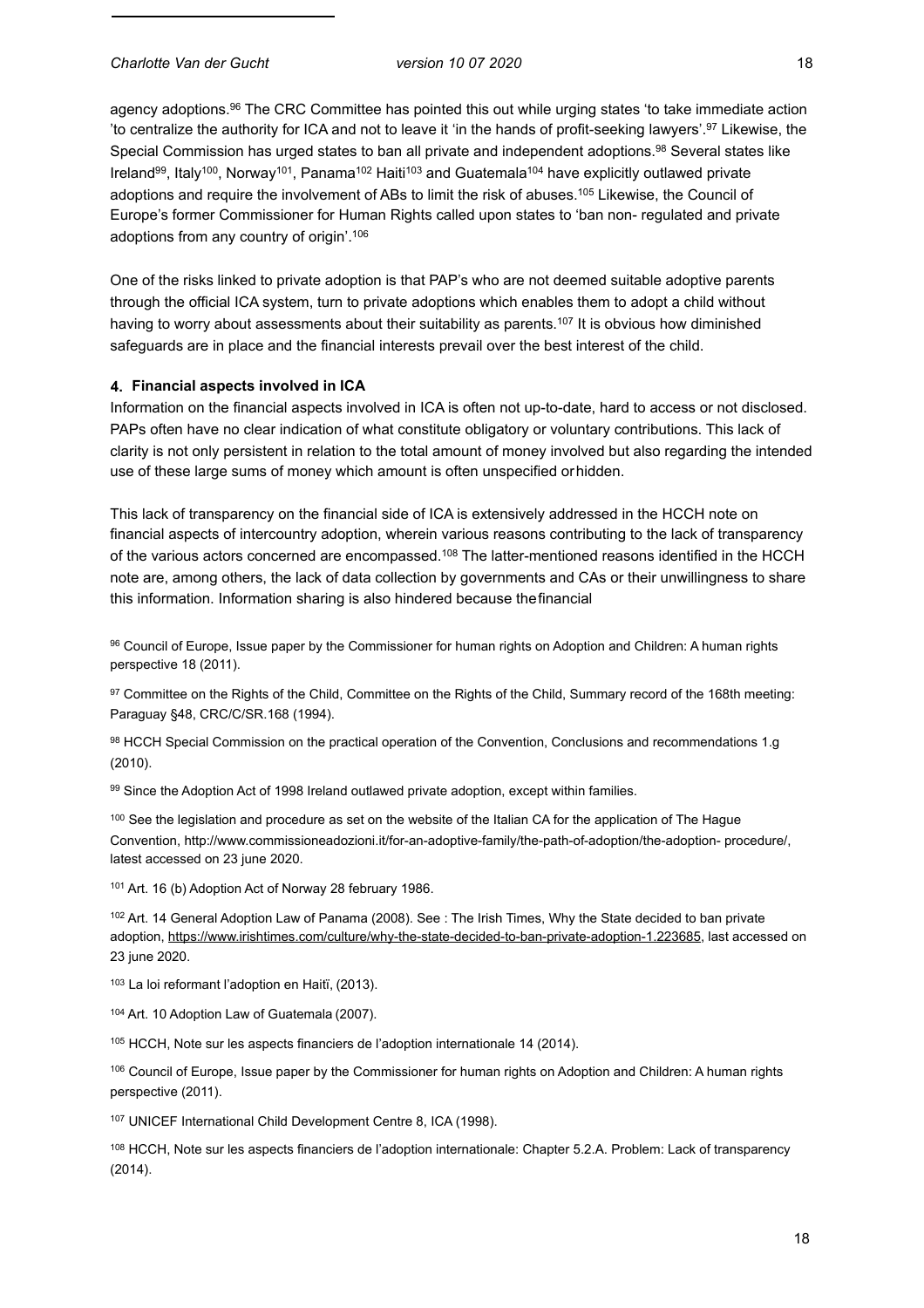agency adoptions.[96] The CRC Committee has pointed this out while urging states 'to take immediate action 'to centralize the authority for ICA and not to leave it 'in the hands of profit-seeking lawyers'.[97] Likewise, the Special Commission has urged states to ban all private and independent adoptions.[98] Several states like Ireland[99], Italy[100], Norway[101], Panama[102] Haiti[103] and Guatemala[104] have explicitly outlawed private adoptions and require the involvement of ABs to limit the risk of abuses.[105] Likewise, the Council of Europe's former Commissioner for Human Rights called upon states to 'ban non- regulated and private adoptions from any country of origin'.[106]

One of the risks linked to private adoption is that PAP's who are not deemed suitable adoptive parents through the official ICA system, turn to private adoptions which enables them to adopt a child without having to worry about assessments about their suitability as parents.[107] It is obvious how diminished safeguards are in place and the financial interests prevail over the best interest of the child.

#### 4. Financial aspects involved in ICA

Information on the financial aspects involved in ICA is often not up-to-date, hard to access or not disclosed. PAPs often have no clear indication of what constitute obligatory or voluntary contributions. This lack of clarity is not only persistent in relation to the total amount of money involved but also regarding the intended use of these large sums of money which amount is often unspecified or hidden.

This lack of transparency on the financial side of ICA is extensively addressed in the HCCH note on financial aspects of intercountry adoption, wherein various reasons contributing to the lack of transparency of the various actors concerned are encompassed.[108] The latter-mentioned reasons identified in the HCCH note are, among others, the lack of data collection by governments and CAs or their unwillingness to share this information. Information sharing is also hindered because the financial

[96] Council of Europe, Issue paper by the Commissioner for human rights on Adoption and Children: A human rights perspective 18 (2011).

[97] Committee on the Rights of the Child, Committee on the Rights of the Child, Summary record of the 168th meeting: Paraguay §48, CRC/C/SR.168 (1994).

[98] HCCH Special Commission on the practical operation of the Convention, Conclusions and recommendations 1.g (2010).

[99] Since the Adoption Act of 1998 Ireland outlawed private adoption, except within families.

[100] See the legislation and procedure as set on the website of the Italian CA for the application of The Hague Convention, http://www.commissioneadozioni.it/for-an-adoptive-family/the-path-of-adoption/the-adoption- procedure/, latest accessed on 23 june 2020.

[101] Art. 16 (b) Adoption Act of Norway 28 february 1986.

[102] Art. 14 General Adoption Law of Panama (2008). See : The Irish Times, Why the State decided to ban private adoption, https://www.irishtimes.com/culture/why-the-state-decided-to-ban-private-adoption-1.223685, last accessed on 23 june 2020.

[103] La loi reformant l'adoption en Haitï, (2013).

[104] Art. 10 Adoption Law of Guatemala (2007).

[105] HCCH, Note sur les aspects financiers de l'adoption internationale 14 (2014).

[106] Council of Europe, Issue paper by the Commissioner for human rights on Adoption and Children: A human rights perspective (2011).

[107] UNICEF International Child Development Centre 8, ICA (1998).

[108] HCCH, Note sur les aspects financiers de l'adoption internationale: Chapter 5.2.A. Problem: Lack of transparency (2014).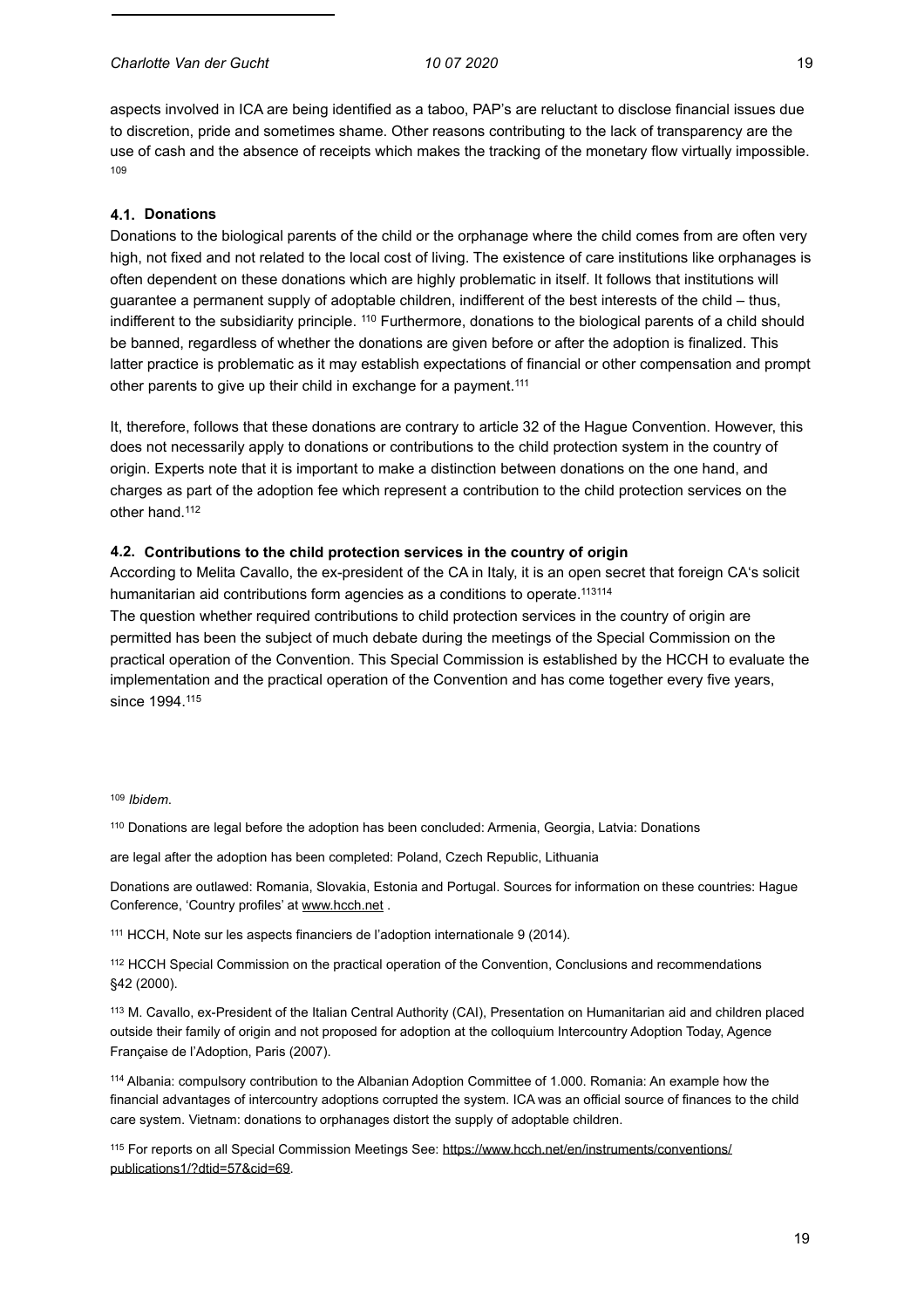aspects involved in ICA are being identified as a taboo, PAP's are reluctant to disclose financial issues due to discretion, pride and sometimes shame. Other reasons contributing to the lack of transparency are the use of cash and the absence of receipts which makes the tracking of the monetary flow virtually impossible. [109]

### 4.1. Donations

Donations to the biological parents of the child or the orphanage where the child comes from are often very high, not fixed and not related to the local cost of living. The existence of care institutions like orphanages is often dependent on these donations which are highly problematic in itself. It follows that institutions will guarantee a permanent supply of adoptable children, indifferent of the best interests of the child – thus, indifferent to the subsidiarity principle. [110] Furthermore, donations to the biological parents of a child should be banned, regardless of whether the donations are given before or after the adoption is finalized. This latter practice is problematic as it may establish expectations of financial or other compensation and prompt other parents to give up their child in exchange for a payment.[111]

It, therefore, follows that these donations are contrary to article 32 of the Hague Convention. However, this does not necessarily apply to donations or contributions to the child protection system in the country of origin. Experts note that it is important to make a distinction between donations on the one hand, and charges as part of the adoption fee which represent a contribution to the child protection services on the other hand.[112]

### 4.2. Contributions to the child protection services in the country of origin

According to Melita Cavallo, the ex-president of the CA in Italy, it is an open secret that foreign CA's solicit humanitarian aid contributions form agencies as a conditions to operate.[113][114]

The question whether required contributions to child protection services in the country of origin are permitted has been the subject of much debate during the meetings of the Special Commission on the practical operation of the Convention. This Special Commission is established by the HCCH to evaluate the implementation and the practical operation of the Convention and has come together every five years, since 1994.[115]

[109] *Ibidem*.

[110] Donations are legal before the adoption has been concluded: Armenia, Georgia, Latvia: Donations

are legal after the adoption has been completed: Poland, Czech Republic, Lithuania

Donations are outlawed: Romania, Slovakia, Estonia and Portugal. Sources for information on these countries: Hague Conference, 'Country profiles' at www.hcch.net .

[111] HCCH, Note sur les aspects financiers de l'adoption internationale 9 (2014).

[112] HCCH Special Commission on the practical operation of the Convention, Conclusions and recommendations §42 (2000).

[113] M. Cavallo, ex-President of the Italian Central Authority (CAI), Presentation on Humanitarian aid and children placed outside their family of origin and not proposed for adoption at the colloquium Intercountry Adoption Today, Agence Française de l'Adoption, Paris (2007).

[114] Albania: compulsory contribution to the Albanian Adoption Committee of 1.000. Romania: An example how the financial advantages of intercountry adoptions corrupted the system. ICA was an official source of finances to the child care system. Vietnam: donations to orphanages distort the supply of adoptable children.

[115] For reports on all Special Commission Meetings See: https://www.hcch.net/en/instruments/conventions/publications1/?dtid=57&cid=69.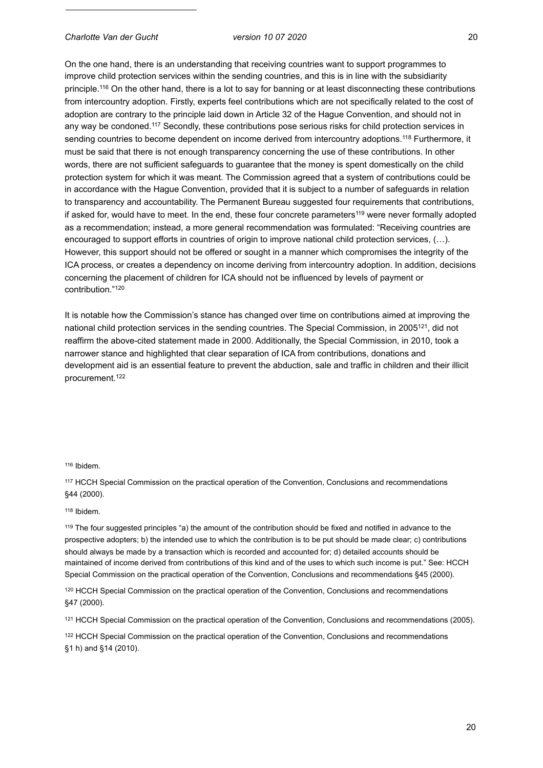On the one hand, there is an understanding that receiving countries want to support programmes to improve child protection services within the sending countries, and this is in line with the subsidiarity principle.[116] On the other hand, there is a lot to say for banning or at least disconnecting these contributions from intercountry adoption. Firstly, experts feel contributions which are not specifically related to the cost of adoption are contrary to the principle laid down in Article 32 of the Hague Convention, and should not in any way be condoned.[117] Secondly, these contributions pose serious risks for child protection services in sending countries to become dependent on income derived from intercountry adoptions.[118] Furthermore, it must be said that there is not enough transparency concerning the use of these contributions. In other words, there are not sufficient safeguards to guarantee that the money is spent domestically on the child protection system for which it was meant. The Commission agreed that a system of contributions could be in accordance with the Hague Convention, provided that it is subject to a number of safeguards in relation to transparency and accountability. The Permanent Bureau suggested four requirements that contributions, if asked for, would have to meet. In the end, these four concrete parameters[119] were never formally adopted as a recommendation; instead, a more general recommendation was formulated: "Receiving countries are encouraged to support efforts in countries of origin to improve national child protection services, (…). However, this support should not be offered or sought in a manner which compromises the integrity of the ICA process, or creates a dependency on income deriving from intercountry adoption. In addition, decisions concerning the placement of children for ICA should not be influenced by levels of payment or contribution."[120]

It is notable how the Commission's stance has changed over time on contributions aimed at improving the national child protection services in the sending countries. The Special Commission, in 2005[121], did not reaffirm the above-cited statement made in 2000. Additionally, the Special Commission, in 2010, took a narrower stance and highlighted that clear separation of ICA from contributions, donations and development aid is an essential feature to prevent the abduction, sale and traffic in children and their illicit procurement.[122]

[116] Ibidem.

[117] HCCH Special Commission on the practical operation of the Convention, Conclusions and recommendations §44 (2000).

[118] Ibidem.

[119] The four suggested principles "a) the amount of the contribution should be fixed and notified in advance to the prospective adopters; b) the intended use to which the contribution is to be put should be made clear; c) contributions should always be made by a transaction which is recorded and accounted for; d) detailed accounts should be maintained of income derived from contributions of this kind and of the uses to which such income is put." See: HCCH Special Commission on the practical operation of the Convention, Conclusions and recommendations §45 (2000).

[120] HCCH Special Commission on the practical operation of the Convention, Conclusions and recommendations §47 (2000).

[121] HCCH Special Commission on the practical operation of the Convention, Conclusions and recommendations (2005).

[122] HCCH Special Commission on the practical operation of the Convention, Conclusions and recommendations §1 h) and §14 (2010).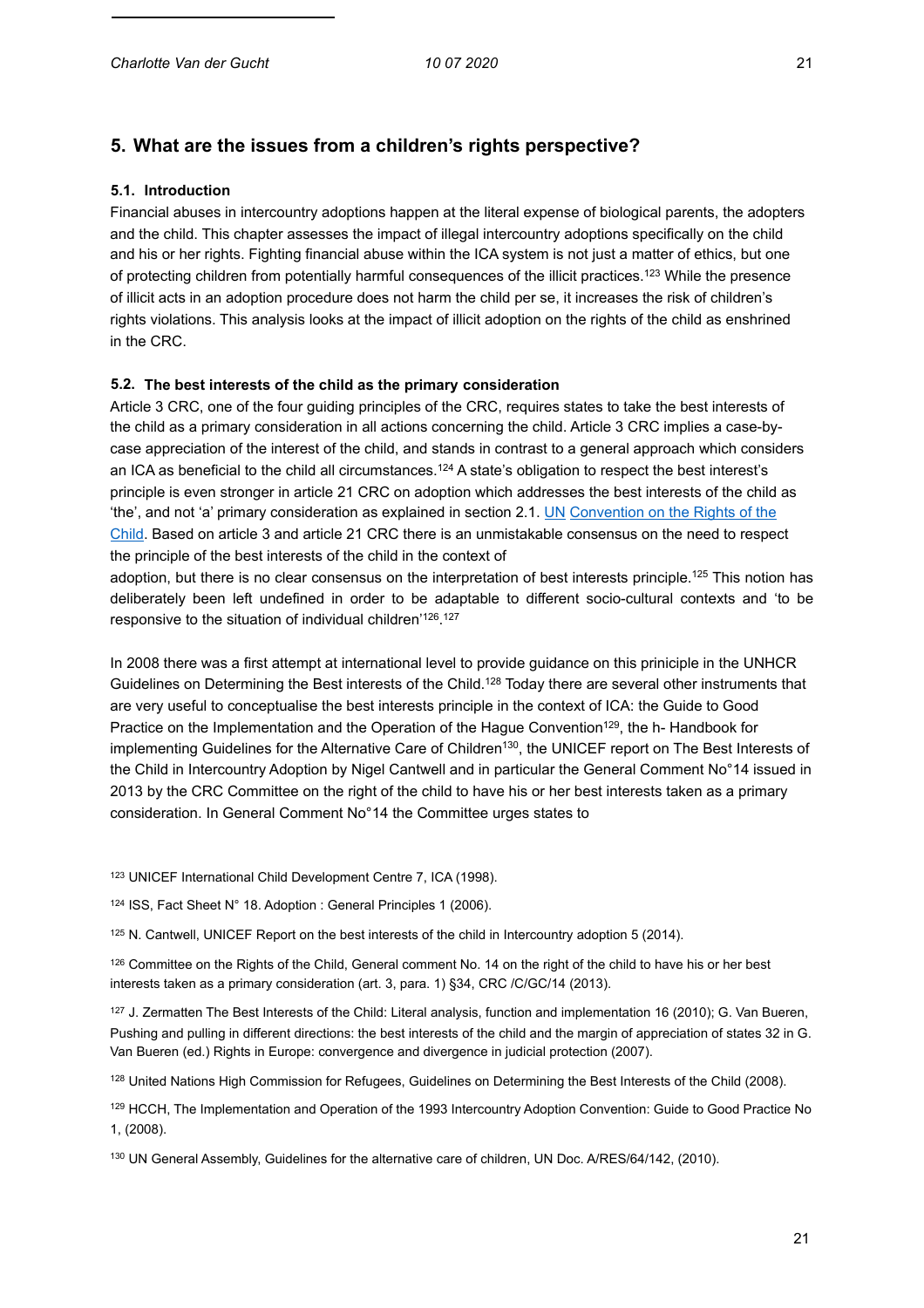## 5. What are the issues from a children's rights perspective?

### 5.1. Introduction

Financial abuses in intercountry adoptions happen at the literal expense of biological parents, the adopters and the child. This chapter assesses the impact of illegal intercountry adoptions specifically on the child and his or her rights. Fighting financial abuse within the ICA system is not just a matter of ethics, but one of protecting children from potentially harmful consequences of the illicit practices.[123] While the presence of illicit acts in an adoption procedure does not harm the child per se, it increases the risk of children's rights violations. This analysis looks at the impact of illicit adoption on the rights of the child as enshrined in the CRC.

### 5.2. The best interests of the child as the primary consideration

Article 3 CRC, one of the four guiding principles of the CRC, requires states to take the best interests of the child as a primary consideration in all actions concerning the child. Article 3 CRC implies a case-by-case appreciation of the interest of the child, and stands in contrast to a general approach which considers an ICA as beneficial to the child all circumstances.[124] A state's obligation to respect the best interest's principle is even stronger in article 21 CRC on adoption which addresses the best interests of the child as 'the', and not 'a' primary consideration as explained in section 2.1. UN Convention on the Rights of the Child. Based on article 3 and article 21 CRC there is an unmistakable consensus on the need to respect the principle of the best interests of the child in the context of adoption, but there is no clear consensus on the interpretation of best interests principle.[125] This notion has deliberately been left undefined in order to be adaptable to different socio-cultural contexts and 'to be responsive to the situation of individual children'[126].[127]

In 2008 there was a first attempt at international level to provide guidance on this priniciple in the UNHCR Guidelines on Determining the Best interests of the Child.[128] Today there are several other instruments that are very useful to conceptualise the best interests principle in the context of ICA: the Guide to Good Practice on the Implementation and the Operation of the Hague Convention[129], the h- Handbook for implementing Guidelines for the Alternative Care of Children[130], the UNICEF report on The Best Interests of the Child in Intercountry Adoption by Nigel Cantwell and in particular the General Comment N°14 issued in 2013 by the CRC Committee on the right of the child to have his or her best interests taken as a primary consideration. In General Comment N°14 the Committee urges states to

---

[123] UNICEF International Child Development Centre 7, ICA (1998).

[124] ISS, Fact Sheet N° 18. Adoption : General Principles 1 (2006).

[125] N. Cantwell, UNICEF Report on the best interests of the child in Intercountry adoption 5 (2014).

[126] Committee on the Rights of the Child, General comment No. 14 on the right of the child to have his or her best interests taken as a primary consideration (art. 3, para. 1) §34, CRC /C/GC/14 (2013).

[127] J. Zermatten The Best Interests of the Child: Literal analysis, function and implementation 16 (2010); G. Van Bueren, Pushing and pulling in different directions: the best interests of the child and the margin of appreciation of states 32 in G. Van Bueren (ed.) Rights in Europe: convergence and divergence in judicial protection (2007).

[128] United Nations High Commission for Refugees, Guidelines on Determining the Best Interests of the Child (2008).

[129] HCCH, The Implementation and Operation of the 1993 Intercountry Adoption Convention: Guide to Good Practice No 1, (2008).

[130] UN General Assembly, Guidelines for the alternative care of children, UN Doc. A/RES/64/142, (2010).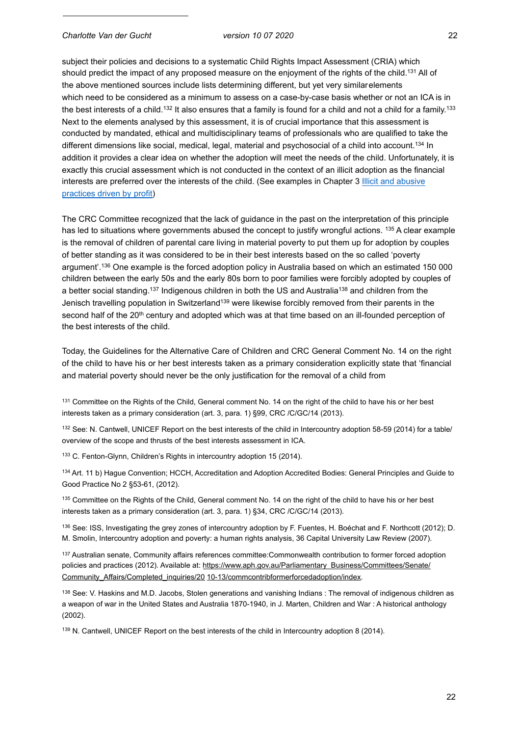subject their policies and decisions to a systematic Child Rights Impact Assessment (CRIA) which should predict the impact of any proposed measure on the enjoyment of the rights of the child.[131] All of the above mentioned sources include lists determining different, but yet very similar elements which need to be considered as a minimum to assess on a case-by-case basis whether or not an ICA is in the best interests of a child.[132] It also ensures that a family is found for a child and not a child for a family.[133] Next to the elements analysed by this assessment, it is of crucial importance that this assessment is conducted by mandated, ethical and multidisciplinary teams of professionals who are qualified to take the different dimensions like social, medical, legal, material and psychosocial of a child into account.[134] In addition it provides a clear idea on whether the adoption will meet the needs of the child. Unfortunately, it is exactly this crucial assessment which is not conducted in the context of an illicit adoption as the financial interests are preferred over the interests of the child. (See examples in Chapter 3 [Illicit and abusive practices driven by profit])

The CRC Committee recognized that the lack of guidance in the past on the interpretation of this principle has led to situations where governments abused the concept to justify wrongful actions. [135] A clear example is the removal of children of parental care living in material poverty to put them up for adoption by couples of better standing as it was considered to be in their best interests based on the so called 'poverty argument'.[136] One example is the forced adoption policy in Australia based on which an estimated 150 000 children between the early 50s and the early 80s born to poor families were forcibly adopted by couples of a better social standing.[137] Indigenous children in both the US and Australia[138] and children from the Jenisch travelling population in Switzerland[139] were likewise forcibly removed from their parents in the second half of the 20th century and adopted which was at that time based on an ill-founded perception of the best interests of the child.

Today, the Guidelines for the Alternative Care of Children and CRC General Comment No. 14 on the right of the child to have his or her best interests taken as a primary consideration explicitly state that 'financial and material poverty should never be the only justification for the removal of a child from

[131] Committee on the Rights of the Child, General comment No. 14 on the right of the child to have his or her best interests taken as a primary consideration (art. 3, para. 1) §99, CRC /C/GC/14 (2013).

[132] See: N. Cantwell, UNICEF Report on the best interests of the child in Intercountry adoption 58-59 (2014) for a table/ overview of the scope and thrusts of the best interests assessment in ICA.

[133] C. Fenton-Glynn, Children's Rights in intercountry adoption 15 (2014).

[134] Art. 11 b) Hague Convention; HCCH, Accreditation and Adoption Accredited Bodies: General Principles and Guide to Good Practice No 2 §53-61, (2012).

[135] Committee on the Rights of the Child, General comment No. 14 on the right of the child to have his or her best interests taken as a primary consideration (art. 3, para. 1) §34, CRC /C/GC/14 (2013).

[136] See: ISS, Investigating the grey zones of intercountry adoption by F. Fuentes, H. Boéchat and F. Northcott (2012); D. M. Smolin, Intercountry adoption and poverty: a human rights analysis, 36 Capital University Law Review (2007).

[137] Australian senate, Community affairs references committee:Commonwealth contribution to former forced adoption policies and practices (2012). Available at: https://www.aph.gov.au/Parliamentary_Business/Committees/Senate/Community_Affairs/Completed_inquiries/20 10-13/commcontribformerforcedadoption/index.

[138] See: V. Haskins and M.D. Jacobs, Stolen generations and vanishing Indians : The removal of indigenous children as a weapon of war in the United States and Australia 1870-1940, in J. Marten, Children and War : A historical anthology (2002).

[139] N. Cantwell, UNICEF Report on the best interests of the child in Intercountry adoption 8 (2014).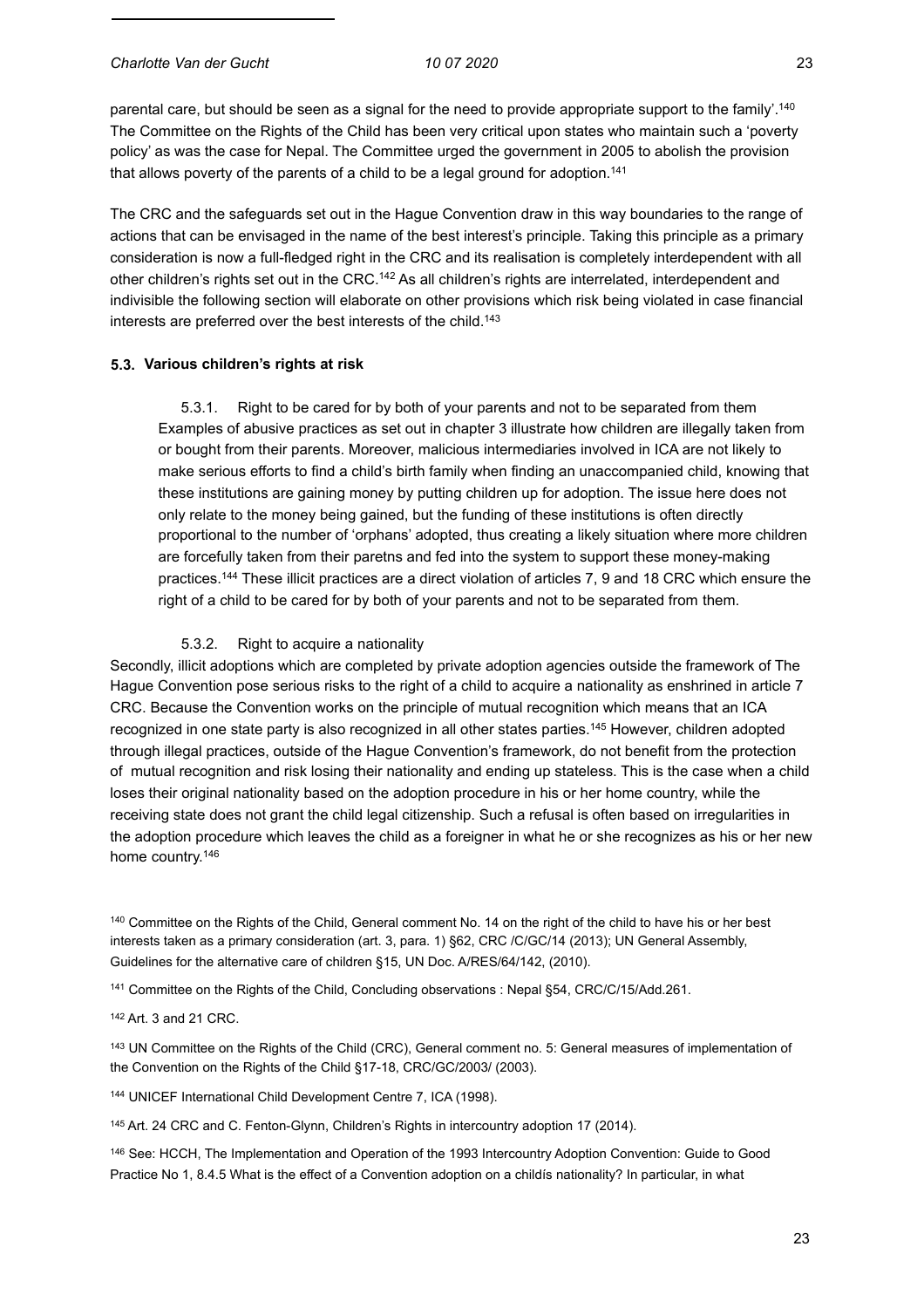parental care, but should be seen as a signal for the need to provide appropriate support to the family'.[140] The Committee on the Rights of the Child has been very critical upon states who maintain such a 'poverty policy' as was the case for Nepal. The Committee urged the government in 2005 to abolish the provision that allows poverty of the parents of a child to be a legal ground for adoption.[141]

The CRC and the safeguards set out in the Hague Convention draw in this way boundaries to the range of actions that can be envisaged in the name of the best interest's principle. Taking this principle as a primary consideration is now a full-fledged right in the CRC and its realisation is completely interdependent with all other children's rights set out in the CRC.[142] As all children's rights are interrelated, interdependent and indivisible the following section will elaborate on other provisions which risk being violated in case financial interests are preferred over the best interests of the child.[143]

### 5.3. Various children's rights at risk

#### 5.3.1. Right to be cared for by both of your parents and not to be separated from them

Examples of abusive practices as set out in chapter 3 illustrate how children are illegally taken from or bought from their parents. Moreover, malicious intermediaries involved in ICA are not likely to make serious efforts to find a child's birth family when finding an unaccompanied child, knowing that these institutions are gaining money by putting children up for adoption. The issue here does not only relate to the money being gained, but the funding of these institutions is often directly proportional to the number of 'orphans' adopted, thus creating a likely situation where more children are forcefully taken from their paretns and fed into the system to support these money-making practices.[144] These illicit practices are a direct violation of articles 7, 9 and 18 CRC which ensure the right of a child to be cared for by both of your parents and not to be separated from them.

#### 5.3.2. Right to acquire a nationality

Secondly, illicit adoptions which are completed by private adoption agencies outside the framework of The Hague Convention pose serious risks to the right of a child to acquire a nationality as enshrined in article 7 CRC. Because the Convention works on the principle of mutual recognition which means that an ICA recognized in one state party is also recognized in all other states parties.[145] However, children adopted through illegal practices, outside of the Hague Convention's framework, do not benefit from the protection of mutual recognition and risk losing their nationality and ending up stateless. This is the case when a child loses their original nationality based on the adoption procedure in his or her home country, while the receiving state does not grant the child legal citizenship. Such a refusal is often based on irregularities in the adoption procedure which leaves the child as a foreigner in what he or she recognizes as his or her new home country.[146]

---

[140] Committee on the Rights of the Child, General comment No. 14 on the right of the child to have his or her best interests taken as a primary consideration (art. 3, para. 1) §62, CRC /C/GC/14 (2013); UN General Assembly, Guidelines for the alternative care of children §15, UN Doc. A/RES/64/142, (2010).

[141] Committee on the Rights of the Child, Concluding observations : Nepal §54, CRC/C/15/Add.261.

[142] Art. 3 and 21 CRC.

[143] UN Committee on the Rights of the Child (CRC), General comment no. 5: General measures of implementation of the Convention on the Rights of the Child §17-18, CRC/GC/2003/ (2003).

[144] UNICEF International Child Development Centre 7, ICA (1998).

[145] Art. 24 CRC and C. Fenton-Glynn, Children's Rights in intercountry adoption 17 (2014).

[146] See: HCCH, The Implementation and Operation of the 1993 Intercountry Adoption Convention: Guide to Good Practice No 1, 8.4.5 What is the effect of a Convention adoption on a childís nationality? In particular, in what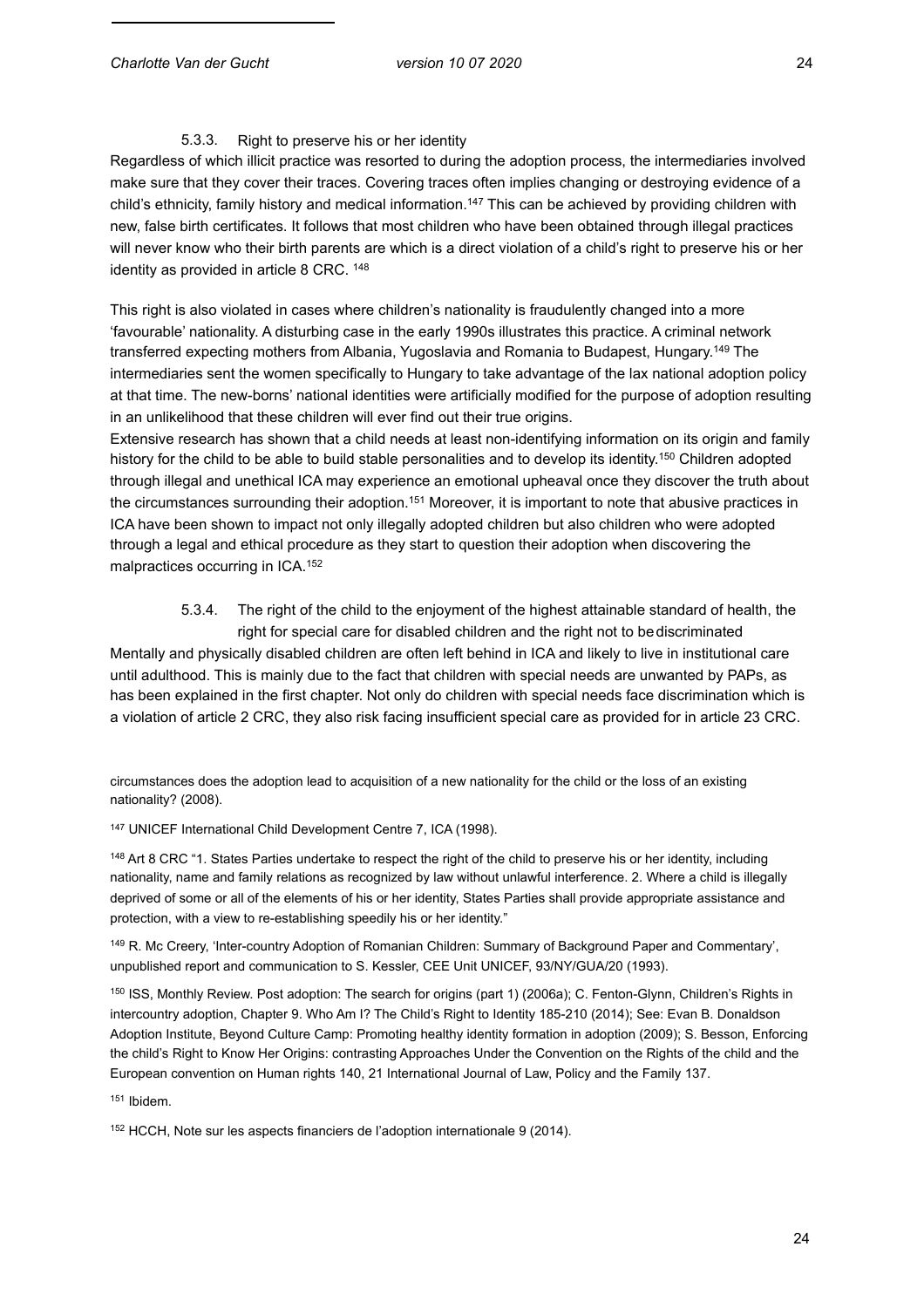#### 5.3.3. Right to preserve his or her identity

Regardless of which illicit practice was resorted to during the adoption process, the intermediaries involved make sure that they cover their traces. Covering traces often implies changing or destroying evidence of a child's ethnicity, family history and medical information.[147] This can be achieved by providing children with new, false birth certificates. It follows that most children who have been obtained through illegal practices will never know who their birth parents are which is a direct violation of a child's right to preserve his or her identity as provided in article 8 CRC. [148]

This right is also violated in cases where children's nationality is fraudulently changed into a more 'favourable' nationality. A disturbing case in the early 1990s illustrates this practice. A criminal network transferred expecting mothers from Albania, Yugoslavia and Romania to Budapest, Hungary.[149] The intermediaries sent the women specifically to Hungary to take advantage of the lax national adoption policy at that time. The new-borns' national identities were artificially modified for the purpose of adoption resulting in an unlikelihood that these children will ever find out their true origins.

Extensive research has shown that a child needs at least non-identifying information on its origin and family history for the child to be able to build stable personalities and to develop its identity.[150] Children adopted through illegal and unethical ICA may experience an emotional upheaval once they discover the truth about the circumstances surrounding their adoption.[151] Moreover, it is important to note that abusive practices in ICA have been shown to impact not only illegally adopted children but also children who were adopted through a legal and ethical procedure as they start to question their adoption when discovering the malpractices occurring in ICA.[152]

#### 5.3.4. The right of the child to the enjoyment of the highest attainable standard of health, the right for special care for disabled children and the right not to be discriminated

Mentally and physically disabled children are often left behind in ICA and likely to live in institutional care until adulthood. This is mainly due to the fact that children with special needs are unwanted by PAPs, as has been explained in the first chapter. Not only do children with special needs face discrimination which is a violation of article 2 CRC, they also risk facing insufficient special care as provided for in article 23 CRC.

---

circumstances does the adoption lead to acquisition of a new nationality for the child or the loss of an existing nationality? (2008).

[147] UNICEF International Child Development Centre 7, ICA (1998).

[148] Art 8 CRC "1. States Parties undertake to respect the right of the child to preserve his or her identity, including nationality, name and family relations as recognized by law without unlawful interference. 2. Where a child is illegally deprived of some or all of the elements of his or her identity, States Parties shall provide appropriate assistance and protection, with a view to re-establishing speedily his or her identity."

[149] R. Mc Creery, 'Inter-country Adoption of Romanian Children: Summary of Background Paper and Commentary', unpublished report and communication to S. Kessler, CEE Unit UNICEF, 93/NY/GUA/20 (1993).

[150] ISS, Monthly Review. Post adoption: The search for origins (part 1) (2006a); C. Fenton-Glynn, Children's Rights in intercountry adoption, Chapter 9. Who Am I? The Child's Right to Identity 185-210 (2014); See: Evan B. Donaldson Adoption Institute, Beyond Culture Camp: Promoting healthy identity formation in adoption (2009); S. Besson, Enforcing the child's Right to Know Her Origins: contrasting Approaches Under the Convention on the Rights of the child and the European convention on Human rights 140, 21 International Journal of Law, Policy and the Family 137.

[151] Ibidem.

[152] HCCH, Note sur les aspects financiers de l'adoption internationale 9 (2014).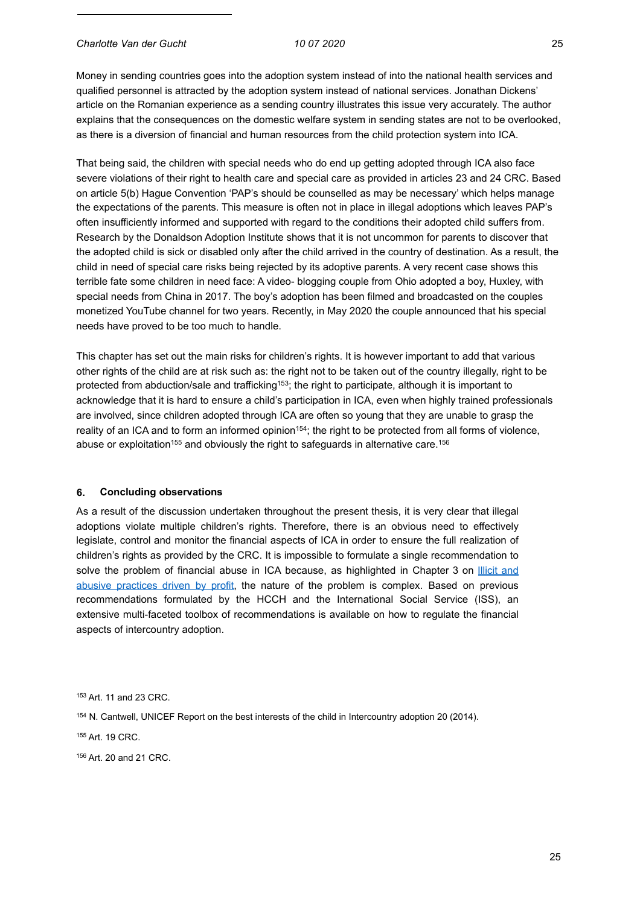Money in sending countries goes into the adoption system instead of into the national health services and qualified personnel is attracted by the adoption system instead of national services. Jonathan Dickens' article on the Romanian experience as a sending country illustrates this issue very accurately. The author explains that the consequences on the domestic welfare system in sending states are not to be overlooked, as there is a diversion of financial and human resources from the child protection system into ICA.

That being said, the children with special needs who do end up getting adopted through ICA also face severe violations of their right to health care and special care as provided in articles 23 and 24 CRC. Based on article 5(b) Hague Convention 'PAP's should be counselled as may be necessary' which helps manage the expectations of the parents. This measure is often not in place in illegal adoptions which leaves PAP's often insufficiently informed and supported with regard to the conditions their adopted child suffers from. Research by the Donaldson Adoption Institute shows that it is not uncommon for parents to discover that the adopted child is sick or disabled only after the child arrived in the country of destination. As a result, the child in need of special care risks being rejected by its adoptive parents. A very recent case shows this terrible fate some children in need face: A video- blogging couple from Ohio adopted a boy, Huxley, with special needs from China in 2017. The boy's adoption has been filmed and broadcasted on the couples monetized YouTube channel for two years. Recently, in May 2020 the couple announced that his special needs have proved to be too much to handle.

This chapter has set out the main risks for children's rights. It is however important to add that various other rights of the child are at risk such as: the right not to be taken out of the country illegally, right to be protected from abduction/sale and trafficking[153]; the right to participate, although it is important to acknowledge that it is hard to ensure a child's participation in ICA, even when highly trained professionals are involved, since children adopted through ICA are often so young that they are unable to grasp the reality of an ICA and to form an informed opinion[154]; the right to be protected from all forms of violence, abuse or exploitation[155] and obviously the right to safeguards in alternative care.[156]

## 6. Concluding observations

As a result of the discussion undertaken throughout the present thesis, it is very clear that illegal adoptions violate multiple children's rights. Therefore, there is an obvious need to effectively legislate, control and monitor the financial aspects of ICA in order to ensure the full realization of children's rights as provided by the CRC. It is impossible to formulate a single recommendation to solve the problem of financial abuse in ICA because, as highlighted in Chapter 3 on Illicit and abusive practices driven by profit, the nature of the problem is complex. Based on previous recommendations formulated by the HCCH and the International Social Service (ISS), an extensive multi-faceted toolbox of recommendations is available on how to regulate the financial aspects of intercountry adoption.

[153] Art. 11 and 23 CRC.

[154] N. Cantwell, UNICEF Report on the best interests of the child in Intercountry adoption 20 (2014).

[155] Art. 19 CRC.

[156] Art. 20 and 21 CRC.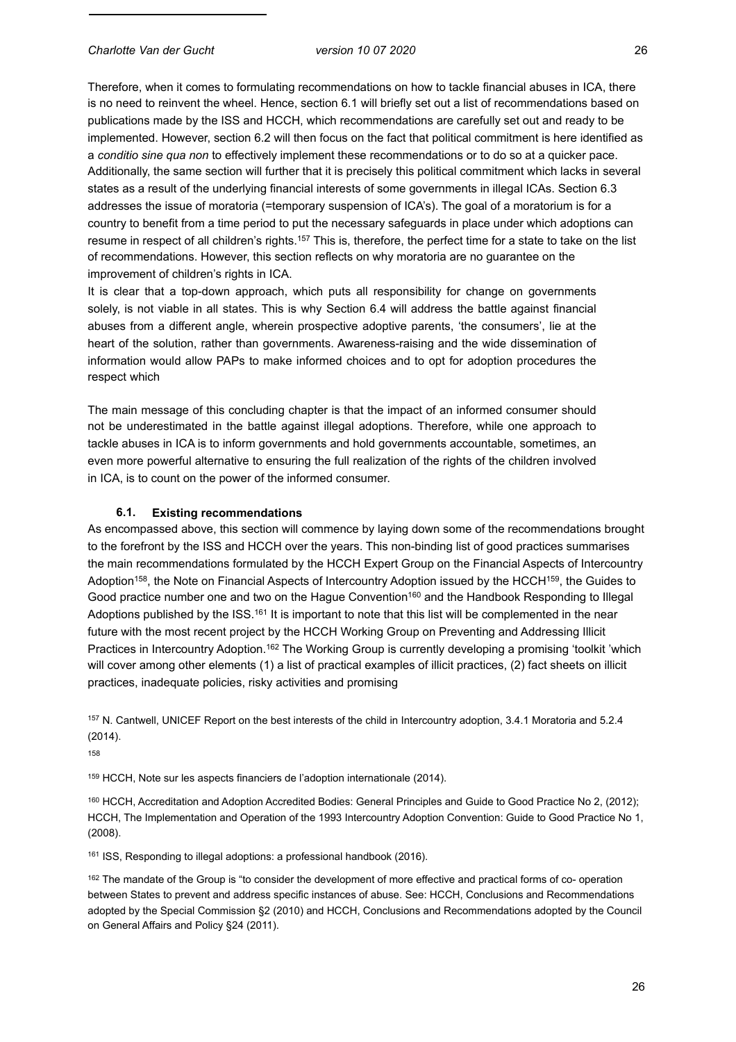Therefore, when it comes to formulating recommendations on how to tackle financial abuses in ICA, there is no need to reinvent the wheel. Hence, section 6.1 will briefly set out a list of recommendations based on publications made by the ISS and HCCH, which recommendations are carefully set out and ready to be implemented. However, section 6.2 will then focus on the fact that political commitment is here identified as a *conditio sine qua non* to effectively implement these recommendations or to do so at a quicker pace. Additionally, the same section will further that it is precisely this political commitment which lacks in several states as a result of the underlying financial interests of some governments in illegal ICAs. Section 6.3 addresses the issue of moratoria (=temporary suspension of ICA's). The goal of a moratorium is for a country to benefit from a time period to put the necessary safeguards in place under which adoptions can resume in respect of all children's rights.[157] This is, therefore, the perfect time for a state to take on the list of recommendations. However, this section reflects on why moratoria are no guarantee on the improvement of children's rights in ICA.

It is clear that a top-down approach, which puts all responsibility for change on governments solely, is not viable in all states. This is why Section 6.4 will address the battle against financial abuses from a different angle, wherein prospective adoptive parents, 'the consumers', lie at the heart of the solution, rather than governments. Awareness-raising and the wide dissemination of information would allow PAPs to make informed choices and to opt for adoption procedures the respect which

The main message of this concluding chapter is that the impact of an informed consumer should not be underestimated in the battle against illegal adoptions. Therefore, while one approach to tackle abuses in ICA is to inform governments and hold governments accountable, sometimes, an even more powerful alternative to ensuring the full realization of the rights of the children involved in ICA, is to count on the power of the informed consumer.

### 6.1. Existing recommendations

As encompassed above, this section will commence by laying down some of the recommendations brought to the forefront by the ISS and HCCH over the years. This non-binding list of good practices summarises the main recommendations formulated by the HCCH Expert Group on the Financial Aspects of Intercountry Adoption[158], the Note on Financial Aspects of Intercountry Adoption issued by the HCCH[159], the Guides to Good practice number one and two on the Hague Convention[160] and the Handbook Responding to Illegal Adoptions published by the ISS.[161] It is important to note that this list will be complemented in the near future with the most recent project by the HCCH Working Group on Preventing and Addressing Illicit Practices in Intercountry Adoption.[162] The Working Group is currently developing a promising 'toolkit 'which will cover among other elements (1) a list of practical examples of illicit practices, (2) fact sheets on illicit practices, inadequate policies, risky activities and promising

[157] N. Cantwell, UNICEF Report on the best interests of the child in Intercountry adoption, 3.4.1 Moratoria and 5.2.4 (2014).

[158]

[159] HCCH, Note sur les aspects financiers de l'adoption internationale (2014).

[160] HCCH, Accreditation and Adoption Accredited Bodies: General Principles and Guide to Good Practice No 2, (2012); HCCH, The Implementation and Operation of the 1993 Intercountry Adoption Convention: Guide to Good Practice No 1, (2008).

[161] ISS, Responding to illegal adoptions: a professional handbook (2016).

[162] The mandate of the Group is "to consider the development of more effective and practical forms of co- operation between States to prevent and address specific instances of abuse. See: HCCH, Conclusions and Recommendations adopted by the Special Commission §2 (2010) and HCCH, Conclusions and Recommendations adopted by the Council on General Affairs and Policy §24 (2011).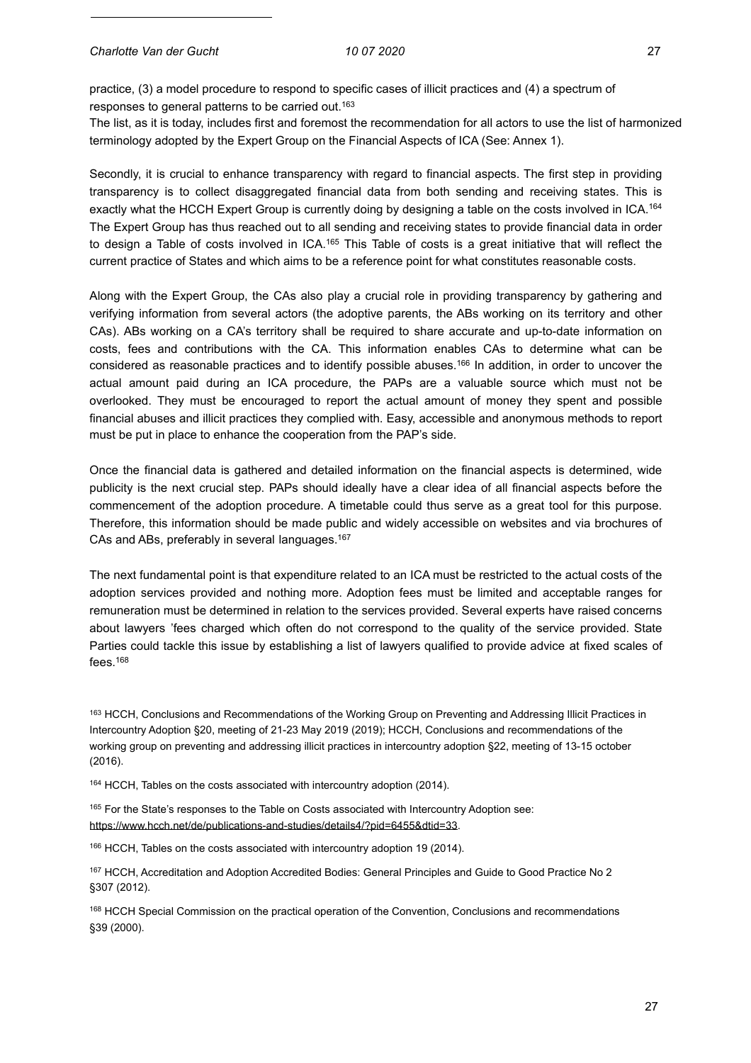practice, (3) a model procedure to respond to specific cases of illicit practices and (4) a spectrum of responses to general patterns to be carried out.[163]

The list, as it is today, includes first and foremost the recommendation for all actors to use the list of harmonized terminology adopted by the Expert Group on the Financial Aspects of ICA (See: Annex 1).

Secondly, it is crucial to enhance transparency with regard to financial aspects. The first step in providing transparency is to collect disaggregated financial data from both sending and receiving states. This is exactly what the HCCH Expert Group is currently doing by designing a table on the costs involved in ICA.[164] The Expert Group has thus reached out to all sending and receiving states to provide financial data in order to design a Table of costs involved in ICA.[165] This Table of costs is a great initiative that will reflect the current practice of States and which aims to be a reference point for what constitutes reasonable costs.

Along with the Expert Group, the CAs also play a crucial role in providing transparency by gathering and verifying information from several actors (the adoptive parents, the ABs working on its territory and other CAs). ABs working on a CA's territory shall be required to share accurate and up-to-date information on costs, fees and contributions with the CA. This information enables CAs to determine what can be considered as reasonable practices and to identify possible abuses.[166] In addition, in order to uncover the actual amount paid during an ICA procedure, the PAPs are a valuable source which must not be overlooked. They must be encouraged to report the actual amount of money they spent and possible financial abuses and illicit practices they complied with. Easy, accessible and anonymous methods to report must be put in place to enhance the cooperation from the PAP's side.

Once the financial data is gathered and detailed information on the financial aspects is determined, wide publicity is the next crucial step. PAPs should ideally have a clear idea of all financial aspects before the commencement of the adoption procedure. A timetable could thus serve as a great tool for this purpose. Therefore, this information should be made public and widely accessible on websites and via brochures of CAs and ABs, preferably in several languages.[167]

The next fundamental point is that expenditure related to an ICA must be restricted to the actual costs of the adoption services provided and nothing more. Adoption fees must be limited and acceptable ranges for remuneration must be determined in relation to the services provided. Several experts have raised concerns about lawyers 'fees charged which often do not correspond to the quality of the service provided. State Parties could tackle this issue by establishing a list of lawyers qualified to provide advice at fixed scales of fees.[168]

---

[163] HCCH, Conclusions and Recommendations of the Working Group on Preventing and Addressing Illicit Practices in Intercountry Adoption §20, meeting of 21-23 May 2019 (2019); HCCH, Conclusions and recommendations of the working group on preventing and addressing illicit practices in intercountry adoption §22, meeting of 13-15 october (2016).

[164] HCCH, Tables on the costs associated with intercountry adoption (2014).

[165] For the State's responses to the Table on Costs associated with Intercountry Adoption see: https://www.hcch.net/de/publications-and-studies/details4/?pid=6455&dtid=33.

[166] HCCH, Tables on the costs associated with intercountry adoption 19 (2014).

[167] HCCH, Accreditation and Adoption Accredited Bodies: General Principles and Guide to Good Practice No 2 §307 (2012).

[168] HCCH Special Commission on the practical operation of the Convention, Conclusions and recommendations §39 (2000).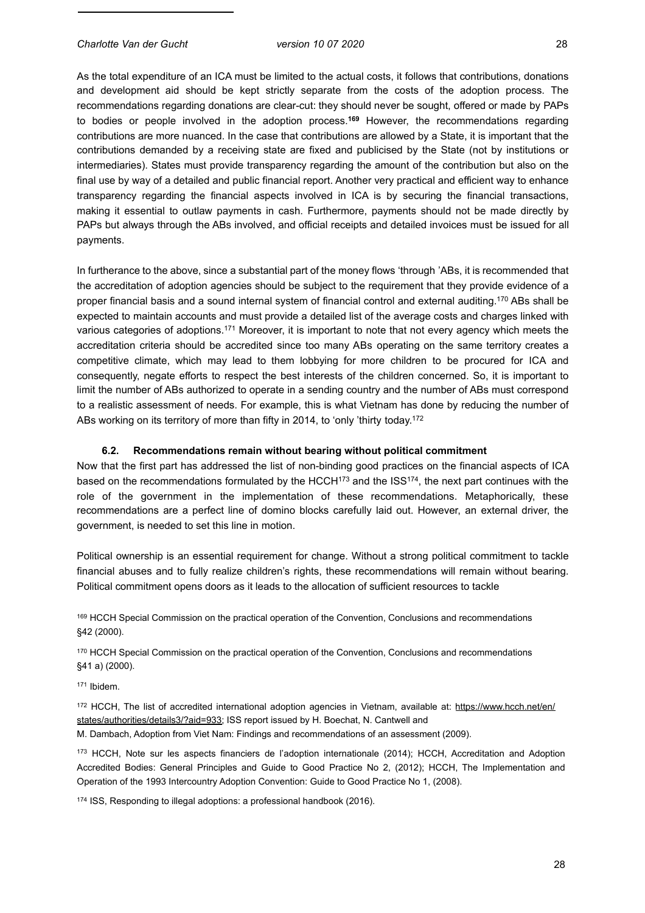As the total expenditure of an ICA must be limited to the actual costs, it follows that contributions, donations and development aid should be kept strictly separate from the costs of the adoption process. The recommendations regarding donations are clear-cut: they should never be sought, offered or made by PAPs to bodies or people involved in the adoption process.[169] However, the recommendations regarding contributions are more nuanced. In the case that contributions are allowed by a State, it is important that the contributions demanded by a receiving state are fixed and publicised by the State (not by institutions or intermediaries). States must provide transparency regarding the amount of the contribution but also on the final use by way of a detailed and public financial report. Another very practical and efficient way to enhance transparency regarding the financial aspects involved in ICA is by securing the financial transactions, making it essential to outlaw payments in cash. Furthermore, payments should not be made directly by PAPs but always through the ABs involved, and official receipts and detailed invoices must be issued for all payments.

In furtherance to the above, since a substantial part of the money flows 'through 'ABs, it is recommended that the accreditation of adoption agencies should be subject to the requirement that they provide evidence of a proper financial basis and a sound internal system of financial control and external auditing.[170] ABs shall be expected to maintain accounts and must provide a detailed list of the average costs and charges linked with various categories of adoptions.[171] Moreover, it is important to note that not every agency which meets the accreditation criteria should be accredited since too many ABs operating on the same territory creates a competitive climate, which may lead to them lobbying for more children to be procured for ICA and consequently, negate efforts to respect the best interests of the children concerned. So, it is important to limit the number of ABs authorized to operate in a sending country and the number of ABs must correspond to a realistic assessment of needs. For example, this is what Vietnam has done by reducing the number of ABs working on its territory of more than fifty in 2014, to 'only 'thirty today.[172]

### 6.2. Recommendations remain without bearing without political commitment

Now that the first part has addressed the list of non-binding good practices on the financial aspects of ICA based on the recommendations formulated by the HCCH[173] and the ISS[174], the next part continues with the role of the government in the implementation of these recommendations. Metaphorically, these recommendations are a perfect line of domino blocks carefully laid out. However, an external driver, the government, is needed to set this line in motion.

Political ownership is an essential requirement for change. Without a strong political commitment to tackle financial abuses and to fully realize children's rights, these recommendations will remain without bearing. Political commitment opens doors as it leads to the allocation of sufficient resources to tackle

[169] HCCH Special Commission on the practical operation of the Convention, Conclusions and recommendations §42 (2000).

[170] HCCH Special Commission on the practical operation of the Convention, Conclusions and recommendations §41 a) (2000).

[171] Ibidem.

[172] HCCH, The list of accredited international adoption agencies in Vietnam, available at: https://www.hcch.net/en/states/authorities/details3/?aid=933; ISS report issued by H. Boechat, N. Cantwell and M. Dambach, Adoption from Viet Nam: Findings and recommendations of an assessment (2009).

[173] HCCH, Note sur les aspects financiers de l'adoption internationale (2014); HCCH, Accreditation and Adoption Accredited Bodies: General Principles and Guide to Good Practice No 2, (2012); HCCH, The Implementation and Operation of the 1993 Intercountry Adoption Convention: Guide to Good Practice No 1, (2008).

[174] ISS, Responding to illegal adoptions: a professional handbook (2016).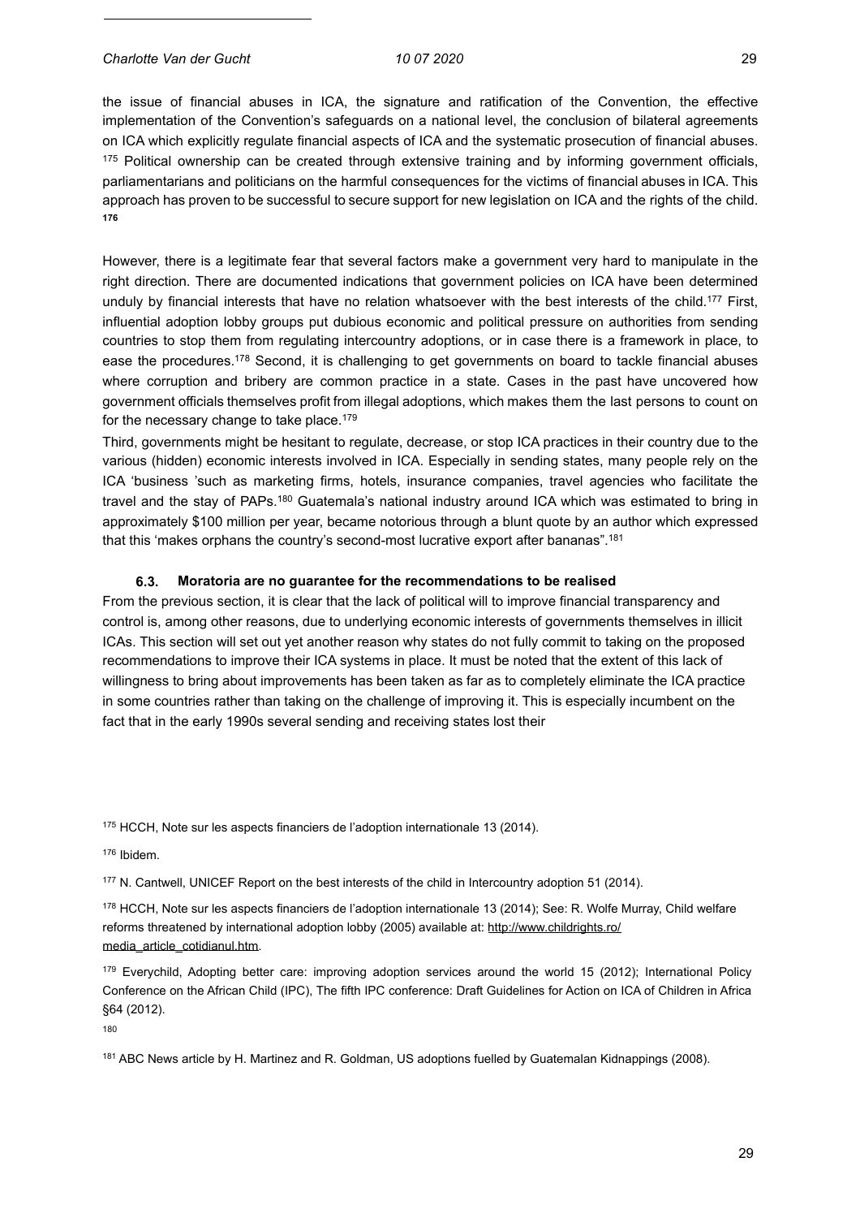the issue of financial abuses in ICA, the signature and ratification of the Convention, the effective implementation of the Convention's safeguards on a national level, the conclusion of bilateral agreements on ICA which explicitly regulate financial aspects of ICA and the systematic prosecution of financial abuses. [175] Political ownership can be created through extensive training and by informing government officials, parliamentarians and politicians on the harmful consequences for the victims of financial abuses in ICA. This approach has proven to be successful to secure support for new legislation on ICA and the rights of the child. [176]

However, there is a legitimate fear that several factors make a government very hard to manipulate in the right direction. There are documented indications that government policies on ICA have been determined unduly by financial interests that have no relation whatsoever with the best interests of the child.[177] First, influential adoption lobby groups put dubious economic and political pressure on authorities from sending countries to stop them from regulating intercountry adoptions, or in case there is a framework in place, to ease the procedures.[178] Second, it is challenging to get governments on board to tackle financial abuses where corruption and bribery are common practice in a state. Cases in the past have uncovered how government officials themselves profit from illegal adoptions, which makes them the last persons to count on for the necessary change to take place.[179]

Third, governments might be hesitant to regulate, decrease, or stop ICA practices in their country due to the various (hidden) economic interests involved in ICA. Especially in sending states, many people rely on the ICA 'business 'such as marketing firms, hotels, insurance companies, travel agencies who facilitate the travel and the stay of PAPs.[180] Guatemala's national industry around ICA which was estimated to bring in approximately $100 million per year, became notorious through a blunt quote by an author which expressed that this 'makes orphans the country's second-most lucrative export after bananas".[181]

### 6.3. Moratoria are no guarantee for the recommendations to be realised

From the previous section, it is clear that the lack of political will to improve financial transparency and control is, among other reasons, due to underlying economic interests of governments themselves in illicit ICAs. This section will set out yet another reason why states do not fully commit to taking on the proposed recommendations to improve their ICA systems in place. It must be noted that the extent of this lack of willingness to bring about improvements has been taken as far as to completely eliminate the ICA practice in some countries rather than taking on the challenge of improving it. This is especially incumbent on the fact that in the early 1990s several sending and receiving states lost their

---

[175] HCCH, Note sur les aspects financiers de l'adoption internationale 13 (2014).

[176] Ibidem.

[177] N. Cantwell, UNICEF Report on the best interests of the child in Intercountry adoption 51 (2014).

[178] HCCH, Note sur les aspects financiers de l'adoption internationale 13 (2014); See: R. Wolfe Murray, Child welfare reforms threatened by international adoption lobby (2005) available at: http://www.childrights.ro/media_article_cotidianul.htm.

[179] Everychild, Adopting better care: improving adoption services around the world 15 (2012); International Policy Conference on the African Child (IPC), The fifth IPC conference: Draft Guidelines for Action on ICA of Children in Africa §64 (2012).

[180]

[181] ABC News article by H. Martinez and R. Goldman, US adoptions fuelled by Guatemalan Kidnappings (2008).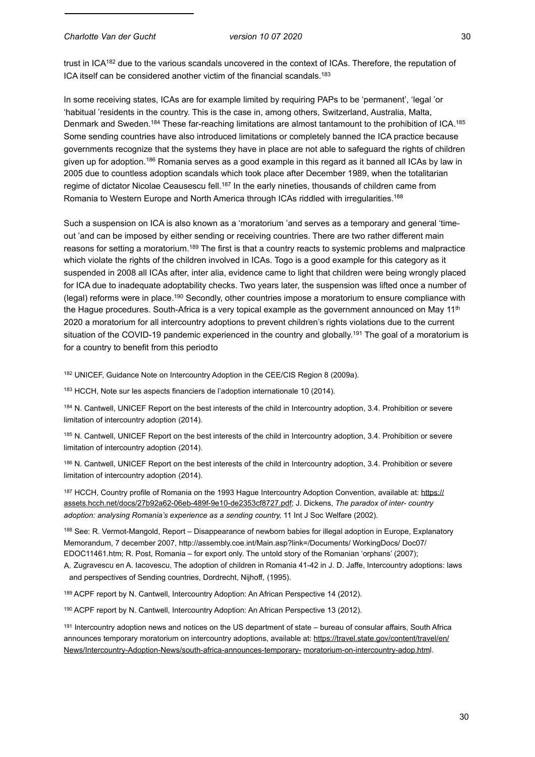trust in ICA[182] due to the various scandals uncovered in the context of ICAs. Therefore, the reputation of ICA itself can be considered another victim of the financial scandals.[183]

In some receiving states, ICAs are for example limited by requiring PAPs to be 'permanent', 'legal 'or 'habitual 'residents in the country. This is the case in, among others, Switzerland, Australia, Malta, Denmark and Sweden.[184] These far-reaching limitations are almost tantamount to the prohibition of ICA.[185] Some sending countries have also introduced limitations or completely banned the ICA practice because governments recognize that the systems they have in place are not able to safeguard the rights of children given up for adoption.[186] Romania serves as a good example in this regard as it banned all ICAs by law in 2005 due to countless adoption scandals which took place after December 1989, when the totalitarian regime of dictator Nicolae Ceausescu fell.[187] In the early nineties, thousands of children came from Romania to Western Europe and North America through ICAs riddled with irregularities.[188]

Such a suspension on ICA is also known as a 'moratorium 'and serves as a temporary and general 'time-out 'and can be imposed by either sending or receiving countries. There are two rather different main reasons for setting a moratorium.[189] The first is that a country reacts to systemic problems and malpractice which violate the rights of the children involved in ICAs. Togo is a good example for this category as it suspended in 2008 all ICAs after, inter alia, evidence came to light that children were being wrongly placed for ICA due to inadequate adoptability checks. Two years later, the suspension was lifted once a number of (legal) reforms were in place.[190] Secondly, other countries impose a moratorium to ensure compliance with the Hague procedures. South-Africa is a very topical example as the government announced on May 11th 2020 a moratorium for all intercountry adoptions to prevent children's rights violations due to the current situation of the COVID-19 pandemic experienced in the country and globally.[191] The goal of a moratorium is for a country to benefit from this periodto

[182] UNICEF, Guidance Note on Intercountry Adoption in the CEE/CIS Region 8 (2009a).

[183] HCCH, Note sur les aspects financiers de l'adoption internationale 10 (2014).

[184] N. Cantwell, UNICEF Report on the best interests of the child in Intercountry adoption, 3.4. Prohibition or severe limitation of intercountry adoption (2014).

[185] N. Cantwell, UNICEF Report on the best interests of the child in Intercountry adoption, 3.4. Prohibition or severe limitation of intercountry adoption (2014).

[186] N. Cantwell, UNICEF Report on the best interests of the child in Intercountry adoption, 3.4. Prohibition or severe limitation of intercountry adoption (2014).

[187] HCCH, Country profile of Romania on the 1993 Hague Intercountry Adoption Convention, available at: https://assets.hcch.net/docs/27b92a62-06eb-489f-9e10-de2353cf8727.pdf; J. Dickens, *The paradox of inter- country adoption: analysing Romania's experience as a sending country,* 11 Int J Soc Welfare (2002).

[188] See: R. Vermot-Mangold, Report – Disappearance of newborn babies for illegal adoption in Europe, Explanatory Memorandum, 7 december 2007, http://assembly.coe.int/Main.asp?link=/Documents/ WorkingDocs/ Doc07/ EDOC11461.htm; R. Post, Romania – for export only. The untold story of the Romanian 'orphans' (2007); A. Zugravescu en A. Iacovescu, The adoption of children in Romania 41-42 in J. D. Jaffe, Intercountry adoptions: laws and perspectives of Sending countries, Dordrecht, Nijhoff, (1995).

[189] ACPF report by N. Cantwell, Intercountry Adoption: An African Perspective 14 (2012).

[190] ACPF report by N. Cantwell, Intercountry Adoption: An African Perspective 13 (2012).

[191] Intercountry adoption news and notices on the US department of state – bureau of consular affairs, South Africa announces temporary moratorium on intercountry adoptions, available at: https://travel.state.gov/content/travel/en/News/Intercountry-Adoption-News/south-africa-announces-temporary- moratorium-on-intercountry-adop.html.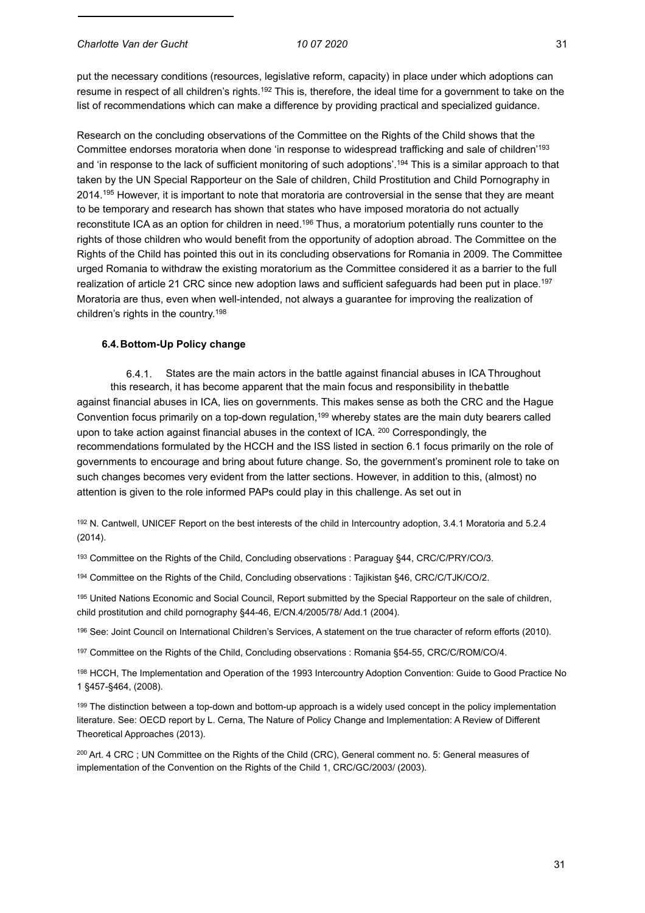put the necessary conditions (resources, legislative reform, capacity) in place under which adoptions can resume in respect of all children's rights.[192] This is, therefore, the ideal time for a government to take on the list of recommendations which can make a difference by providing practical and specialized guidance.

Research on the concluding observations of the Committee on the Rights of the Child shows that the Committee endorses moratoria when done 'in response to widespread trafficking and sale of children'[193] and 'in response to the lack of sufficient monitoring of such adoptions'.[194] This is a similar approach to that taken by the UN Special Rapporteur on the Sale of children, Child Prostitution and Child Pornography in 2014.[195] However, it is important to note that moratoria are controversial in the sense that they are meant to be temporary and research has shown that states who have imposed moratoria do not actually reconstitute ICA as an option for children in need.[196] Thus, a moratorium potentially runs counter to the rights of those children who would benefit from the opportunity of adoption abroad. The Committee on the Rights of the Child has pointed this out in its concluding observations for Romania in 2009. The Committee urged Romania to withdraw the existing moratorium as the Committee considered it as a barrier to the full realization of article 21 CRC since new adoption laws and sufficient safeguards had been put in place.[197] Moratoria are thus, even when well-intended, not always a guarantee for improving the realization of children's rights in the country.[198]

### 6.4. Bottom-Up Policy change

#### 6.4.1. States are the main actors in the battle against financial abuses in ICA

Throughout this research, it has become apparent that the main focus and responsibility in the battle against financial abuses in ICA, lies on governments. This makes sense as both the CRC and the Hague Convention focus primarily on a top-down regulation,[199] whereby states are the main duty bearers called upon to take action against financial abuses in the context of ICA. [200] Correspondingly, the recommendations formulated by the HCCH and the ISS listed in section 6.1 focus primarily on the role of governments to encourage and bring about future change. So, the government's prominent role to take on such changes becomes very evident from the latter sections. However, in addition to this, (almost) no attention is given to the role informed PAPs could play in this challenge. As set out in

[192] N. Cantwell, UNICEF Report on the best interests of the child in Intercountry adoption, 3.4.1 Moratoria and 5.2.4 (2014).

[193] Committee on the Rights of the Child, Concluding observations : Paraguay §44, CRC/C/PRY/CO/3.

[194] Committee on the Rights of the Child, Concluding observations : Tajikistan §46, CRC/C/TJK/CO/2.

[195] United Nations Economic and Social Council, Report submitted by the Special Rapporteur on the sale of children, child prostitution and child pornography §44-46, E/CN.4/2005/78/ Add.1 (2004).

[196] See: Joint Council on International Children's Services, A statement on the true character of reform efforts (2010).

[197] Committee on the Rights of the Child, Concluding observations : Romania §54-55, CRC/C/ROM/CO/4.

[198] HCCH, The Implementation and Operation of the 1993 Intercountry Adoption Convention: Guide to Good Practice No 1 §457-§464, (2008).

[199] The distinction between a top-down and bottom-up approach is a widely used concept in the policy implementation literature. See: OECD report by L. Cerna, The Nature of Policy Change and Implementation: A Review of Different Theoretical Approaches (2013).

[200] Art. 4 CRC ; UN Committee on the Rights of the Child (CRC), General comment no. 5: General measures of implementation of the Convention on the Rights of the Child 1, CRC/GC/2003/ (2003).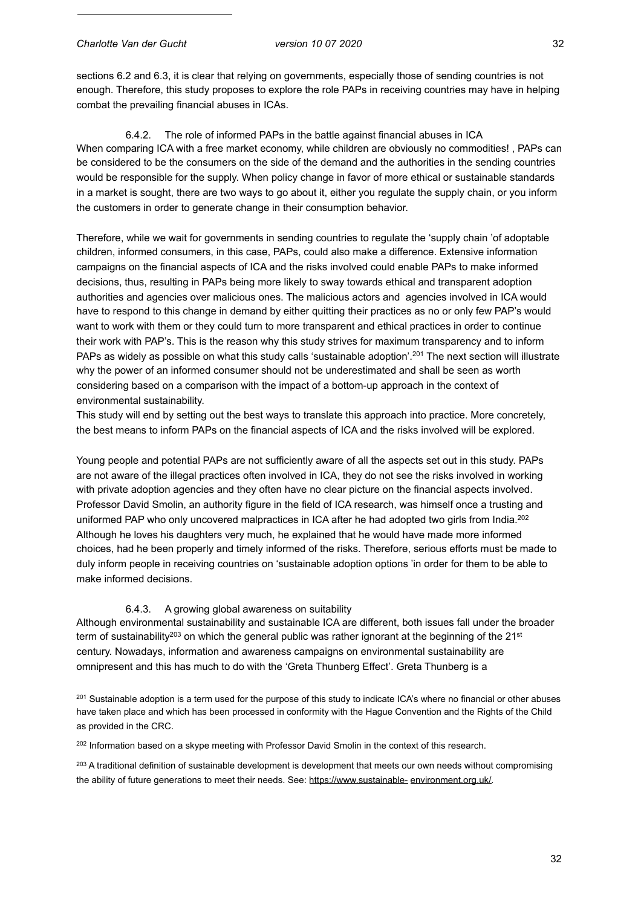sections 6.2 and 6.3, it is clear that relying on governments, especially those of sending countries is not enough. Therefore, this study proposes to explore the role PAPs in receiving countries may have in helping combat the prevailing financial abuses in ICAs.

### 6.4.2. The role of informed PAPs in the battle against financial abuses in ICA

When comparing ICA with a free market economy, while children are obviously no commodities! , PAPs can be considered to be the consumers on the side of the demand and the authorities in the sending countries would be responsible for the supply. When policy change in favor of more ethical or sustainable standards in a market is sought, there are two ways to go about it, either you regulate the supply chain, or you inform the customers in order to generate change in their consumption behavior.

Therefore, while we wait for governments in sending countries to regulate the 'supply chain 'of adoptable children, informed consumers, in this case, PAPs, could also make a difference. Extensive information campaigns on the financial aspects of ICA and the risks involved could enable PAPs to make informed decisions, thus, resulting in PAPs being more likely to sway towards ethical and transparent adoption authorities and agencies over malicious ones. The malicious actors and agencies involved in ICA would have to respond to this change in demand by either quitting their practices as no or only few PAP's would want to work with them or they could turn to more transparent and ethical practices in order to continue their work with PAP's. This is the reason why this study strives for maximum transparency and to inform PAPs as widely as possible on what this study calls 'sustainable adoption'.[201] The next section will illustrate why the power of an informed consumer should not be underestimated and shall be seen as worth considering based on a comparison with the impact of a bottom-up approach in the context of environmental sustainability.

This study will end by setting out the best ways to translate this approach into practice. More concretely, the best means to inform PAPs on the financial aspects of ICA and the risks involved will be explored.

Young people and potential PAPs are not sufficiently aware of all the aspects set out in this study. PAPs are not aware of the illegal practices often involved in ICA, they do not see the risks involved in working with private adoption agencies and they often have no clear picture on the financial aspects involved. Professor David Smolin, an authority figure in the field of ICA research, was himself once a trusting and uniformed PAP who only uncovered malpractices in ICA after he had adopted two girls from India.[202] Although he loves his daughters very much, he explained that he would have made more informed choices, had he been properly and timely informed of the risks. Therefore, serious efforts must be made to duly inform people in receiving countries on 'sustainable adoption options 'in order for them to be able to make informed decisions.

### 6.4.3. A growing global awareness on suitability

Although environmental sustainability and sustainable ICA are different, both issues fall under the broader term of sustainability[203] on which the general public was rather ignorant at the beginning of the 21st century. Nowadays, information and awareness campaigns on environmental sustainability are omnipresent and this has much to do with the 'Greta Thunberg Effect'. Greta Thunberg is a

---

[201] Sustainable adoption is a term used for the purpose of this study to indicate ICA's where no financial or other abuses have taken place and which has been processed in conformity with the Hague Convention and the Rights of the Child as provided in the CRC.

[202] Information based on a skype meeting with Professor David Smolin in the context of this research.

[203] A traditional definition of sustainable development is development that meets our own needs without compromising the ability of future generations to meet their needs. See: https://www.sustainable- environment.org.uk/.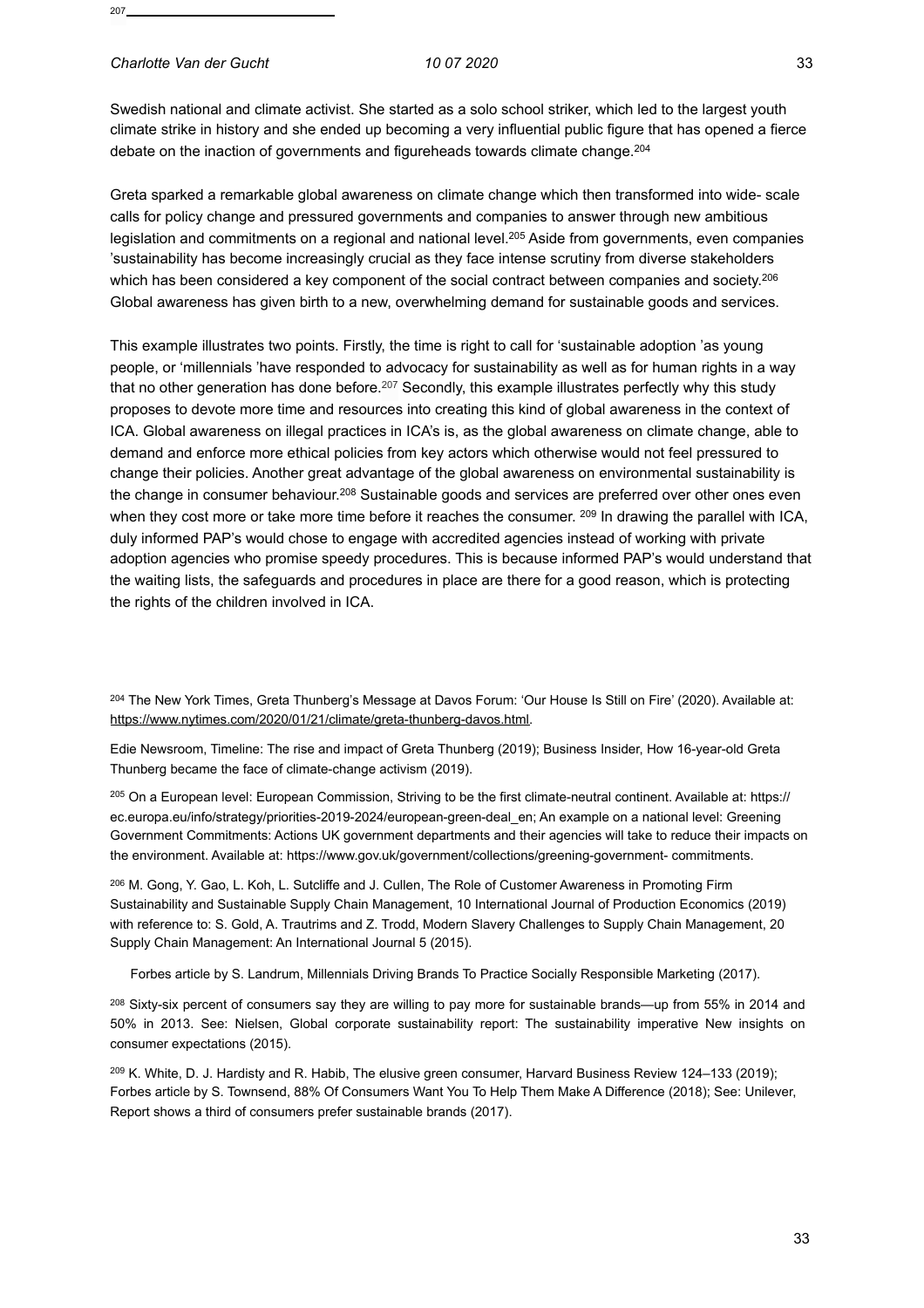Swedish national and climate activist. She started as a solo school striker, which led to the largest youth climate strike in history and she ended up becoming a very influential public figure that has opened a fierce debate on the inaction of governments and figureheads towards climate change.[204]

Greta sparked a remarkable global awareness on climate change which then transformed into wide- scale calls for policy change and pressured governments and companies to answer through new ambitious legislation and commitments on a regional and national level.[205] Aside from governments, even companies 'sustainability has become increasingly crucial as they face intense scrutiny from diverse stakeholders which has been considered a key component of the social contract between companies and society.[206] Global awareness has given birth to a new, overwhelming demand for sustainable goods and services.

This example illustrates two points. Firstly, the time is right to call for 'sustainable adoption 'as young people, or 'millennials 'have responded to advocacy for sustainability as well as for human rights in a way that no other generation has done before.[207] Secondly, this example illustrates perfectly why this study proposes to devote more time and resources into creating this kind of global awareness in the context of ICA. Global awareness on illegal practices in ICA's is, as the global awareness on climate change, able to demand and enforce more ethical policies from key actors which otherwise would not feel pressured to change their policies. Another great advantage of the global awareness on environmental sustainability is the change in consumer behaviour.[208] Sustainable goods and services are preferred over other ones even when they cost more or take more time before it reaches the consumer. [209] In drawing the parallel with ICA, duly informed PAP's would chose to engage with accredited agencies instead of working with private adoption agencies who promise speedy procedures. This is because informed PAP's would understand that the waiting lists, the safeguards and procedures in place are there for a good reason, which is protecting the rights of the children involved in ICA.

[204] The New York Times, Greta Thunberg's Message at Davos Forum: 'Our House Is Still on Fire' (2020). Available at: https://www.nytimes.com/2020/01/21/climate/greta-thunberg-davos.html.

Edie Newsroom, Timeline: The rise and impact of Greta Thunberg (2019); Business Insider, How 16-year-old Greta Thunberg became the face of climate-change activism (2019).

[205] On a European level: European Commission, Striving to be the first climate-neutral continent. Available at: https://ec.europa.eu/info/strategy/priorities-2019-2024/european-green-deal_en; An example on a national level: Greening Government Commitments: Actions UK government departments and their agencies will take to reduce their impacts on the environment. Available at: https://www.gov.uk/government/collections/greening-government- commitments.

[206] M. Gong, Y. Gao, L. Koh, L. Sutcliffe and J. Cullen, The Role of Customer Awareness in Promoting Firm Sustainability and Sustainable Supply Chain Management, 10 International Journal of Production Economics (2019) with reference to: S. Gold, A. Trautrims and Z. Trodd, Modern Slavery Challenges to Supply Chain Management, 20 Supply Chain Management: An International Journal 5 (2015).

[207] Forbes article by S. Landrum, Millennials Driving Brands To Practice Socially Responsible Marketing (2017).

[208] Sixty-six percent of consumers say they are willing to pay more for sustainable brands—up from 55% in 2014 and 50% in 2013. See: Nielsen, Global corporate sustainability report: The sustainability imperative New insights on consumer expectations (2015).

[209] K. White, D. J. Hardisty and R. Habib, The elusive green consumer, Harvard Business Review 124–133 (2019); Forbes article by S. Townsend, 88% Of Consumers Want You To Help Them Make A Difference (2018); See: Unilever, Report shows a third of consumers prefer sustainable brands (2017).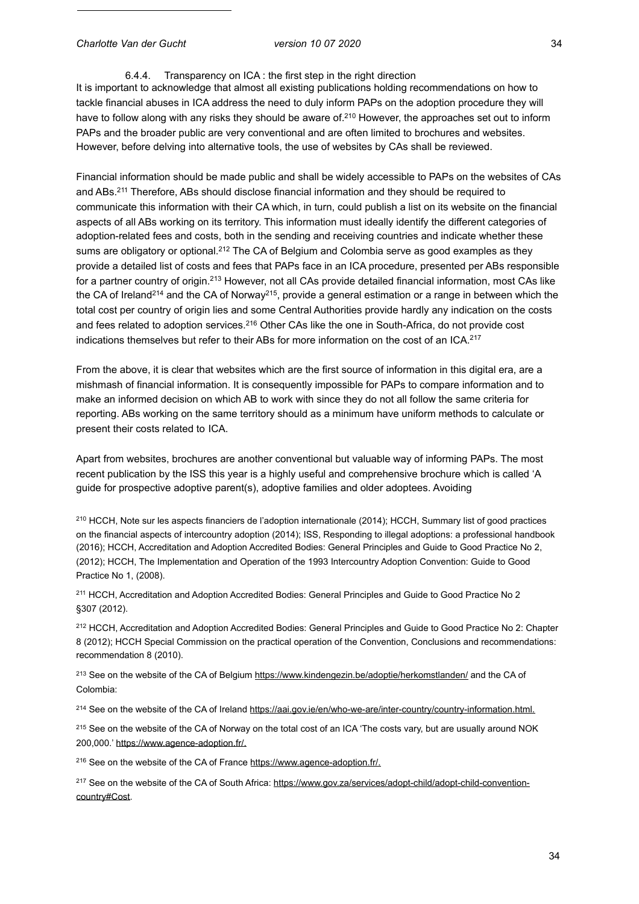#### 6.4.4. Transparency on ICA : the first step in the right direction

It is important to acknowledge that almost all existing publications holding recommendations on how to tackle financial abuses in ICA address the need to duly inform PAPs on the adoption procedure they will have to follow along with any risks they should be aware of.[210] However, the approaches set out to inform PAPs and the broader public are very conventional and are often limited to brochures and websites. However, before delving into alternative tools, the use of websites by CAs shall be reviewed.

Financial information should be made public and shall be widely accessible to PAPs on the websites of CAs and ABs.[211] Therefore, ABs should disclose financial information and they should be required to communicate this information with their CA which, in turn, could publish a list on its website on the financial aspects of all ABs working on its territory. This information must ideally identify the different categories of adoption-related fees and costs, both in the sending and receiving countries and indicate whether these sums are obligatory or optional.[212] The CA of Belgium and Colombia serve as good examples as they provide a detailed list of costs and fees that PAPs face in an ICA procedure, presented per ABs responsible for a partner country of origin.[213] However, not all CAs provide detailed financial information, most CAs like the CA of Ireland[214] and the CA of Norway[215], provide a general estimation or a range in between which the total cost per country of origin lies and some Central Authorities provide hardly any indication on the costs and fees related to adoption services.[216] Other CAs like the one in South-Africa, do not provide cost indications themselves but refer to their ABs for more information on the cost of an ICA.[217]

From the above, it is clear that websites which are the first source of information in this digital era, are a mishmash of financial information. It is consequently impossible for PAPs to compare information and to make an informed decision on which AB to work with since they do not all follow the same criteria for reporting. ABs working on the same territory should as a minimum have uniform methods to calculate or present their costs related to ICA.

Apart from websites, brochures are another conventional but valuable way of informing PAPs. The most recent publication by the ISS this year is a highly useful and comprehensive brochure which is called 'A guide for prospective adoptive parent(s), adoptive families and older adoptees. Avoiding

---

[210] HCCH, Note sur les aspects financiers de l'adoption internationale (2014); HCCH, Summary list of good practices on the financial aspects of intercountry adoption (2014); ISS, Responding to illegal adoptions: a professional handbook (2016); HCCH, Accreditation and Adoption Accredited Bodies: General Principles and Guide to Good Practice No 2, (2012); HCCH, The Implementation and Operation of the 1993 Intercountry Adoption Convention: Guide to Good Practice No 1, (2008).

[211] HCCH, Accreditation and Adoption Accredited Bodies: General Principles and Guide to Good Practice No 2 §307 (2012).

[212] HCCH, Accreditation and Adoption Accredited Bodies: General Principles and Guide to Good Practice No 2: Chapter 8 (2012); HCCH Special Commission on the practical operation of the Convention, Conclusions and recommendations: recommendation 8 (2010).

[213] See on the website of the CA of Belgium https://www.kindengezin.be/adoptie/herkomstlanden/ and the CA of Colombia:

[214] See on the website of the CA of Ireland https://aai.gov.ie/en/who-we-are/inter-country/country-information.html.

[215] See on the website of the CA of Norway on the total cost of an ICA 'The costs vary, but are usually around NOK 200,000.' https://www.agence-adoption.fr/.

[216] See on the website of the CA of France https://www.agence-adoption.fr/.

[217] See on the website of the CA of South Africa: https://www.gov.za/services/adopt-child/adopt-child-convention-country#Cost.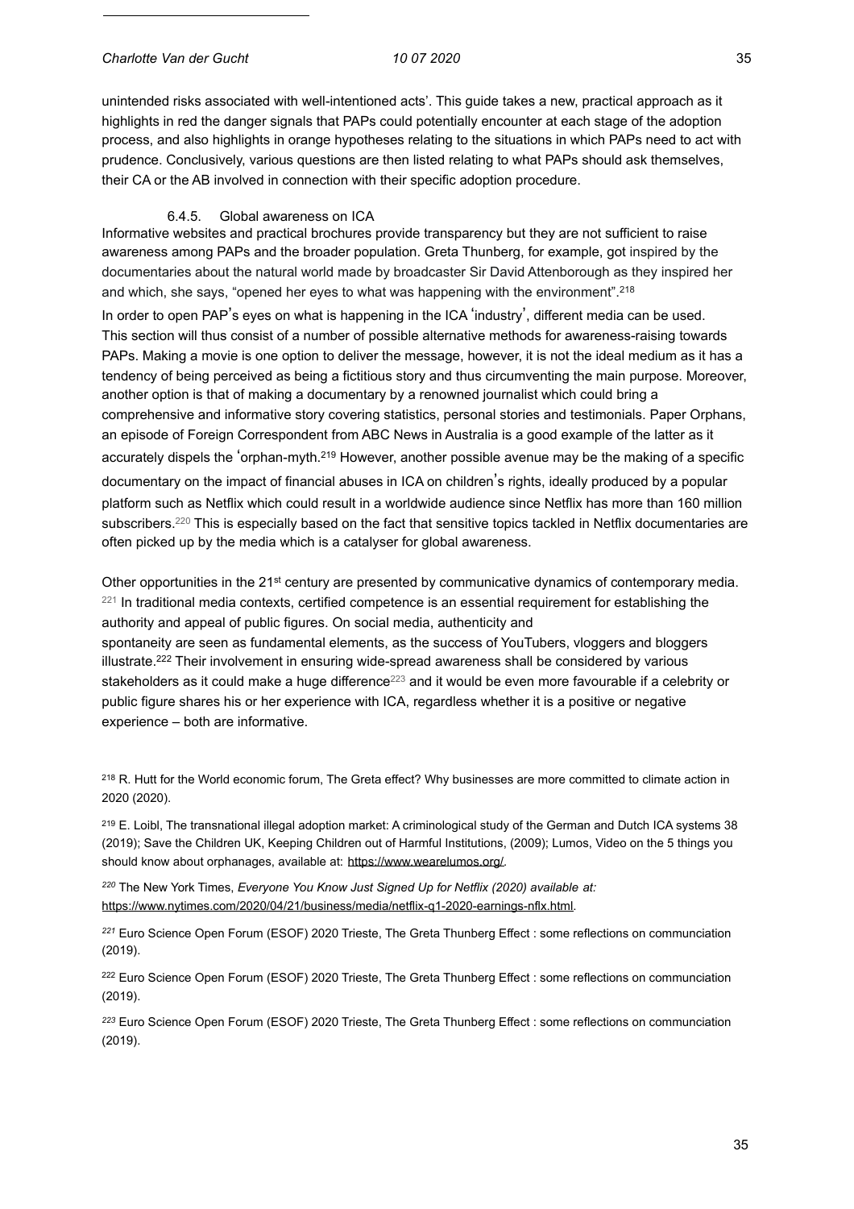unintended risks associated with well-intentioned acts'. This guide takes a new, practical approach as it highlights in red the danger signals that PAPs could potentially encounter at each stage of the adoption process, and also highlights in orange hypotheses relating to the situations in which PAPs need to act with prudence. Conclusively, various questions are then listed relating to what PAPs should ask themselves, their CA or the AB involved in connection with their specific adoption procedure.

#### 6.4.5. Global awareness on ICA

Informative websites and practical brochures provide transparency but they are not sufficient to raise awareness among PAPs and the broader population. Greta Thunberg, for example, got inspired by the documentaries about the natural world made by broadcaster Sir David Attenborough as they inspired her and which, she says, "opened her eyes to what was happening with the environment".[218]

In order to open PAP's eyes on what is happening in the ICA 'industry', different media can be used. This section will thus consist of a number of possible alternative methods for awareness-raising towards PAPs. Making a movie is one option to deliver the message, however, it is not the ideal medium as it has a tendency of being perceived as being a fictitious story and thus circumventing the main purpose. Moreover, another option is that of making a documentary by a renowned journalist which could bring a comprehensive and informative story covering statistics, personal stories and testimonials. Paper Orphans, an episode of Foreign Correspondent from ABC News in Australia is a good example of the latter as it accurately dispels the 'orphan-myth.[219] However, another possible avenue may be the making of a specific documentary on the impact of financial abuses in ICA on children's rights, ideally produced by a popular platform such as Netflix which could result in a worldwide audience since Netflix has more than 160 million subscribers.[220] This is especially based on the fact that sensitive topics tackled in Netflix documentaries are often picked up by the media which is a catalyser for global awareness.

Other opportunities in the 21st century are presented by communicative dynamics of contemporary media.[221] In traditional media contexts, certified competence is an essential requirement for establishing the authority and appeal of public figures. On social media, authenticity and spontaneity are seen as fundamental elements, as the success of YouTubers, vloggers and bloggers illustrate.[222] Their involvement in ensuring wide-spread awareness shall be considered by various stakeholders as it could make a huge difference[223] and it would be even more favourable if a celebrity or public figure shares his or her experience with ICA, regardless whether it is a positive or negative experience – both are informative.

---

[218] R. Hutt for the World economic forum, The Greta effect? Why businesses are more committed to climate action in 2020 (2020).

[219] E. Loibl, The transnational illegal adoption market: A criminological study of the German and Dutch ICA systems 38 (2019); Save the Children UK, Keeping Children out of Harmful Institutions, (2009); Lumos, Video on the 5 things you should know about orphanages, available at: https://www.wearelumos.org/.

[220] The New York Times, *Everyone You Know Just Signed Up for Netflix (2020) available at:* https://www.nytimes.com/2020/04/21/business/media/netflix-q1-2020-earnings-nflx.html.

[221] Euro Science Open Forum (ESOF) 2020 Trieste, The Greta Thunberg Effect : some reflections on communciation (2019).

[222] Euro Science Open Forum (ESOF) 2020 Trieste, The Greta Thunberg Effect : some reflections on communciation (2019).

[223] Euro Science Open Forum (ESOF) 2020 Trieste, The Greta Thunberg Effect : some reflections on communciation (2019).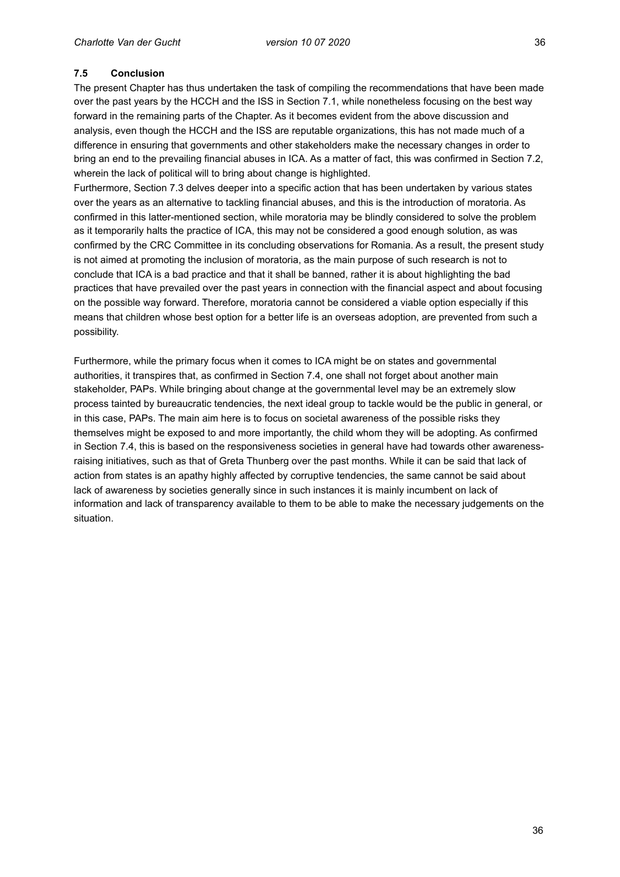### 7.5 Conclusion

The present Chapter has thus undertaken the task of compiling the recommendations that have been made over the past years by the HCCH and the ISS in Section 7.1, while nonetheless focusing on the best way forward in the remaining parts of the Chapter. As it becomes evident from the above discussion and analysis, even though the HCCH and the ISS are reputable organizations, this has not made much of a difference in ensuring that governments and other stakeholders make the necessary changes in order to bring an end to the prevailing financial abuses in ICA. As a matter of fact, this was confirmed in Section 7.2, wherein the lack of political will to bring about change is highlighted.

Furthermore, Section 7.3 delves deeper into a specific action that has been undertaken by various states over the years as an alternative to tackling financial abuses, and this is the introduction of moratoria. As confirmed in this latter-mentioned section, while moratoria may be blindly considered to solve the problem as it temporarily halts the practice of ICA, this may not be considered a good enough solution, as was confirmed by the CRC Committee in its concluding observations for Romania. As a result, the present study is not aimed at promoting the inclusion of moratoria, as the main purpose of such research is not to conclude that ICA is a bad practice and that it shall be banned, rather it is about highlighting the bad practices that have prevailed over the past years in connection with the financial aspect and about focusing on the possible way forward. Therefore, moratoria cannot be considered a viable option especially if this means that children whose best option for a better life is an overseas adoption, are prevented from such a possibility.

Furthermore, while the primary focus when it comes to ICA might be on states and governmental authorities, it transpires that, as confirmed in Section 7.4, one shall not forget about another main stakeholder, PAPs. While bringing about change at the governmental level may be an extremely slow process tainted by bureaucratic tendencies, the next ideal group to tackle would be the public in general, or in this case, PAPs. The main aim here is to focus on societal awareness of the possible risks they themselves might be exposed to and more importantly, the child whom they will be adopting. As confirmed in Section 7.4, this is based on the responsiveness societies in general have had towards other awareness-raising initiatives, such as that of Greta Thunberg over the past months. While it can be said that lack of action from states is an apathy highly affected by corruptive tendencies, the same cannot be said about lack of awareness by societies generally since in such instances it is mainly incumbent on lack of information and lack of transparency available to them to be able to make the necessary judgements on the situation.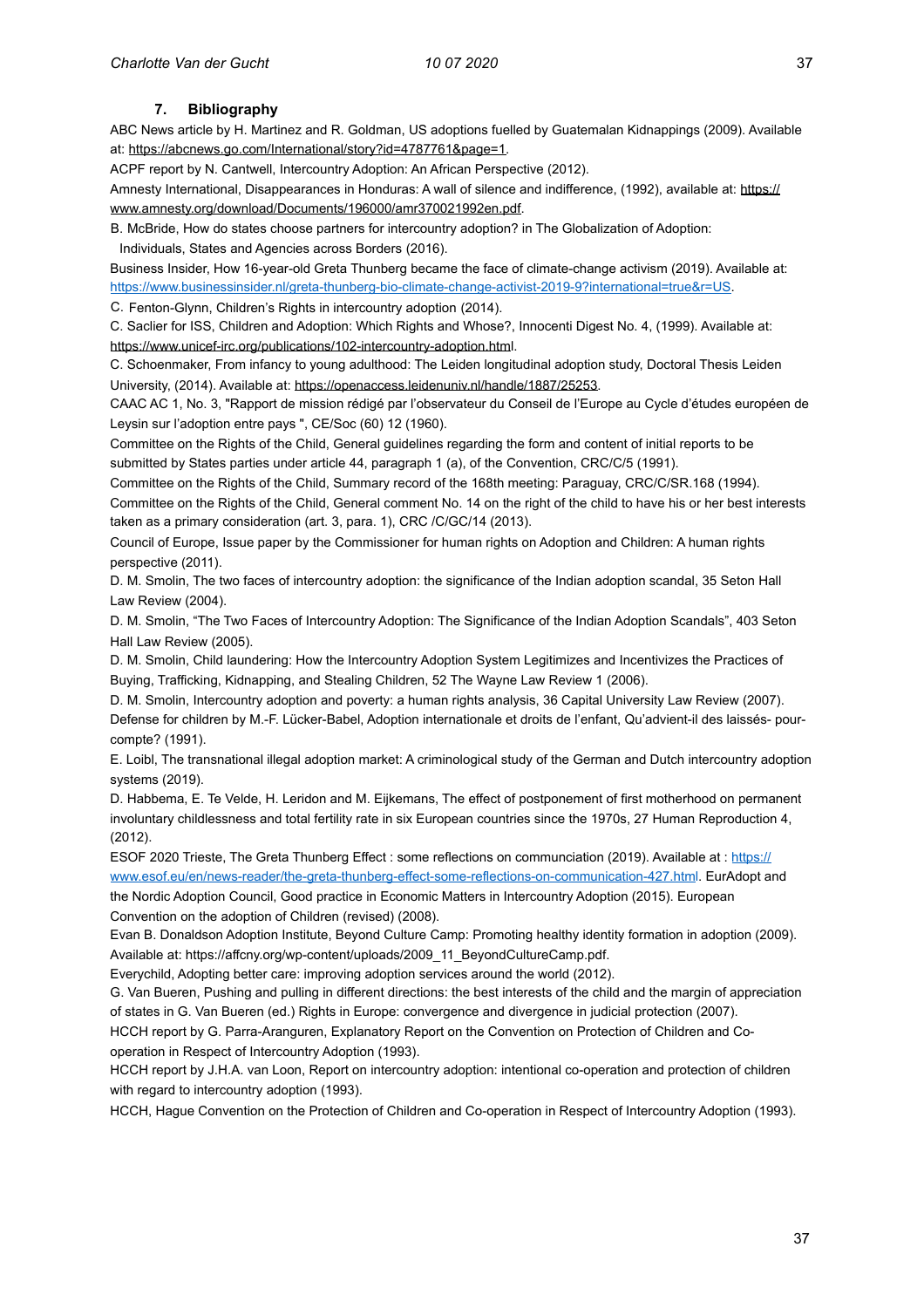## 7. Bibliography

ABC News article by H. Martinez and R. Goldman, US adoptions fuelled by Guatemalan Kidnappings (2009). Available at: https://abcnews.go.com/International/story?id=4787761&page=1.

ACPF report by N. Cantwell, Intercountry Adoption: An African Perspective (2012).

Amnesty International, Disappearances in Honduras: A wall of silence and indifference, (1992), available at: https://www.amnesty.org/download/Documents/196000/amr370021992en.pdf.

B. McBride, How do states choose partners for intercountry adoption? in The Globalization of Adoption: Individuals, States and Agencies across Borders (2016).

Business Insider, How 16-year-old Greta Thunberg became the face of climate-change activism (2019). Available at: https://www.businessinsider.nl/greta-thunberg-bio-climate-change-activist-2019-9?international=true&r=US.

C. Fenton-Glynn, Children's Rights in intercountry adoption (2014).

C. Saclier for ISS, Children and Adoption: Which Rights and Whose?, Innocenti Digest No. 4, (1999). Available at: https://www.unicef-irc.org/publications/102-intercountry-adoption.html.

C. Schoenmaker, From infancy to young adulthood: The Leiden longitudinal adoption study, Doctoral Thesis Leiden University, (2014). Available at: https://openaccess.leidenuniv.nl/handle/1887/25253.

CAAC AC 1, No. 3, "Rapport de mission rédigé par l'observateur du Conseil de l'Europe au Cycle d'études européen de Leysin sur l'adoption entre pays ", CE/Soc (60) 12 (1960).

Committee on the Rights of the Child, General guidelines regarding the form and content of initial reports to be submitted by States parties under article 44, paragraph 1 (a), of the Convention, CRC/C/5 (1991).

Committee on the Rights of the Child, Summary record of the 168th meeting: Paraguay, CRC/C/SR.168 (1994).

Committee on the Rights of the Child, General comment No. 14 on the right of the child to have his or her best interests taken as a primary consideration (art. 3, para. 1), CRC /C/GC/14 (2013).

Council of Europe, Issue paper by the Commissioner for human rights on Adoption and Children: A human rights perspective (2011).

D. M. Smolin, The two faces of intercountry adoption: the significance of the Indian adoption scandal, 35 Seton Hall Law Review (2004).

D. M. Smolin, "The Two Faces of Intercountry Adoption: The Significance of the Indian Adoption Scandals", 403 Seton Hall Law Review (2005).

D. M. Smolin, Child laundering: How the Intercountry Adoption System Legitimizes and Incentivizes the Practices of Buying, Trafficking, Kidnapping, and Stealing Children, 52 The Wayne Law Review 1 (2006).

D. M. Smolin, Intercountry adoption and poverty: a human rights analysis, 36 Capital University Law Review (2007).

Defense for children by M.-F. Lücker-Babel, Adoption internationale et droits de l'enfant, Qu'advient-il des laissés- pour-compte? (1991).

E. Loibl, The transnational illegal adoption market: A criminological study of the German and Dutch intercountry adoption systems (2019).

D. Habbema, E. Te Velde, H. Leridon and M. Eijkemans, The effect of postponement of first motherhood on permanent involuntary childlessness and total fertility rate in six European countries since the 1970s, 27 Human Reproduction 4, (2012).

ESOF 2020 Trieste, The Greta Thunberg Effect : some reflections on communciation (2019). Available at : https://www.esof.eu/en/news-reader/the-greta-thunberg-effect-some-reflections-on-communication-427.html. EurAdopt and the Nordic Adoption Council, Good practice in Economic Matters in Intercountry Adoption (2015). European Convention on the adoption of Children (revised) (2008).

Evan B. Donaldson Adoption Institute, Beyond Culture Camp: Promoting healthy identity formation in adoption (2009). Available at: https://affcny.org/wp-content/uploads/2009_11_BeyondCultureCamp.pdf.

Everychild, Adopting better care: improving adoption services around the world (2012).

G. Van Bueren, Pushing and pulling in different directions: the best interests of the child and the margin of appreciation of states in G. Van Bueren (ed.) Rights in Europe: convergence and divergence in judicial protection (2007).

HCCH report by G. Parra-Aranguren, Explanatory Report on the Convention on Protection of Children and Co-operation in Respect of Intercountry Adoption (1993).

HCCH report by J.H.A. van Loon, Report on intercountry adoption: intentional co-operation and protection of children with regard to intercountry adoption (1993).

HCCH, Hague Convention on the Protection of Children and Co-operation in Respect of Intercountry Adoption (1993).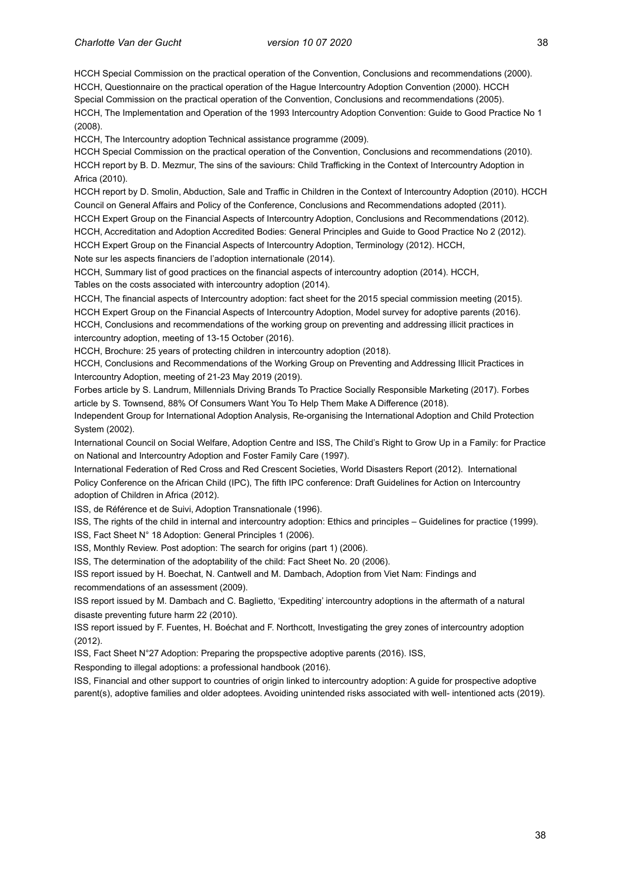HCCH Special Commission on the practical operation of the Convention, Conclusions and recommendations (2000).
HCCH, Questionnaire on the practical operation of the Hague Intercountry Adoption Convention (2000). HCCH Special Commission on the practical operation of the Convention, Conclusions and recommendations (2005).
HCCH, The Implementation and Operation of the 1993 Intercountry Adoption Convention: Guide to Good Practice No 1 (2008).

HCCH, The Intercountry adoption Technical assistance programme (2009).

HCCH Special Commission on the practical operation of the Convention, Conclusions and recommendations (2010).

HCCH report by B. D. Mezmur, The sins of the saviours: Child Trafficking in the Context of Intercountry Adoption in Africa (2010).

HCCH report by D. Smolin, Abduction, Sale and Traffic in Children in the Context of Intercountry Adoption (2010). HCCH Council on General Affairs and Policy of the Conference, Conclusions and Recommendations adopted (2011).

HCCH Expert Group on the Financial Aspects of Intercountry Adoption, Conclusions and Recommendations (2012).

HCCH, Accreditation and Adoption Accredited Bodies: General Principles and Guide to Good Practice No 2 (2012).

HCCH Expert Group on the Financial Aspects of Intercountry Adoption, Terminology (2012). HCCH, Note sur les aspects financiers de l'adoption internationale (2014).

HCCH, Summary list of good practices on the financial aspects of intercountry adoption (2014). HCCH, Tables on the costs associated with intercountry adoption (2014).

HCCH, The financial aspects of Intercountry adoption: fact sheet for the 2015 special commission meeting (2015).

HCCH Expert Group on the Financial Aspects of Intercountry Adoption, Model survey for adoptive parents (2016).

HCCH, Conclusions and recommendations of the working group on preventing and addressing illicit practices in intercountry adoption, meeting of 13-15 October (2016).

HCCH, Brochure: 25 years of protecting children in intercountry adoption (2018).

HCCH, Conclusions and Recommendations of the Working Group on Preventing and Addressing Illicit Practices in Intercountry Adoption, meeting of 21-23 May 2019 (2019).

Forbes article by S. Landrum, Millennials Driving Brands To Practice Socially Responsible Marketing (2017). Forbes article by S. Townsend, 88% Of Consumers Want You To Help Them Make A Difference (2018).

Independent Group for International Adoption Analysis, Re-organising the International Adoption and Child Protection System (2002).

International Council on Social Welfare, Adoption Centre and ISS, The Child's Right to Grow Up in a Family: for Practice on National and Intercountry Adoption and Foster Family Care (1997).

International Federation of Red Cross and Red Crescent Societies, World Disasters Report (2012). International Policy Conference on the African Child (IPC), The fifth IPC conference: Draft Guidelines for Action on Intercountry adoption of Children in Africa (2012).

ISS, de Référence et de Suivi, Adoption Transnationale (1996).

ISS, The rights of the child in internal and intercountry adoption: Ethics and principles – Guidelines for practice (1999).

ISS, Fact Sheet N° 18 Adoption: General Principles 1 (2006).

ISS, Monthly Review. Post adoption: The search for origins (part 1) (2006).

ISS, The determination of the adoptability of the child: Fact Sheet No. 20 (2006).

ISS report issued by H. Boechat, N. Cantwell and M. Dambach, Adoption from Viet Nam: Findings and recommendations of an assessment (2009).

ISS report issued by M. Dambach and C. Baglietto, 'Expediting' intercountry adoptions in the aftermath of a natural disaste preventing future harm 22 (2010).

ISS report issued by F. Fuentes, H. Boéchat and F. Northcott, Investigating the grey zones of intercountry adoption (2012).

ISS, Fact Sheet N°27 Adoption: Preparing the propspective adoptive parents (2016). ISS, Responding to illegal adoptions: a professional handbook (2016).

ISS, Financial and other support to countries of origin linked to intercountry adoption: A guide for prospective adoptive parent(s), adoptive families and older adoptees. Avoiding unintended risks associated with well- intentioned acts (2019).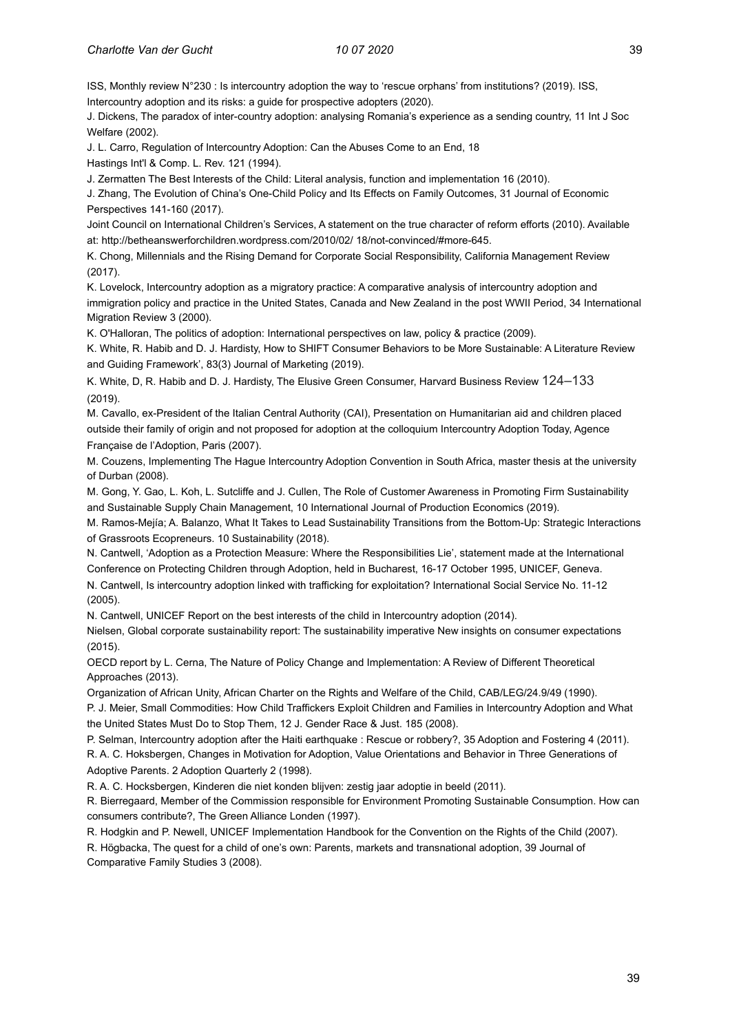ISS, Monthly review N°230 : Is intercountry adoption the way to 'rescue orphans' from institutions? (2019). ISS, Intercountry adoption and its risks: a guide for prospective adopters (2020).

J. Dickens, The paradox of inter-country adoption: analysing Romania's experience as a sending country, 11 Int J Soc Welfare (2002).

J. L. Carro, Regulation of Intercountry Adoption: Can the Abuses Come to an End, 18 Hastings Int'l & Comp. L. Rev. 121 (1994).

J. Zermatten The Best Interests of the Child: Literal analysis, function and implementation 16 (2010).

J. Zhang, The Evolution of China's One-Child Policy and Its Effects on Family Outcomes, 31 Journal of Economic Perspectives 141-160 (2017).

Joint Council on International Children's Services, A statement on the true character of reform efforts (2010). Available at: http://betheanswerforchildren.wordpress.com/2010/02/ 18/not-convinced/#more-645.

K. Chong, Millennials and the Rising Demand for Corporate Social Responsibility, California Management Review (2017).

K. Lovelock, Intercountry adoption as a migratory practice: A comparative analysis of intercountry adoption and immigration policy and practice in the United States, Canada and New Zealand in the post WWII Period, 34 International Migration Review 3 (2000).

K. O'Halloran, The politics of adoption: International perspectives on law, policy & practice (2009).

K. White, R. Habib and D. J. Hardisty, How to SHIFT Consumer Behaviors to be More Sustainable: A Literature Review and Guiding Framework', 83(3) Journal of Marketing (2019).

K. White, D, R. Habib and D. J. Hardisty, The Elusive Green Consumer, Harvard Business Review 124–133 (2019).

M. Cavallo, ex-President of the Italian Central Authority (CAI), Presentation on Humanitarian aid and children placed outside their family of origin and not proposed for adoption at the colloquium Intercountry Adoption Today, Agence Française de l'Adoption, Paris (2007).

M. Couzens, Implementing The Hague Intercountry Adoption Convention in South Africa, master thesis at the university of Durban (2008).

M. Gong, Y. Gao, L. Koh, L. Sutcliffe and J. Cullen, The Role of Customer Awareness in Promoting Firm Sustainability and Sustainable Supply Chain Management, 10 International Journal of Production Economics (2019).

M. Ramos-Mejía; A. Balanzo, What It Takes to Lead Sustainability Transitions from the Bottom-Up: Strategic Interactions of Grassroots Ecopreneurs. 10 Sustainability (2018).

N. Cantwell, 'Adoption as a Protection Measure: Where the Responsibilities Lie', statement made at the International Conference on Protecting Children through Adoption, held in Bucharest, 16-17 October 1995, UNICEF, Geneva.

N. Cantwell, Is intercountry adoption linked with trafficking for exploitation? International Social Service No. 11-12 (2005).

N. Cantwell, UNICEF Report on the best interests of the child in Intercountry adoption (2014).

Nielsen, Global corporate sustainability report: The sustainability imperative New insights on consumer expectations (2015).

OECD report by L. Cerna, The Nature of Policy Change and Implementation: A Review of Different Theoretical Approaches (2013).

Organization of African Unity, African Charter on the Rights and Welfare of the Child, CAB/LEG/24.9/49 (1990).

P. J. Meier, Small Commodities: How Child Traffickers Exploit Children and Families in Intercountry Adoption and What the United States Must Do to Stop Them, 12 J. Gender Race & Just. 185 (2008).

P. Selman, Intercountry adoption after the Haiti earthquake : Rescue or robbery?, 35 Adoption and Fostering 4 (2011).

R. A. C. Hoksbergen, Changes in Motivation for Adoption, Value Orientations and Behavior in Three Generations of Adoptive Parents. 2 Adoption Quarterly 2 (1998).

R. A. C. Hocksbergen, Kinderen die niet konden blijven: zestig jaar adoptie in beeld (2011).

R. Bierregaard, Member of the Commission responsible for Environment Promoting Sustainable Consumption. How can consumers contribute?, The Green Alliance Londen (1997).

R. Hodgkin and P. Newell, UNICEF Implementation Handbook for the Convention on the Rights of the Child (2007).

R. Högbacka, The quest for a child of one's own: Parents, markets and transnational adoption, 39 Journal of Comparative Family Studies 3 (2008).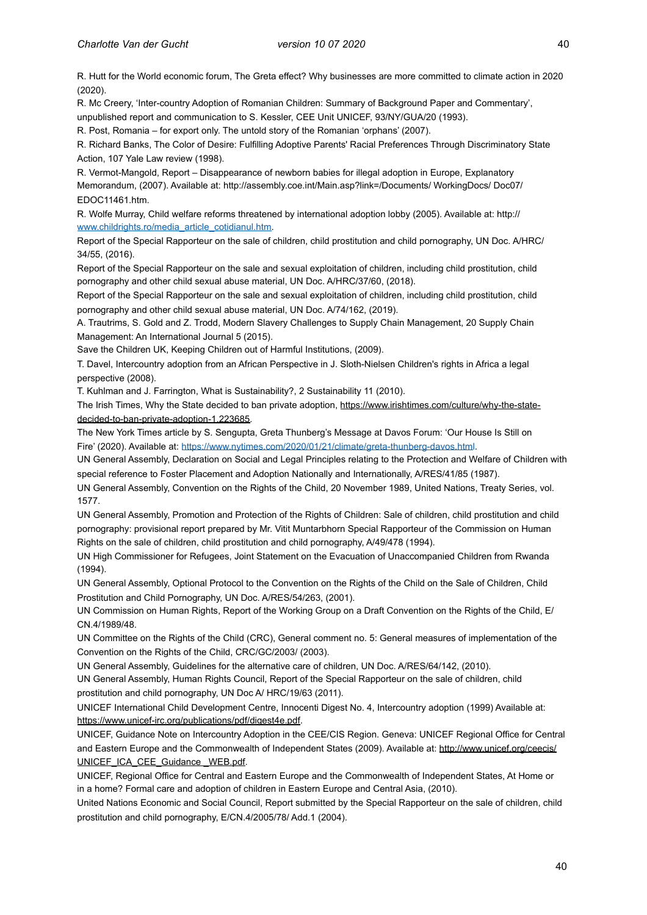R. Hutt for the World economic forum, The Greta effect? Why businesses are more committed to climate action in 2020 (2020).

R. Mc Creery, 'Inter-country Adoption of Romanian Children: Summary of Background Paper and Commentary', unpublished report and communication to S. Kessler, CEE Unit UNICEF, 93/NY/GUA/20 (1993).

R. Post, Romania – for export only. The untold story of the Romanian 'orphans' (2007).

R. Richard Banks, The Color of Desire: Fulfilling Adoptive Parents' Racial Preferences Through Discriminatory State Action, 107 Yale Law review (1998).

R. Vermot-Mangold, Report – Disappearance of newborn babies for illegal adoption in Europe, Explanatory Memorandum, (2007). Available at: http://assembly.coe.int/Main.asp?link=/Documents/ WorkingDocs/ Doc07/ EDOC11461.htm.

R. Wolfe Murray, Child welfare reforms threatened by international adoption lobby (2005). Available at: http:// www.childrights.ro/media_article_cotidianul.htm.

Report of the Special Rapporteur on the sale of children, child prostitution and child pornography, UN Doc. A/HRC/ 34/55, (2016).

Report of the Special Rapporteur on the sale and sexual exploitation of children, including child prostitution, child pornography and other child sexual abuse material, UN Doc. A/HRC/37/60, (2018).

Report of the Special Rapporteur on the sale and sexual exploitation of children, including child prostitution, child pornography and other child sexual abuse material, UN Doc. A/74/162, (2019).

A. Trautrims, S. Gold and Z. Trodd, Modern Slavery Challenges to Supply Chain Management, 20 Supply Chain Management: An International Journal 5 (2015).

Save the Children UK, Keeping Children out of Harmful Institutions, (2009).

T. Davel, Intercountry adoption from an African Perspective in J. Sloth-Nielsen Children's rights in Africa a legal perspective (2008).

T. Kuhlman and J. Farrington, What is Sustainability?, 2 Sustainability 11 (2010).

The Irish Times, Why the State decided to ban private adoption, https://www.irishtimes.com/culture/why-the-state-decided-to-ban-private-adoption-1.223685.

The New York Times article by S. Sengupta, Greta Thunberg's Message at Davos Forum: 'Our House Is Still on Fire' (2020). Available at: https://www.nytimes.com/2020/01/21/climate/greta-thunberg-davos.html.

UN General Assembly, Declaration on Social and Legal Principles relating to the Protection and Welfare of Children with special reference to Foster Placement and Adoption Nationally and Internationally, A/RES/41/85 (1987).

UN General Assembly, Convention on the Rights of the Child, 20 November 1989, United Nations, Treaty Series, vol. 1577.

UN General Assembly, Promotion and Protection of the Rights of Children: Sale of children, child prostitution and child pornography: provisional report prepared by Mr. Vitit Muntarbhorn Special Rapporteur of the Commission on Human Rights on the sale of children, child prostitution and child pornography, A/49/478 (1994).

UN High Commissioner for Refugees, Joint Statement on the Evacuation of Unaccompanied Children from Rwanda (1994).

UN General Assembly, Optional Protocol to the Convention on the Rights of the Child on the Sale of Children, Child Prostitution and Child Pornography, UN Doc. A/RES/54/263, (2001).

UN Commission on Human Rights, Report of the Working Group on a Draft Convention on the Rights of the Child, E/ CN.4/1989/48.

UN Committee on the Rights of the Child (CRC), General comment no. 5: General measures of implementation of the Convention on the Rights of the Child, CRC/GC/2003/ (2003).

UN General Assembly, Guidelines for the alternative care of children, UN Doc. A/RES/64/142, (2010).

UN General Assembly, Human Rights Council, Report of the Special Rapporteur on the sale of children, child prostitution and child pornography, UN Doc A/ HRC/19/63 (2011).

UNICEF International Child Development Centre, Innocenti Digest No. 4, Intercountry adoption (1999) Available at: https://www.unicef-irc.org/publications/pdf/digest4e.pdf.

UNICEF, Guidance Note on Intercountry Adoption in the CEE/CIS Region. Geneva: UNICEF Regional Office for Central and Eastern Europe and the Commonwealth of Independent States (2009). Available at: http://www.unicef.org/ceecis/ UNICEF_ICA_CEE_Guidance _WEB.pdf.

UNICEF, Regional Office for Central and Eastern Europe and the Commonwealth of Independent States, At Home or in a home? Formal care and adoption of children in Eastern Europe and Central Asia, (2010).

United Nations Economic and Social Council, Report submitted by the Special Rapporteur on the sale of children, child prostitution and child pornography, E/CN.4/2005/78/ Add.1 (2004).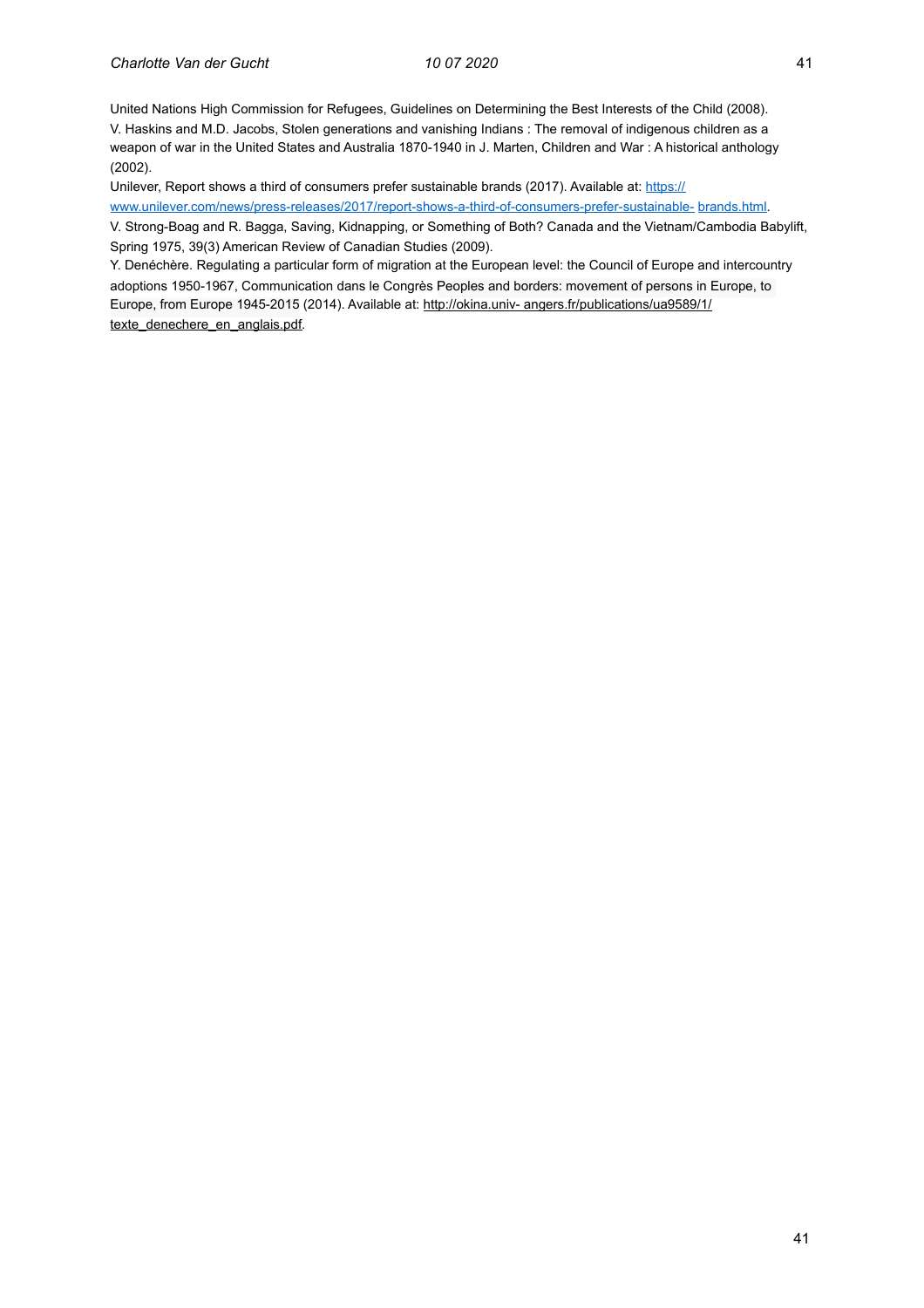United Nations High Commission for Refugees, Guidelines on Determining the Best Interests of the Child (2008).

V. Haskins and M.D. Jacobs, Stolen generations and vanishing Indians : The removal of indigenous children as a weapon of war in the United States and Australia 1870-1940 in J. Marten, Children and War : A historical anthology (2002).

Unilever, Report shows a third of consumers prefer sustainable brands (2017). Available at: https://www.unilever.com/news/press-releases/2017/report-shows-a-third-of-consumers-prefer-sustainable- brands.html.

V. Strong-Boag and R. Bagga, Saving, Kidnapping, or Something of Both? Canada and the Vietnam/Cambodia Babylift, Spring 1975, 39(3) American Review of Canadian Studies (2009).

Y. Denéchère. Regulating a particular form of migration at the European level: the Council of Europe and intercountry adoptions 1950-1967, Communication dans le Congrès Peoples and borders: movement of persons in Europe, to Europe, from Europe 1945-2015 (2014). Available at: http://okina.univ- angers.fr/publications/ua9589/1/texte_denechere_en_anglais.pdf.